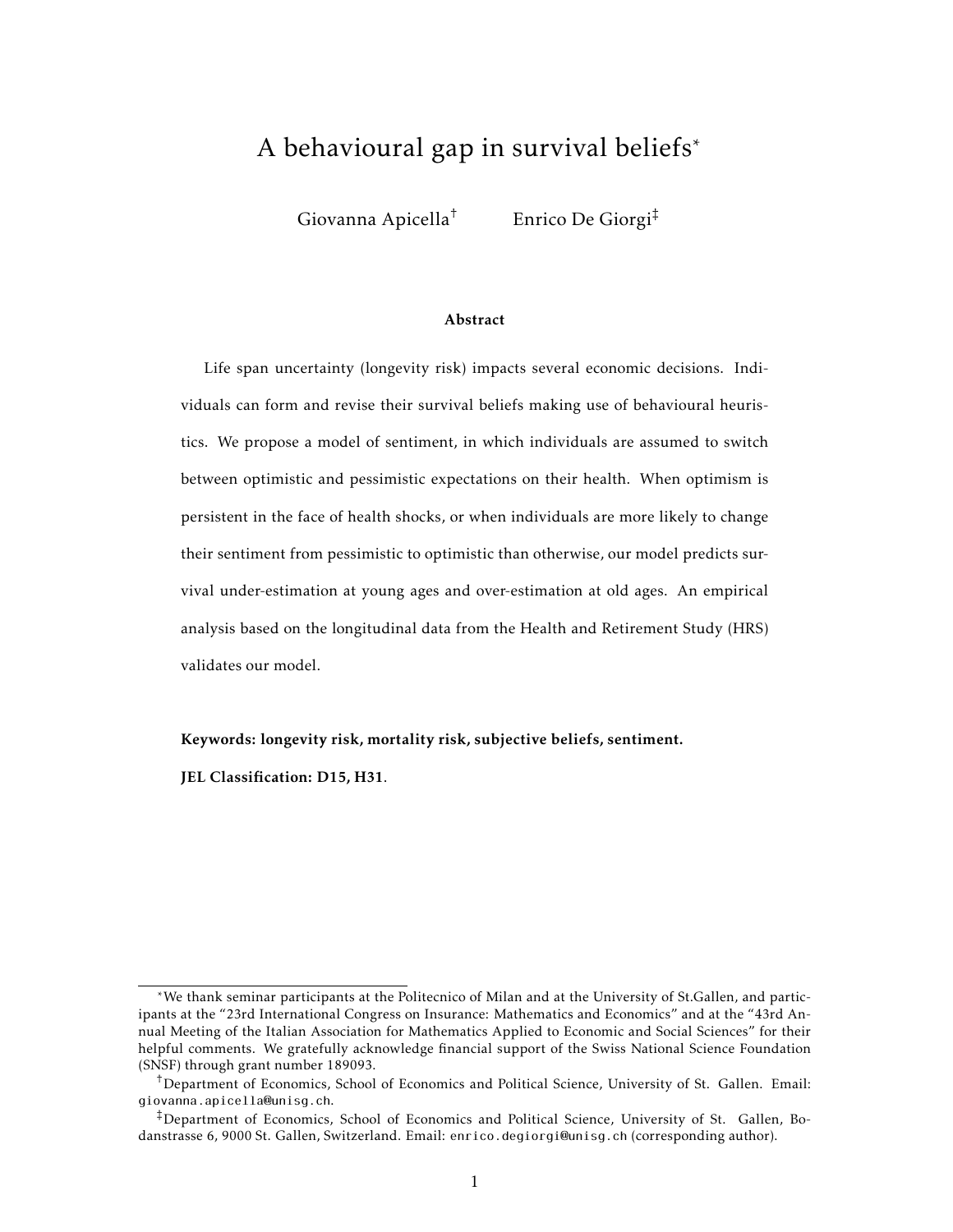# A behavioural gap in survival beliefs*

Giovanna Apicella[†] Enrico De Giorgi[‡]

### Abstract

Life span uncertainty (longevity risk) impacts several economic decisions. Individuals can form and revise their survival beliefs making use of behavioural heuristics. We propose a model of sentiment, in which individuals are assumed to switch between optimistic and pessimistic expectations on their health. When optimism is persistent in the face of health shocks, or when individuals are more likely to change their sentiment from pessimistic to optimistic than otherwise, our model predicts survival under-estimation at young ages and over-estimation at old ages. An empirical analysis based on the longitudinal data from the Health and Retirement Study (HRS) validates our model.

**Keywords: longevity risk, mortality risk, subjective beliefs, sentiment.**

**JEL Classification: D15, H31**.

---

*We thank seminar participants at the Politecnico of Milan and at the University of St.Gallen, and participants at the "23rd International Congress on Insurance: Mathematics and Economics" and at the "43rd Annual Meeting of the Italian Association for Mathematics Applied to Economic and Social Sciences" for their helpful comments. We gratefully acknowledge financial support of the Swiss National Science Foundation (SNSF) through grant number 189093.

[†]Department of Economics, School of Economics and Political Science, University of St. Gallen. Email: giovanna.apicella@unisg.ch.

[‡]Department of Economics, School of Economics and Political Science, University of St. Gallen, Bodanstrasse 6, 9000 St. Gallen, Switzerland. Email: enrico.degiorgi@unisg.ch (corresponding author).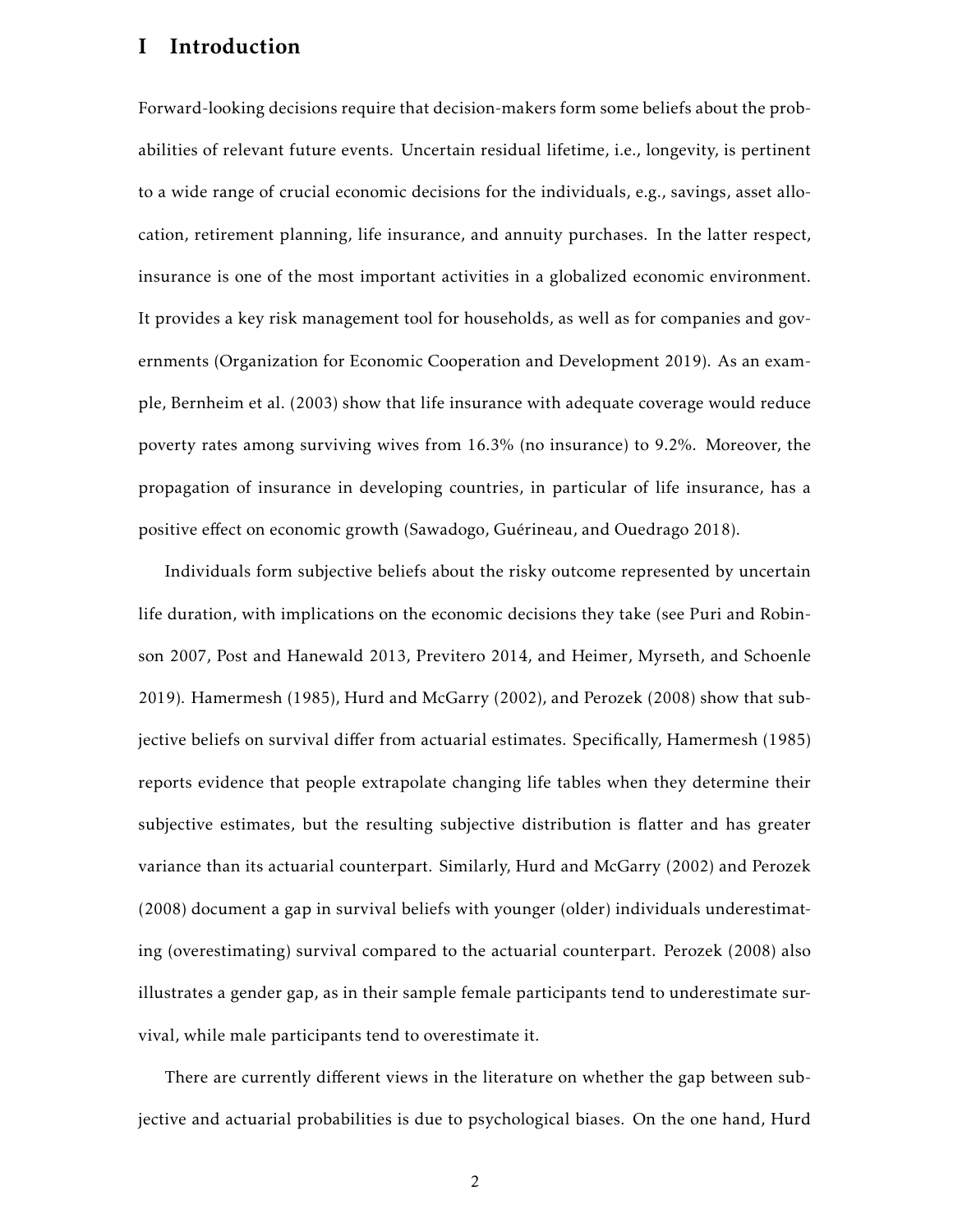# I Introduction

Forward-looking decisions require that decision-makers form some beliefs about the probabilities of relevant future events. Uncertain residual lifetime, i.e., longevity, is pertinent to a wide range of crucial economic decisions for the individuals, e.g., savings, asset allocation, retirement planning, life insurance, and annuity purchases. In the latter respect, insurance is one of the most important activities in a globalized economic environment. It provides a key risk management tool for households, as well as for companies and governments (Organization for Economic Cooperation and Development 2019). As an example, Bernheim et al. (2003) show that life insurance with adequate coverage would reduce poverty rates among surviving wives from 16.3% (no insurance) to 9.2%. Moreover, the propagation of insurance in developing countries, in particular of life insurance, has a positive effect on economic growth (Sawadogo, Guérineau, and Ouedrago 2018).

Individuals form subjective beliefs about the risky outcome represented by uncertain life duration, with implications on the economic decisions they take (see Puri and Robinson 2007, Post and Hanewald 2013, Previtero 2014, and Heimer, Myrseth, and Schoenle 2019). Hamermesh (1985), Hurd and McGarry (2002), and Perozek (2008) show that subjective beliefs on survival differ from actuarial estimates. Specifically, Hamermesh (1985) reports evidence that people extrapolate changing life tables when they determine their subjective estimates, but the resulting subjective distribution is flatter and has greater variance than its actuarial counterpart. Similarly, Hurd and McGarry (2002) and Perozek (2008) document a gap in survival beliefs with younger (older) individuals underestimating (overestimating) survival compared to the actuarial counterpart. Perozek (2008) also illustrates a gender gap, as in their sample female participants tend to underestimate survival, while male participants tend to overestimate it.

There are currently different views in the literature on whether the gap between subjective and actuarial probabilities is due to psychological biases. On the one hand, Hurd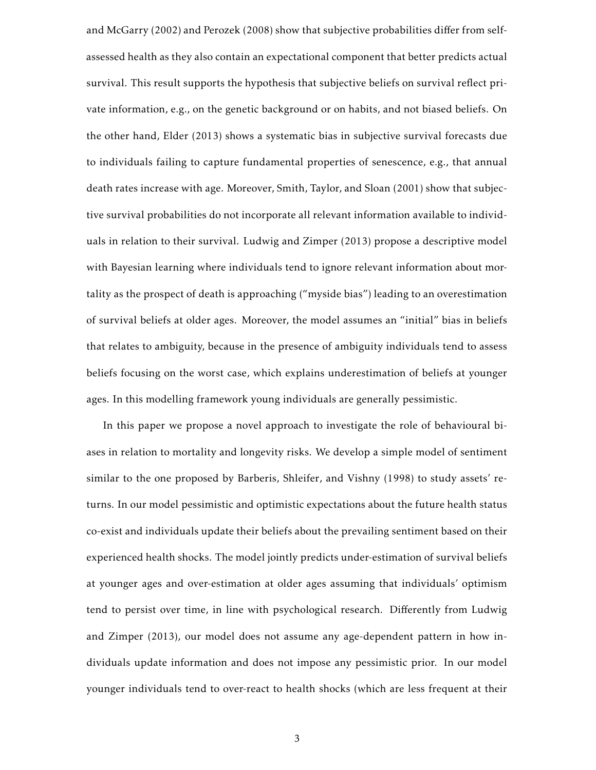and McGarry (2002) and Perozek (2008) show that subjective probabilities differ from self-assessed health as they also contain an expectational component that better predicts actual survival. This result supports the hypothesis that subjective beliefs on survival reflect private information, e.g., on the genetic background or on habits, and not biased beliefs. On the other hand, Elder (2013) shows a systematic bias in subjective survival forecasts due to individuals failing to capture fundamental properties of senescence, e.g., that annual death rates increase with age. Moreover, Smith, Taylor, and Sloan (2001) show that subjective survival probabilities do not incorporate all relevant information available to individuals in relation to their survival. Ludwig and Zimper (2013) propose a descriptive model with Bayesian learning where individuals tend to ignore relevant information about mortality as the prospect of death is approaching ("myside bias") leading to an overestimation of survival beliefs at older ages. Moreover, the model assumes an "initial" bias in beliefs that relates to ambiguity, because in the presence of ambiguity individuals tend to assess beliefs focusing on the worst case, which explains underestimation of beliefs at younger ages. In this modelling framework young individuals are generally pessimistic.

In this paper we propose a novel approach to investigate the role of behavioural biases in relation to mortality and longevity risks. We develop a simple model of sentiment similar to the one proposed by Barberis, Shleifer, and Vishny (1998) to study assets' returns. In our model pessimistic and optimistic expectations about the future health status co-exist and individuals update their beliefs about the prevailing sentiment based on their experienced health shocks. The model jointly predicts under-estimation of survival beliefs at younger ages and over-estimation at older ages assuming that individuals' optimism tend to persist over time, in line with psychological research. Differently from Ludwig and Zimper (2013), our model does not assume any age-dependent pattern in how individuals update information and does not impose any pessimistic prior. In our model younger individuals tend to over-react to health shocks (which are less frequent at their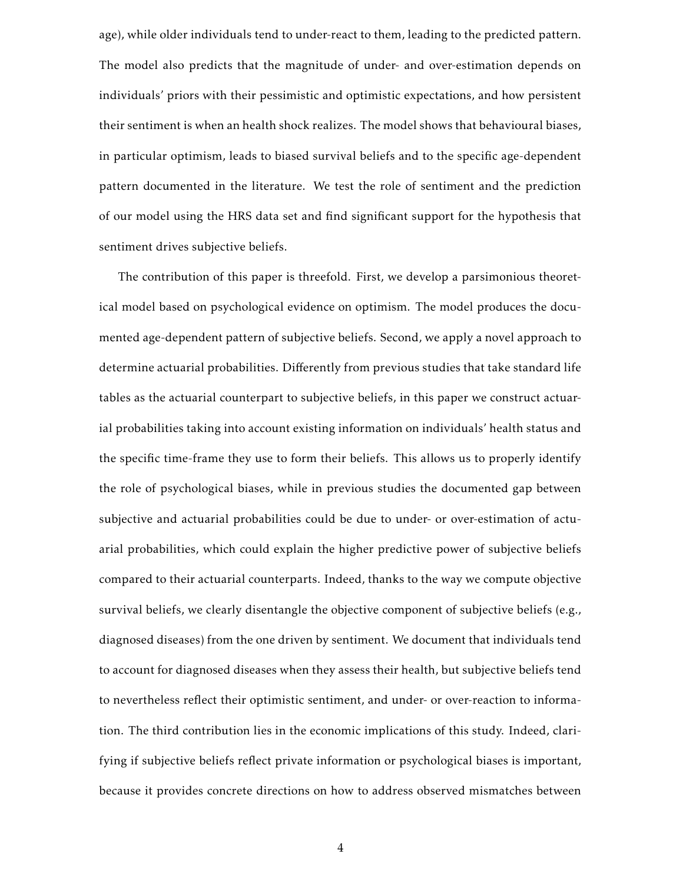age), while older individuals tend to under-react to them, leading to the predicted pattern. The model also predicts that the magnitude of under- and over-estimation depends on individuals' priors with their pessimistic and optimistic expectations, and how persistent their sentiment is when an health shock realizes. The model shows that behavioural biases, in particular optimism, leads to biased survival beliefs and to the specific age-dependent pattern documented in the literature. We test the role of sentiment and the prediction of our model using the HRS data set and find significant support for the hypothesis that sentiment drives subjective beliefs.

The contribution of this paper is threefold. First, we develop a parsimonious theoretical model based on psychological evidence on optimism. The model produces the documented age-dependent pattern of subjective beliefs. Second, we apply a novel approach to determine actuarial probabilities. Differently from previous studies that take standard life tables as the actuarial counterpart to subjective beliefs, in this paper we construct actuarial probabilities taking into account existing information on individuals' health status and the specific time-frame they use to form their beliefs. This allows us to properly identify the role of psychological biases, while in previous studies the documented gap between subjective and actuarial probabilities could be due to under- or over-estimation of actuarial probabilities, which could explain the higher predictive power of subjective beliefs compared to their actuarial counterparts. Indeed, thanks to the way we compute objective survival beliefs, we clearly disentangle the objective component of subjective beliefs (e.g., diagnosed diseases) from the one driven by sentiment. We document that individuals tend to account for diagnosed diseases when they assess their health, but subjective beliefs tend to nevertheless reflect their optimistic sentiment, and under- or over-reaction to information. The third contribution lies in the economic implications of this study. Indeed, clarifying if subjective beliefs reflect private information or psychological biases is important, because it provides concrete directions on how to address observed mismatches between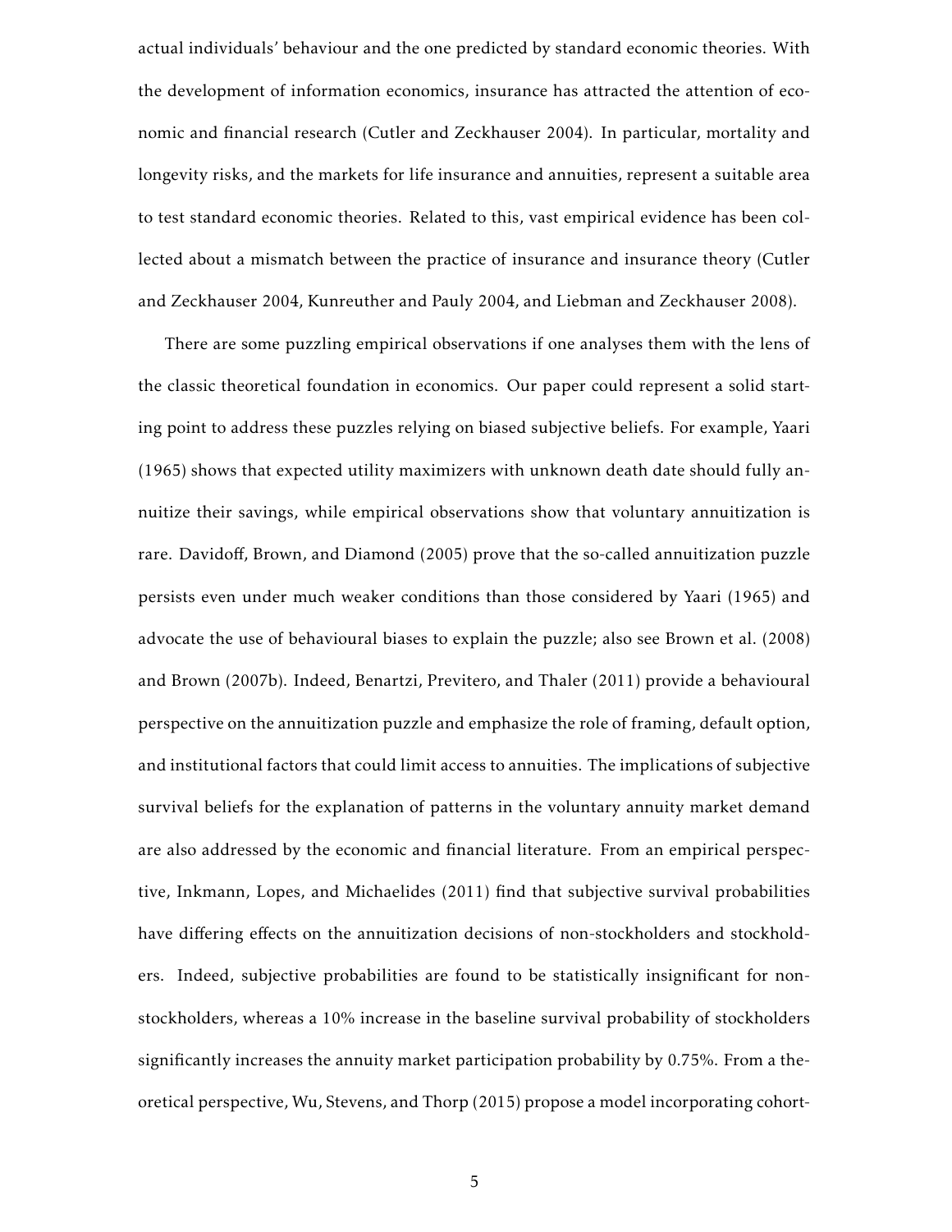actual individuals' behaviour and the one predicted by standard economic theories. With the development of information economics, insurance has attracted the attention of economic and financial research (Cutler and Zeckhauser 2004). In particular, mortality and longevity risks, and the markets for life insurance and annuities, represent a suitable area to test standard economic theories. Related to this, vast empirical evidence has been collected about a mismatch between the practice of insurance and insurance theory (Cutler and Zeckhauser 2004, Kunreuther and Pauly 2004, and Liebman and Zeckhauser 2008).

There are some puzzling empirical observations if one analyses them with the lens of the classic theoretical foundation in economics. Our paper could represent a solid starting point to address these puzzles relying on biased subjective beliefs. For example, Yaari (1965) shows that expected utility maximizers with unknown death date should fully annuitize their savings, while empirical observations show that voluntary annuitization is rare. Davidoff, Brown, and Diamond (2005) prove that the so-called annuitization puzzle persists even under much weaker conditions than those considered by Yaari (1965) and advocate the use of behavioural biases to explain the puzzle; also see Brown et al. (2008) and Brown (2007b). Indeed, Benartzi, Previtero, and Thaler (2011) provide a behavioural perspective on the annuitization puzzle and emphasize the role of framing, default option, and institutional factors that could limit access to annuities. The implications of subjective survival beliefs for the explanation of patterns in the voluntary annuity market demand are also addressed by the economic and financial literature. From an empirical perspective, Inkmann, Lopes, and Michaelides (2011) find that subjective survival probabilities have differing effects on the annuitization decisions of non-stockholders and stockholders. Indeed, subjective probabilities are found to be statistically insignificant for non-stockholders, whereas a 10% increase in the baseline survival probability of stockholders significantly increases the annuity market participation probability by 0.75%. From a theoretical perspective, Wu, Stevens, and Thorp (2015) propose a model incorporating cohort-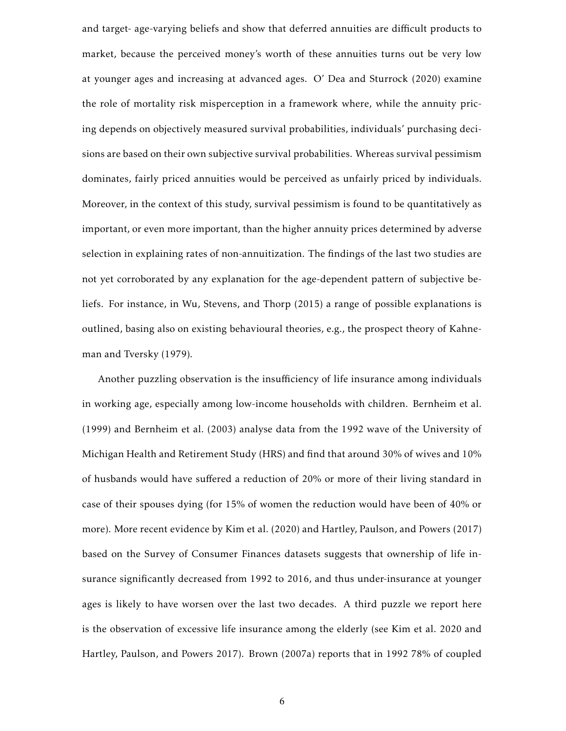and target- age-varying beliefs and show that deferred annuities are difficult products to market, because the perceived money's worth of these annuities turns out be very low at younger ages and increasing at advanced ages. O' Dea and Sturrock (2020) examine the role of mortality risk misperception in a framework where, while the annuity pricing depends on objectively measured survival probabilities, individuals' purchasing decisions are based on their own subjective survival probabilities. Whereas survival pessimism dominates, fairly priced annuities would be perceived as unfairly priced by individuals. Moreover, in the context of this study, survival pessimism is found to be quantitatively as important, or even more important, than the higher annuity prices determined by adverse selection in explaining rates of non-annuitization. The findings of the last two studies are not yet corroborated by any explanation for the age-dependent pattern of subjective beliefs. For instance, in Wu, Stevens, and Thorp (2015) a range of possible explanations is outlined, basing also on existing behavioural theories, e.g., the prospect theory of Kahneman and Tversky (1979).

Another puzzling observation is the insufficiency of life insurance among individuals in working age, especially among low-income households with children. Bernheim et al. (1999) and Bernheim et al. (2003) analyse data from the 1992 wave of the University of Michigan Health and Retirement Study (HRS) and find that around 30% of wives and 10% of husbands would have suffered a reduction of 20% or more of their living standard in case of their spouses dying (for 15% of women the reduction would have been of 40% or more). More recent evidence by Kim et al. (2020) and Hartley, Paulson, and Powers (2017) based on the Survey of Consumer Finances datasets suggests that ownership of life insurance significantly decreased from 1992 to 2016, and thus under-insurance at younger ages is likely to have worsen over the last two decades. A third puzzle we report here is the observation of excessive life insurance among the elderly (see Kim et al. 2020 and Hartley, Paulson, and Powers 2017). Brown (2007a) reports that in 1992 78% of coupled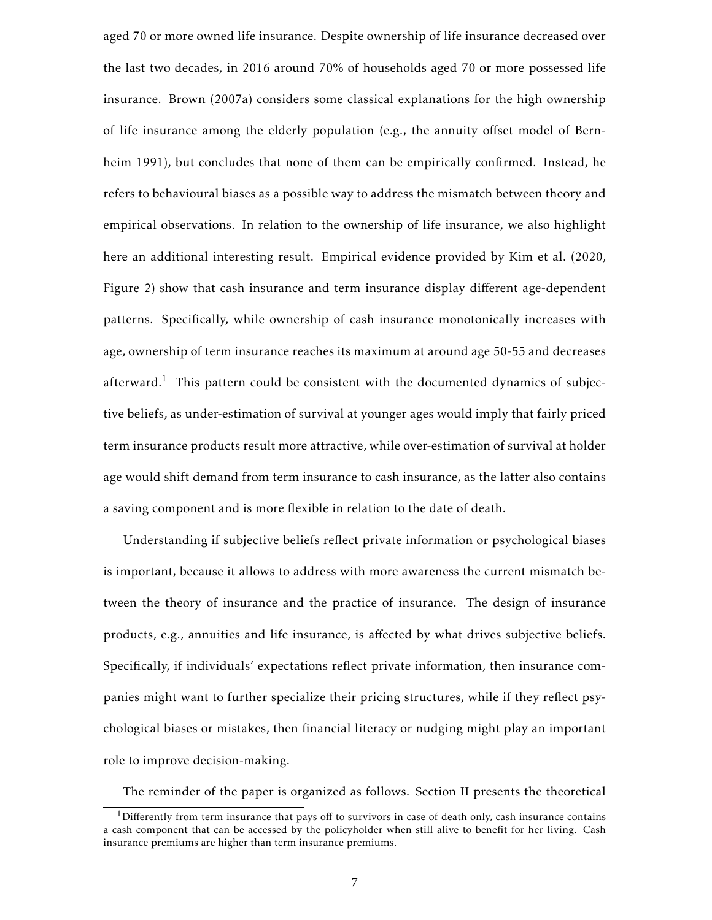aged 70 or more owned life insurance. Despite ownership of life insurance decreased over the last two decades, in 2016 around 70% of households aged 70 or more possessed life insurance. Brown (2007a) considers some classical explanations for the high ownership of life insurance among the elderly population (e.g., the annuity offset model of Bernheim 1991), but concludes that none of them can be empirically confirmed. Instead, he refers to behavioural biases as a possible way to address the mismatch between theory and empirical observations. In relation to the ownership of life insurance, we also highlight here an additional interesting result. Empirical evidence provided by Kim et al. (2020, Figure 2) show that cash insurance and term insurance display different age-dependent patterns. Specifically, while ownership of cash insurance monotonically increases with age, ownership of term insurance reaches its maximum at around age 50-55 and decreases afterward.[1] This pattern could be consistent with the documented dynamics of subjective beliefs, as under-estimation of survival at younger ages would imply that fairly priced term insurance products result more attractive, while over-estimation of survival at holder age would shift demand from term insurance to cash insurance, as the latter also contains a saving component and is more flexible in relation to the date of death.

Understanding if subjective beliefs reflect private information or psychological biases is important, because it allows to address with more awareness the current mismatch between the theory of insurance and the practice of insurance. The design of insurance products, e.g., annuities and life insurance, is affected by what drives subjective beliefs. Specifically, if individuals' expectations reflect private information, then insurance companies might want to further specialize their pricing structures, while if they reflect psychological biases or mistakes, then financial literacy or nudging might play an important role to improve decision-making.

The reminder of the paper is organized as follows. Section II presents the theoretical

[1] Differently from term insurance that pays off to survivors in case of death only, cash insurance contains a cash component that can be accessed by the policyholder when still alive to benefit for her living. Cash insurance premiums are higher than term insurance premiums.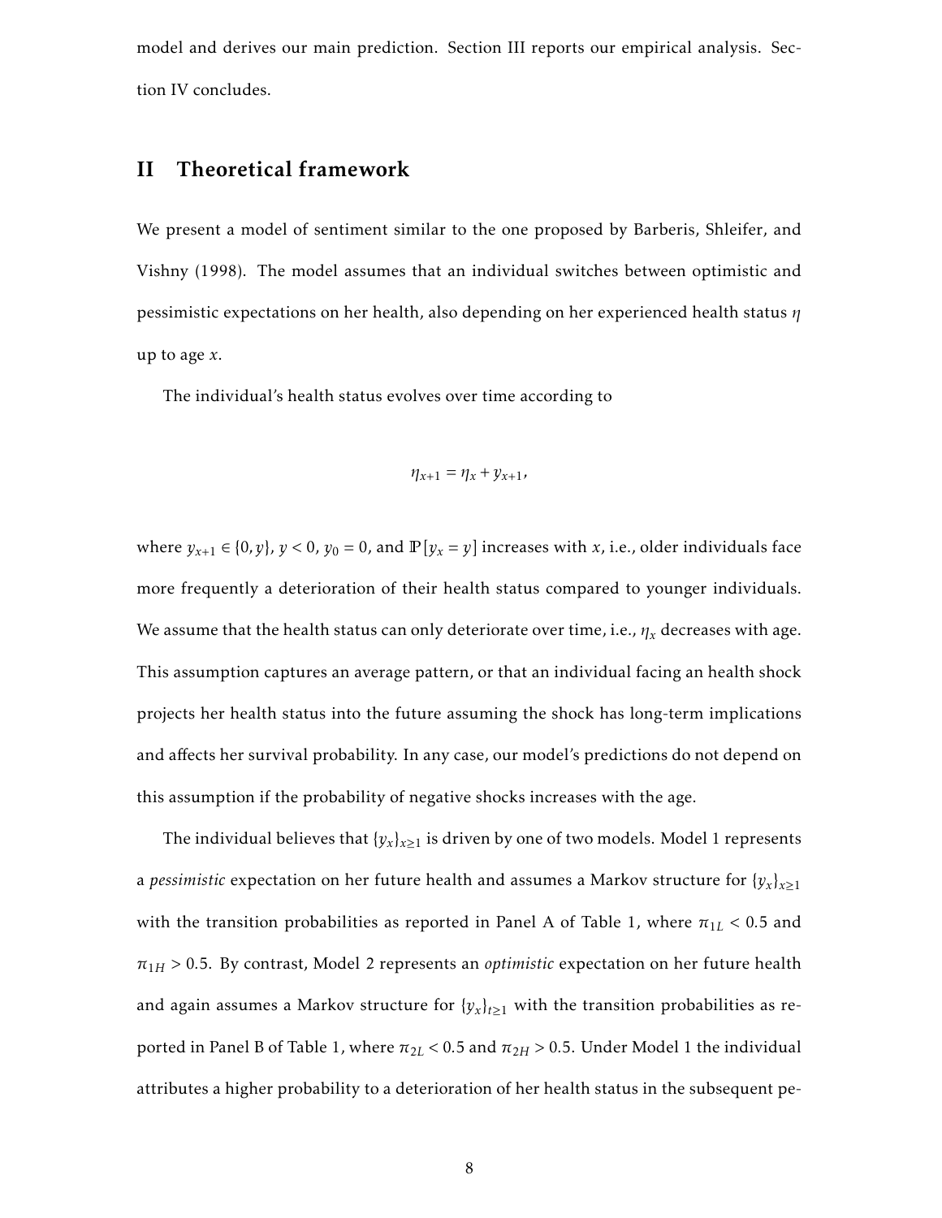model and derives our main prediction. Section III reports our empirical analysis. Section IV concludes.

## II Theoretical framework

We present a model of sentiment similar to the one proposed by Barberis, Shleifer, and Vishny (1998). The model assumes that an individual switches between optimistic and pessimistic expectations on her health, also depending on her experienced health status $\eta$ up to age $x$.

The individual's health status evolves over time according to

$$\eta_{x+1} = \eta_x + y_{x+1},$$

where $y_{x+1} \in \{0, y\}$, $y < 0$, $y_0 = 0$, and $\mathbb{P}[y_x = y]$ increases with $x$, i.e., older individuals face more frequently a deterioration of their health status compared to younger individuals. We assume that the health status can only deteriorate over time, i.e., $\eta_x$ decreases with age. This assumption captures an average pattern, or that an individual facing an health shock projects her health status into the future assuming the shock has long-term implications and affects her survival probability. In any case, our model's predictions do not depend on this assumption if the probability of negative shocks increases with the age.

The individual believes that $\{y_x\}_{x\geq 1}$ is driven by one of two models. Model 1 represents a *pessimistic* expectation on her future health and assumes a Markov structure for $\{y_x\}_{x\geq 1}$ with the transition probabilities as reported in Panel A of Table 1, where $\pi_{1L} < 0.5$ and $\pi_{1H} > 0.5$. By contrast, Model 2 represents an *optimistic* expectation on her future health and again assumes a Markov structure for $\{y_x\}_{t\geq 1}$ with the transition probabilities as reported in Panel B of Table 1, where $\pi_{2L} < 0.5$ and $\pi_{2H} > 0.5$. Under Model 1 the individual attributes a higher probability to a deterioration of her health status in the subsequent pe-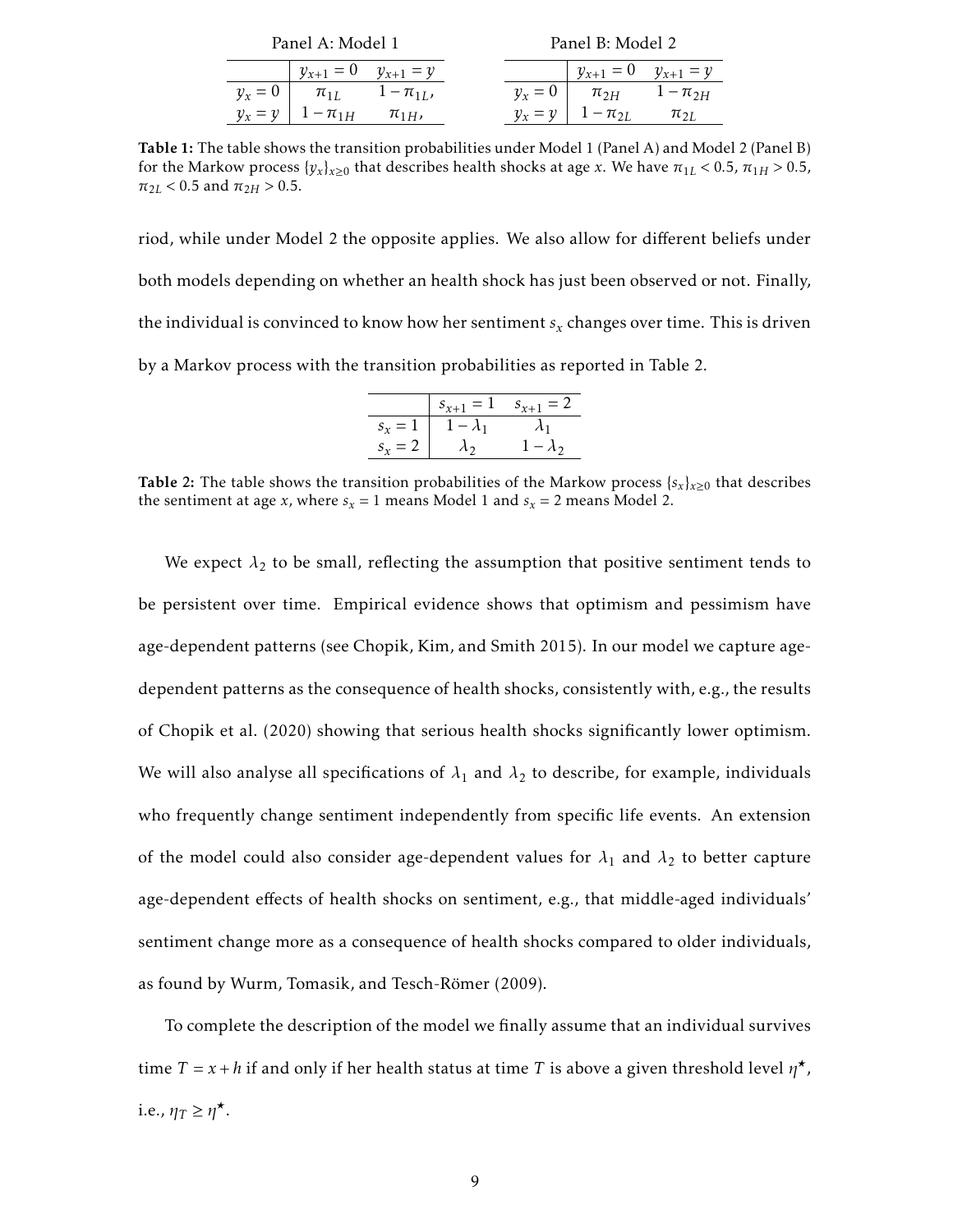Panel A: Model 1

| | $y_{x+1} = 0$ | $y_{x+1} = y$ |
|---|---|---|
| $y_x = 0$ | $\pi_{1L}$ | $1 - \pi_{1L}$, |
| $y_x = y$ | $1 - \pi_{1H}$ | $\pi_{1H}$, |

Panel B: Model 2

| | $y_{x+1} = 0$ | $y_{x+1} = y$ |
|---|---|---|
| $y_x = 0$ | $\pi_{2H}$ | $1 - \pi_{2H}$ |
| $y_x = y$ | $1 - \pi_{2L}$ | $\pi_{2L}$ |

**Table 1:** The table shows the transition probabilities under Model 1 (Panel A) and Model 2 (Panel B) for the Markow process $\{y_x\}_{x \geq 0}$ that describes health shocks at age $x$. We have $\pi_{1L} < 0.5$, $\pi_{1H} > 0.5$, $\pi_{2L} < 0.5$ and $\pi_{2H} > 0.5$.

riod, while under Model 2 the opposite applies. We also allow for different beliefs under both models depending on whether an health shock has just been observed or not. Finally, the individual is convinced to know how her sentiment $s_x$ changes over time. This is driven by a Markov process with the transition probabilities as reported in Table 2.

| | $s_{x+1} = 1$ | $s_{x+1} = 2$ |
|---|---|---|
| $s_x = 1$ | $1 - \lambda_1$ | $\lambda_1$ |
| $s_x = 2$ | $\lambda_2$ | $1 - \lambda_2$ |

**Table 2:** The table shows the transition probabilities of the Markow process $\{s_x\}_{x \geq 0}$ that describes the sentiment at age $x$, where $s_x = 1$ means Model 1 and $s_x = 2$ means Model 2.

We expect $\lambda_2$ to be small, reflecting the assumption that positive sentiment tends to be persistent over time. Empirical evidence shows that optimism and pessimism have age-dependent patterns (see Chopik, Kim, and Smith 2015). In our model we capture age-dependent patterns as the consequence of health shocks, consistently with, e.g., the results of Chopik et al. (2020) showing that serious health shocks significantly lower optimism. We will also analyse all specifications of $\lambda_1$ and $\lambda_2$ to describe, for example, individuals who frequently change sentiment independently from specific life events. An extension of the model could also consider age-dependent values for $\lambda_1$ and $\lambda_2$ to better capture age-dependent effects of health shocks on sentiment, e.g., that middle-aged individuals' sentiment change more as a consequence of health shocks compared to older individuals, as found by Wurm, Tomasik, and Tesch-Römer (2009).

To complete the description of the model we finally assume that an individual survives time $T = x + h$ if and only if her health status at time $T$ is above a given threshold level $\eta^{\star}$, i.e., $\eta_T \geq \eta^{\star}$.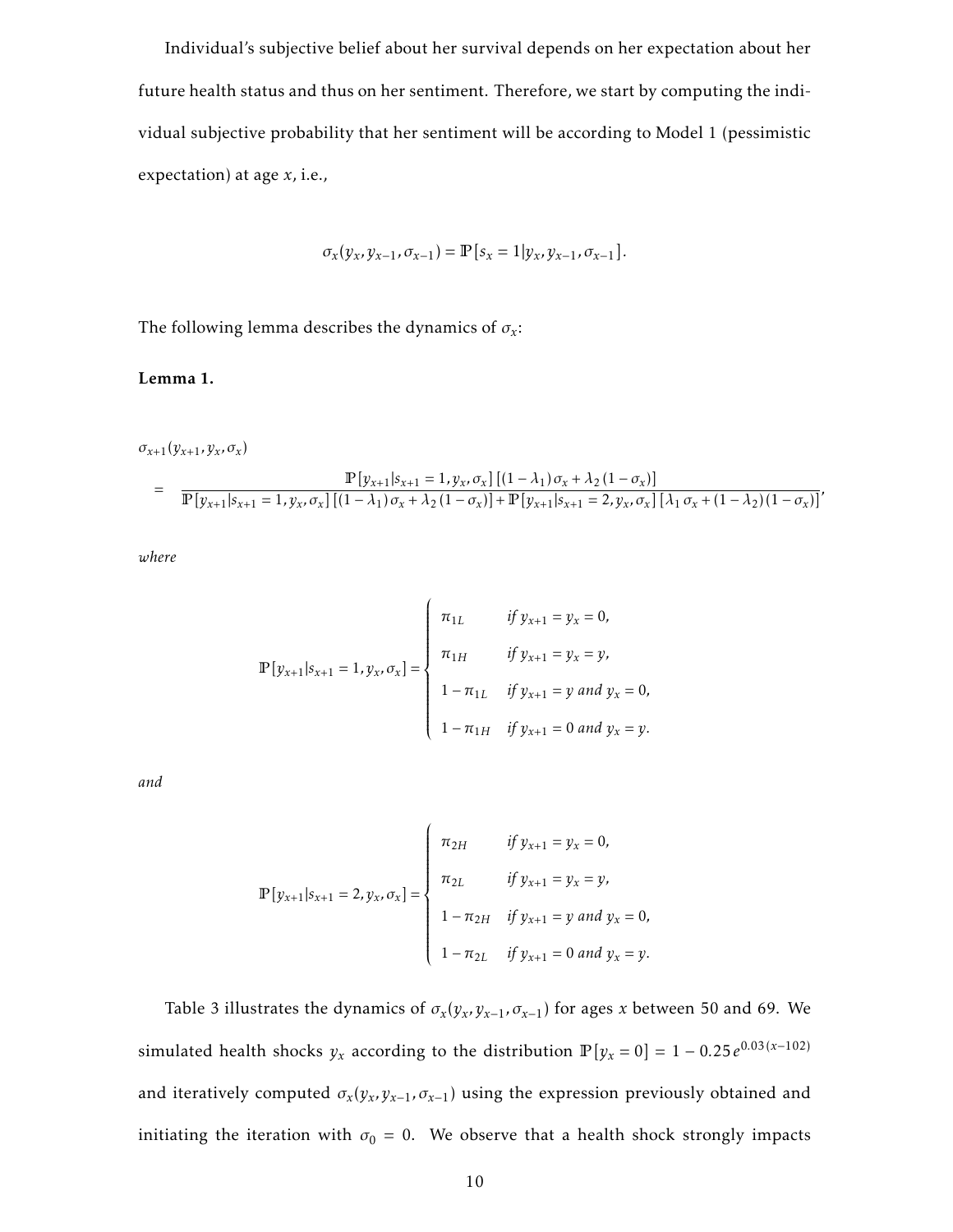Individual's subjective belief about her survival depends on her expectation about her future health status and thus on her sentiment. Therefore, we start by computing the individual subjective probability that her sentiment will be according to Model 1 (pessimistic expectation) at age $x$, i.e.,

$$\sigma_x(y_x, y_{x-1}, \sigma_{x-1}) = \mathbb{P}[s_x = 1 | y_x, y_{x-1}, \sigma_{x-1}].$$

The following lemma describes the dynamics of $\sigma_x$:

**Lemma 1.**

$$\begin{aligned}
&\sigma_{x+1}(y_{x+1}, y_x, \sigma_x) \\
&= \frac{\mathbb{P}[y_{x+1}|s_{x+1}=1, y_x, \sigma_x]\left[(1-\lambda_1)\sigma_x + \lambda_2(1-\sigma_x)\right]}{\mathbb{P}[y_{x+1}|s_{x+1}=1, y_x, \sigma_x]\left[(1-\lambda_1)\sigma_x + \lambda_2(1-\sigma_x)\right] + \mathbb{P}[y_{x+1}|s_{x+1}=2, y_x, \sigma_x]\left[\lambda_1\sigma_x + (1-\lambda_2)(1-\sigma_x)\right]},
\end{aligned}$$

*where*

$$\mathbb{P}[y_{x+1}|s_{x+1}=1, y_x, \sigma_x] = \begin{cases} \pi_{1L} & \text{if } y_{x+1} = y_x = 0, \\ \pi_{1H} & \text{if } y_{x+1} = y_x = y, \\ 1-\pi_{1L} & \text{if } y_{x+1} = y \text{ and } y_x = 0, \\ 1-\pi_{1H} & \text{if } y_{x+1} = 0 \text{ and } y_x = y. \end{cases}$$

*and*

$$\mathbb{P}[y_{x+1}|s_{x+1}=2, y_x, \sigma_x] = \begin{cases} \pi_{2H} & \text{if } y_{x+1} = y_x = 0, \\ \pi_{2L} & \text{if } y_{x+1} = y_x = y, \\ 1-\pi_{2H} & \text{if } y_{x+1} = y \text{ and } y_x = 0, \\ 1-\pi_{2L} & \text{if } y_{x+1} = 0 \text{ and } y_x = y. \end{cases}$$

Table 3 illustrates the dynamics of $\sigma_x(y_x, y_{x-1}, \sigma_{x-1})$ for ages $x$ between 50 and 69. We simulated health shocks $y_x$ according to the distribution $\mathbb{P}[y_x = 0] = 1 - 0.25\,e^{0.03(x-102)}$ and iteratively computed $\sigma_x(y_x, y_{x-1}, \sigma_{x-1})$ using the expression previously obtained and initiating the iteration with $\sigma_0 = 0$. We observe that a health shock strongly impacts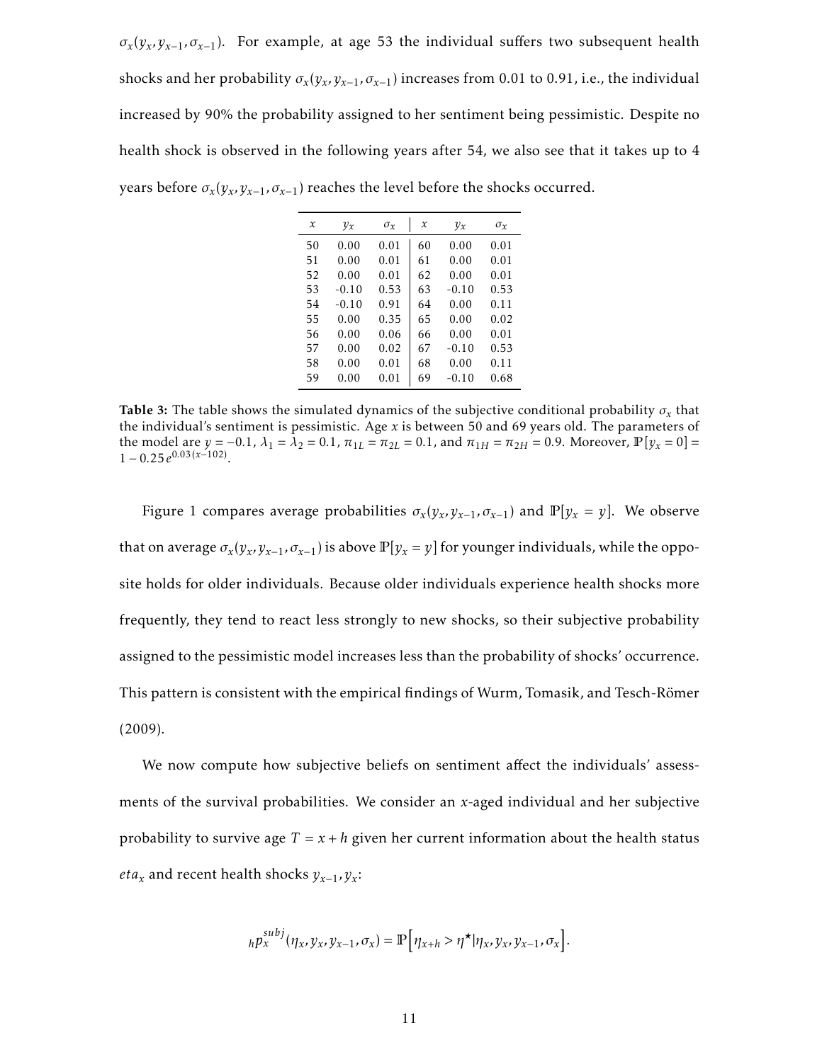$\sigma_x(y_x, y_{x-1}, \sigma_{x-1})$. For example, at age 53 the individual suffers two subsequent health shocks and her probability $\sigma_x(y_x, y_{x-1}, \sigma_{x-1})$ increases from 0.01 to 0.91, i.e., the individual increased by 90% the probability assigned to her sentiment being pessimistic. Despite no health shock is observed in the following years after 54, we also see that it takes up to 4 years before $\sigma_x(y_x, y_{x-1}, \sigma_{x-1})$ reaches the level before the shocks occurred.

| $x$ | $y_x$ | $\sigma_x$ | $x$ | $y_x$ | $\sigma_x$ |
|---|---|---|---|---|---|
| 50 | 0.00 | 0.01 | 60 | 0.00 | 0.01 |
| 51 | 0.00 | 0.01 | 61 | 0.00 | 0.01 |
| 52 | 0.00 | 0.01 | 62 | 0.00 | 0.01 |
| 53 | -0.10 | 0.53 | 63 | -0.10 | 0.53 |
| 54 | -0.10 | 0.91 | 64 | 0.00 | 0.11 |
| 55 | 0.00 | 0.35 | 65 | 0.00 | 0.02 |
| 56 | 0.00 | 0.06 | 66 | 0.00 | 0.01 |
| 57 | 0.00 | 0.02 | 67 | -0.10 | 0.53 |
| 58 | 0.00 | 0.01 | 68 | 0.00 | 0.11 |
| 59 | 0.00 | 0.01 | 69 | -0.10 | 0.68 |

**Table 3:** The table shows the simulated dynamics of the subjective conditional probability $\sigma_x$ that the individual's sentiment is pessimistic. Age $x$ is between 50 and 69 years old. The parameters of the model are $y = -0.1$, $\lambda_1 = \lambda_2 = 0.1$, $\pi_{1L} = \pi_{2L} = 0.1$, and $\pi_{1H} = \pi_{2H} = 0.9$. Moreover, $\mathbb{P}[y_x = 0] = 1 - 0.25\,e^{0.03(x-102)}$.

Figure 1 compares average probabilities $\sigma_x(y_x, y_{x-1}, \sigma_{x-1})$ and $\mathbb{P}[y_x = y]$. We observe that on average $\sigma_x(y_x, y_{x-1}, \sigma_{x-1})$ is above $\mathbb{P}[y_x = y]$ for younger individuals, while the opposite holds for older individuals. Because older individuals experience health shocks more frequently, they tend to react less strongly to new shocks, so their subjective probability assigned to the pessimistic model increases less than the probability of shocks' occurrence. This pattern is consistent with the empirical findings of Wurm, Tomasik, and Tesch-Römer (2009).

We now compute how subjective beliefs on sentiment affect the individuals' assessments of the survival probabilities. We consider an $x$-aged individual and her subjective probability to survive age $T = x + h$ given her current information about the health status $eta_x$ and recent health shocks $y_{x-1}, y_x$:

$$
{}_h p_x^{subj}(\eta_x, y_x, y_{x-1}, \sigma_x) = \mathbb{P}\Big[\eta_{x+h} > \eta^\star | \eta_x, y_x, y_{x-1}, \sigma_x\Big].
$$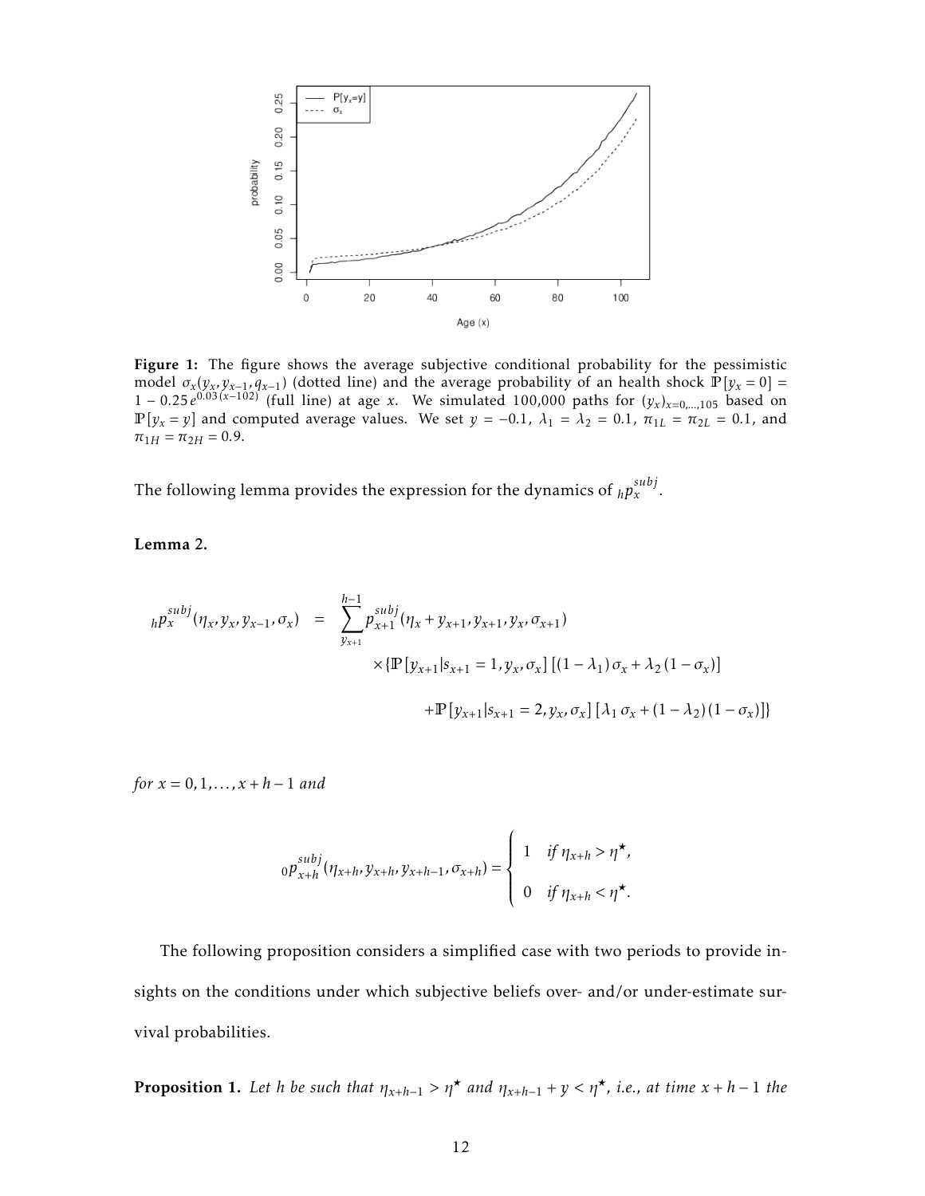**Figure 1:** The figure shows the average subjective conditional probability for the pessimistic model $\sigma_x(y_x, y_{x-1}, q_{x-1})$ (dotted line) and the average probability of an health shock $\mathbb{P}[y_x = 0] = 1 - 0.25\, e^{0.03\,(x-102)}$ (full line) at age $x$. We simulated 100,000 paths for $(y_x)_{x=0,\dots,105}$ based on $\mathbb{P}[y_x = y]$ and computed average values. We set $y = -0.1$, $\lambda_1 = \lambda_2 = 0.1$, $\pi_{1L} = \pi_{2L} = 0.1$, and $\pi_{1H} = \pi_{2H} = 0.9$.

The following lemma provides the expression for the dynamics of ${}_h p_x^{subj}$.

**Lemma 2.**

$$
\begin{aligned}
{}_h p_x^{subj}(\eta_x, y_x, y_{x-1}, \sigma_x) \;=\; & \sum_{y_{x+1}}^{h-1} p_{x+1}^{subj}(\eta_x + y_{x+1}, y_{x+1}, y_x, \sigma_{x+1}) \\
& \times \{\mathbb{P}[y_{x+1} | s_{x+1} = 1, y_x, \sigma_x]\,[(1-\lambda_1)\,\sigma_x + \lambda_2\,(1-\sigma_x)] \\
& + \mathbb{P}[y_{x+1} | s_{x+1} = 2, y_x, \sigma_x]\,[\lambda_1\,\sigma_x + (1-\lambda_2)\,(1-\sigma_x)]\}
\end{aligned}
$$

*for* $x = 0, 1, \dots, x+h-1$ *and*

$$
{}_0 p_{x+h}^{subj}(\eta_{x+h}, y_{x+h}, y_{x+h-1}, \sigma_{x+h}) = \begin{cases} 1 & \text{if } \eta_{x+h} > \eta^\star, \\ 0 & \text{if } \eta_{x+h} < \eta^\star. \end{cases}
$$

The following proposition considers a simplified case with two periods to provide insights on the conditions under which subjective beliefs over- and/or under-estimate survival probabilities.

**Proposition 1.** *Let* $h$ *be such that* $\eta_{x+h-1} > \eta^\star$ *and* $\eta_{x+h-1} + y < \eta^\star$*, i.e., at time* $x+h-1$ *the*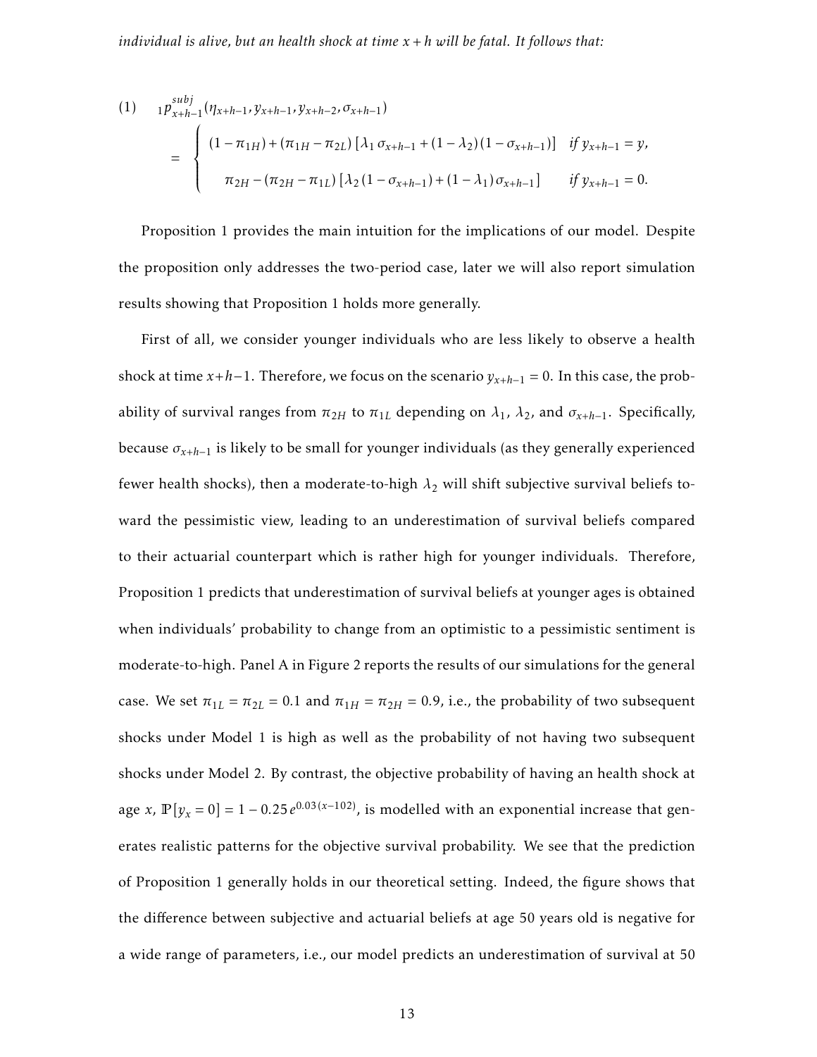*individual is alive, but an health shock at time $x+h$ will be fatal. It follows that:*

$$
\begin{aligned}
(1) \quad & {}_1p^{subj}_{x+h-1}(\eta_{x+h-1}, y_{x+h-1}, y_{x+h-2}, \sigma_{x+h-1}) \\
& = \begin{cases} (1-\pi_{1H}) + (\pi_{1H} - \pi_{2L})\left[\lambda_1\, \sigma_{x+h-1} + (1-\lambda_2)(1-\sigma_{x+h-1})\right] & \text{if } y_{x+h-1} = y, \\[2ex] \pi_{2H} - (\pi_{2H} - \pi_{1L})\left[\lambda_2\,(1-\sigma_{x+h-1}) + (1-\lambda_1)\,\sigma_{x+h-1}\right] & \text{if } y_{x+h-1} = 0. \end{cases}
\end{aligned}
$$

Proposition 1 provides the main intuition for the implications of our model. Despite the proposition only addresses the two-period case, later we will also report simulation results showing that Proposition 1 holds more generally.

First of all, we consider younger individuals who are less likely to observe a health shock at time $x+h-1$. Therefore, we focus on the scenario $y_{x+h-1} = 0$. In this case, the probability of survival ranges from $\pi_{2H}$ to $\pi_{1L}$ depending on $\lambda_1$, $\lambda_2$, and $\sigma_{x+h-1}$. Specifically, because $\sigma_{x+h-1}$ is likely to be small for younger individuals (as they generally experienced fewer health shocks), then a moderate-to-high $\lambda_2$ will shift subjective survival beliefs toward the pessimistic view, leading to an underestimation of survival beliefs compared to their actuarial counterpart which is rather high for younger individuals. Therefore, Proposition 1 predicts that underestimation of survival beliefs at younger ages is obtained when individuals' probability to change from an optimistic to a pessimistic sentiment is moderate-to-high. Panel A in Figure 2 reports the results of our simulations for the general case. We set $\pi_{1L} = \pi_{2L} = 0.1$ and $\pi_{1H} = \pi_{2H} = 0.9$, i.e., the probability of two subsequent shocks under Model 1 is high as well as the probability of not having two subsequent shocks under Model 2. By contrast, the objective probability of having an health shock at age $x$, $\mathbb{P}[y_x = 0] = 1 - 0.25\, e^{0.03\,(x-102)}$, is modelled with an exponential increase that generates realistic patterns for the objective survival probability. We see that the prediction of Proposition 1 generally holds in our theoretical setting. Indeed, the figure shows that the difference between subjective and actuarial beliefs at age 50 years old is negative for a wide range of parameters, i.e., our model predicts an underestimation of survival at 50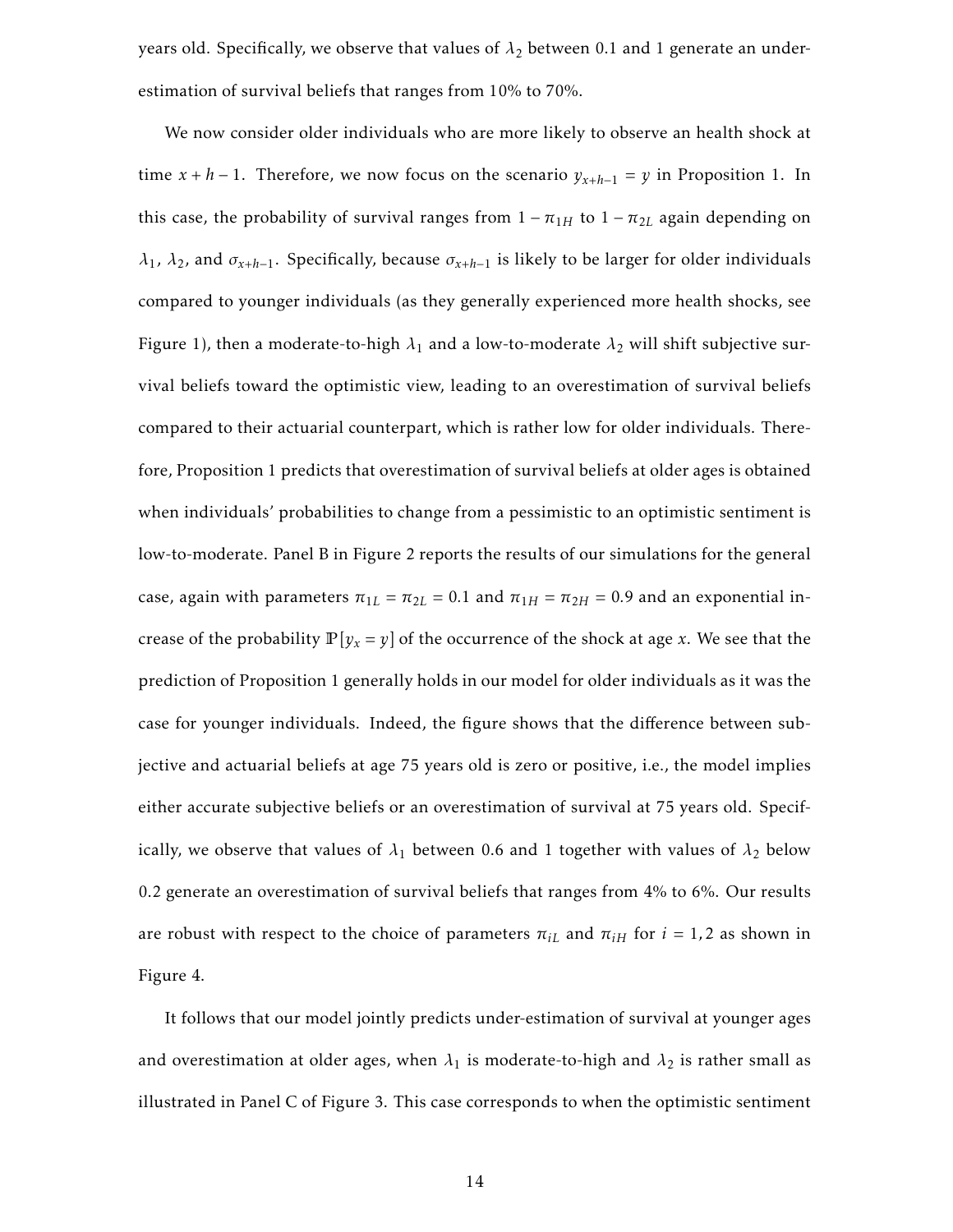years old. Specifically, we observe that values of $\lambda_2$ between 0.1 and 1 generate an under-estimation of survival beliefs that ranges from 10% to 70%.

We now consider older individuals who are more likely to observe an health shock at time $x+h-1$. Therefore, we now focus on the scenario $y_{x+h-1} = y$ in Proposition 1. In this case, the probability of survival ranges from $1-\pi_{1H}$ to $1-\pi_{2L}$ again depending on $\lambda_1$, $\lambda_2$, and $\sigma_{x+h-1}$. Specifically, because $\sigma_{x+h-1}$ is likely to be larger for older individuals compared to younger individuals (as they generally experienced more health shocks, see Figure 1), then a moderate-to-high $\lambda_1$ and a low-to-moderate $\lambda_2$ will shift subjective survival beliefs toward the optimistic view, leading to an overestimation of survival beliefs compared to their actuarial counterpart, which is rather low for older individuals. Therefore, Proposition 1 predicts that overestimation of survival beliefs at older ages is obtained when individuals' probabilities to change from a pessimistic to an optimistic sentiment is low-to-moderate. Panel B in Figure 2 reports the results of our simulations for the general case, again with parameters $\pi_{1L} = \pi_{2L} = 0.1$ and $\pi_{1H} = \pi_{2H} = 0.9$ and an exponential increase of the probability $\mathbb{P}[y_x = y]$ of the occurrence of the shock at age $x$. We see that the prediction of Proposition 1 generally holds in our model for older individuals as it was the case for younger individuals. Indeed, the figure shows that the difference between subjective and actuarial beliefs at age 75 years old is zero or positive, i.e., the model implies either accurate subjective beliefs or an overestimation of survival at 75 years old. Specifically, we observe that values of $\lambda_1$ between 0.6 and 1 together with values of $\lambda_2$ below 0.2 generate an overestimation of survival beliefs that ranges from 4% to 6%. Our results are robust with respect to the choice of parameters $\pi_{iL}$ and $\pi_{iH}$ for $i = 1, 2$ as shown in Figure 4.

It follows that our model jointly predicts under-estimation of survival at younger ages and overestimation at older ages, when $\lambda_1$ is moderate-to-high and $\lambda_2$ is rather small as illustrated in Panel C of Figure 3. This case corresponds to when the optimistic sentiment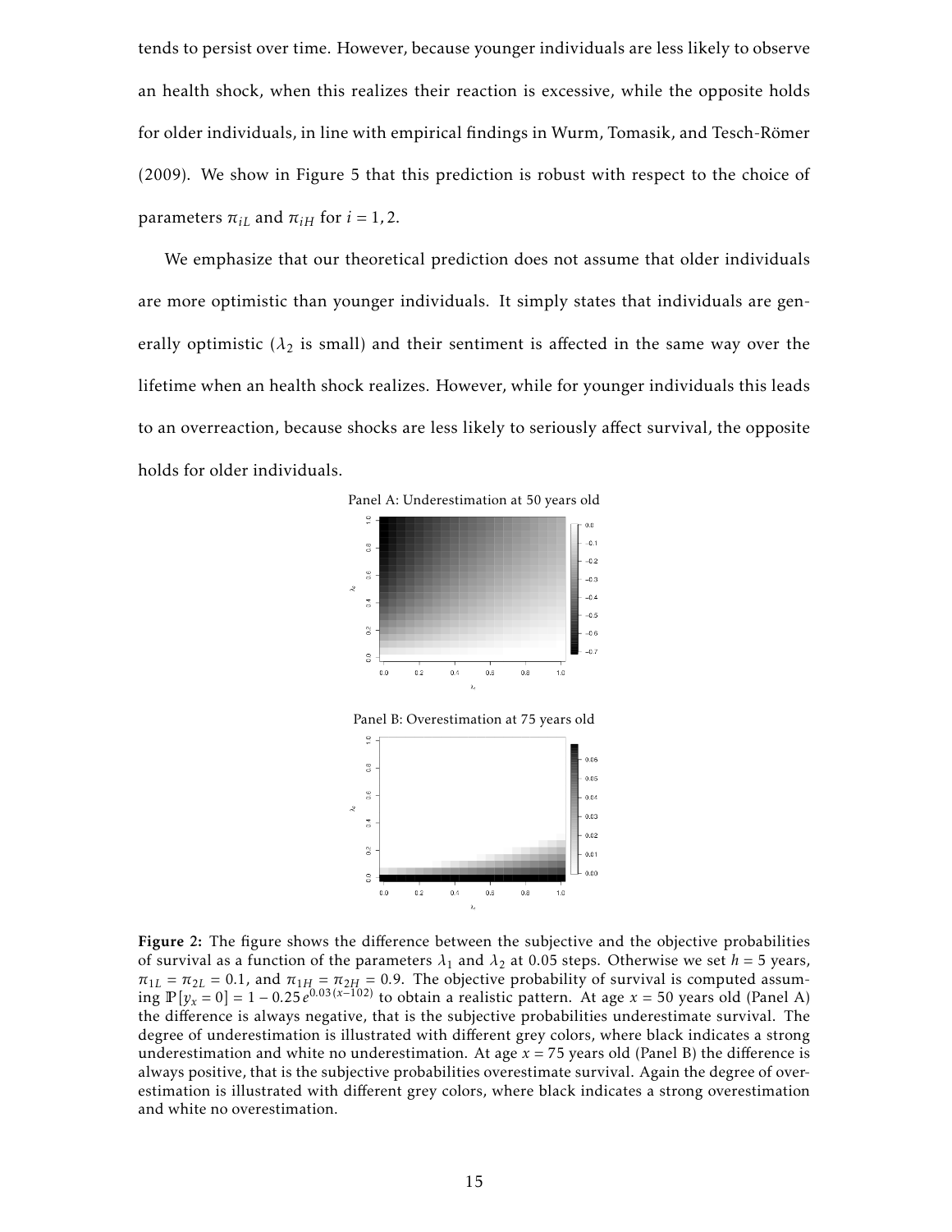tends to persist over time. However, because younger individuals are less likely to observe an health shock, when this realizes their reaction is excessive, while the opposite holds for older individuals, in line with empirical findings in Wurm, Tomasik, and Tesch-Römer (2009). We show in Figure 5 that this prediction is robust with respect to the choice of parameters $\pi_{iL}$ and $\pi_{iH}$ for $i = 1, 2$.

We emphasize that our theoretical prediction does not assume that older individuals are more optimistic than younger individuals. It simply states that individuals are generally optimistic ($\lambda_2$ is small) and their sentiment is affected in the same way over the lifetime when an health shock realizes. However, while for younger individuals this leads to an overreaction, because shocks are less likely to seriously affect survival, the opposite holds for older individuals.

Panel A: Underestimation at 50 years old

Panel B: Overestimation at 75 years old

**Figure 2:** The figure shows the difference between the subjective and the objective probabilities of survival as a function of the parameters $\lambda_1$ and $\lambda_2$ at 0.05 steps. Otherwise we set $h = 5$ years, $\pi_{1L} = \pi_{2L} = 0.1$, and $\pi_{1H} = \pi_{2H} = 0.9$. The objective probability of survival is computed assuming $\mathbb{P}[y_x = 0] = 1 - 0.25\, e^{0.03\,(x-102)}$ to obtain a realistic pattern. At age $x = 50$ years old (Panel A) the difference is always negative, that is the subjective probabilities underestimate survival. The degree of underestimation is illustrated with different grey colors, where black indicates a strong underestimation and white no underestimation. At age $x = 75$ years old (Panel B) the difference is always positive, that is the subjective probabilities overestimate survival. Again the degree of overestimation is illustrated with different grey colors, where black indicates a strong overestimation and white no overestimation.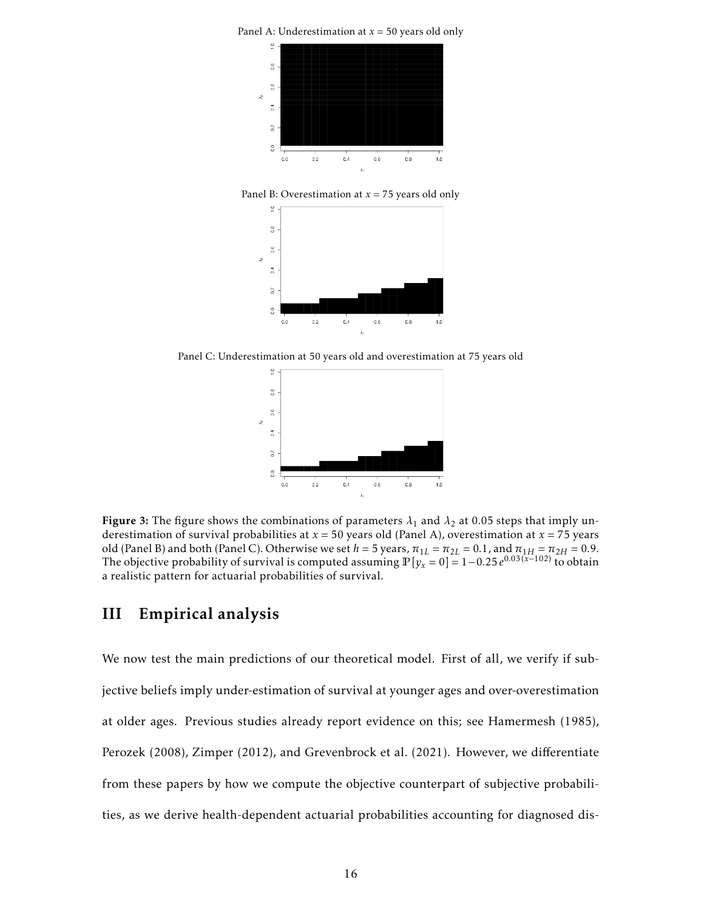Panel A: Underestimation at $x = 50$ years old only

Panel B: Overestimation at $x = 75$ years old only

Panel C: Underestimation at 50 years old and overestimation at 75 years old

**Figure 3:** The figure shows the combinations of parameters $\lambda_1$ and $\lambda_2$ at 0.05 steps that imply underestimation of survival probabilities at $x = 50$ years old (Panel A), overestimation at $x = 75$ years old (Panel B) and both (Panel C). Otherwise we set $h = 5$ years, $\pi_{1L} = \pi_{2L} = 0.1$, and $\pi_{1H} = \pi_{2H} = 0.9$. The objective probability of survival is computed assuming $\mathbb{P}[y_x = 0] = 1 - 0.25\, e^{0.03(x-102)}$ to obtain a realistic pattern for actuarial probabilities of survival.

# III Empirical analysis

We now test the main predictions of our theoretical model. First of all, we verify if subjective beliefs imply under-estimation of survival at younger ages and over-overestimation at older ages. Previous studies already report evidence on this; see Hamermesh (1985), Perozek (2008), Zimper (2012), and Grevenbrock et al. (2021). However, we differentiate from these papers by how we compute the objective counterpart of subjective probabilities, as we derive health-dependent actuarial probabilities accounting for diagnosed dis-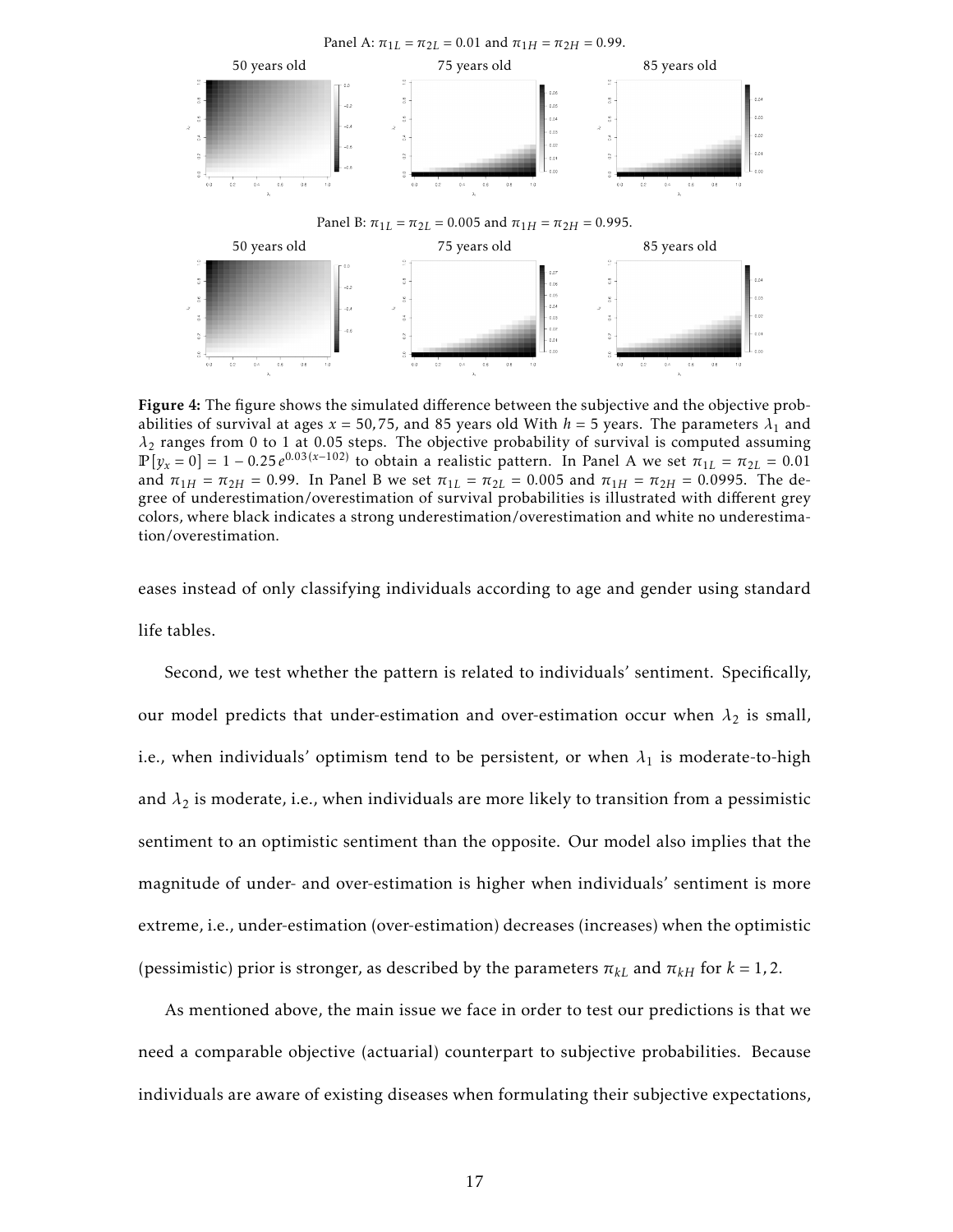Panel A: $\pi_{1L} = \pi_{2L} = 0.01$ and $\pi_{1H} = \pi_{2H} = 0.99$.

50 years old | 75 years old | 85 years old

Panel B: $\pi_{1L} = \pi_{2L} = 0.005$ and $\pi_{1H} = \pi_{2H} = 0.995$.

50 years old | 75 years old | 85 years old

**Figure 4:** The figure shows the simulated difference between the subjective and the objective probabilities of survival at ages $x = 50, 75$, and 85 years old With $h = 5$ years. The parameters $\lambda_1$ and $\lambda_2$ ranges from 0 to 1 at 0.05 steps. The objective probability of survival is computed assuming $\mathbb{P}[y_x = 0] = 1 - 0.25\, e^{0.03(x-102)}$ to obtain a realistic pattern. In Panel A we set $\pi_{1L} = \pi_{2L} = 0.01$ and $\pi_{1H} = \pi_{2H} = 0.99$. In Panel B we set $\pi_{1L} = \pi_{2L} = 0.005$ and $\pi_{1H} = \pi_{2H} = 0.0995$. The degree of underestimation/overestimation of survival probabilities is illustrated with different grey colors, where black indicates a strong underestimation/overestimation and white no underestimation/overestimation.

eases instead of only classifying individuals according to age and gender using standard life tables.

Second, we test whether the pattern is related to individuals' sentiment. Specifically, our model predicts that under-estimation and over-estimation occur when $\lambda_2$ is small, i.e., when individuals' optimism tend to be persistent, or when $\lambda_1$ is moderate-to-high and $\lambda_2$ is moderate, i.e., when individuals are more likely to transition from a pessimistic sentiment to an optimistic sentiment than the opposite. Our model also implies that the magnitude of under- and over-estimation is higher when individuals' sentiment is more extreme, i.e., under-estimation (over-estimation) decreases (increases) when the optimistic (pessimistic) prior is stronger, as described by the parameters $\pi_{kL}$ and $\pi_{kH}$ for $k = 1, 2$.

As mentioned above, the main issue we face in order to test our predictions is that we need a comparable objective (actuarial) counterpart to subjective probabilities. Because individuals are aware of existing diseases when formulating their subjective expectations,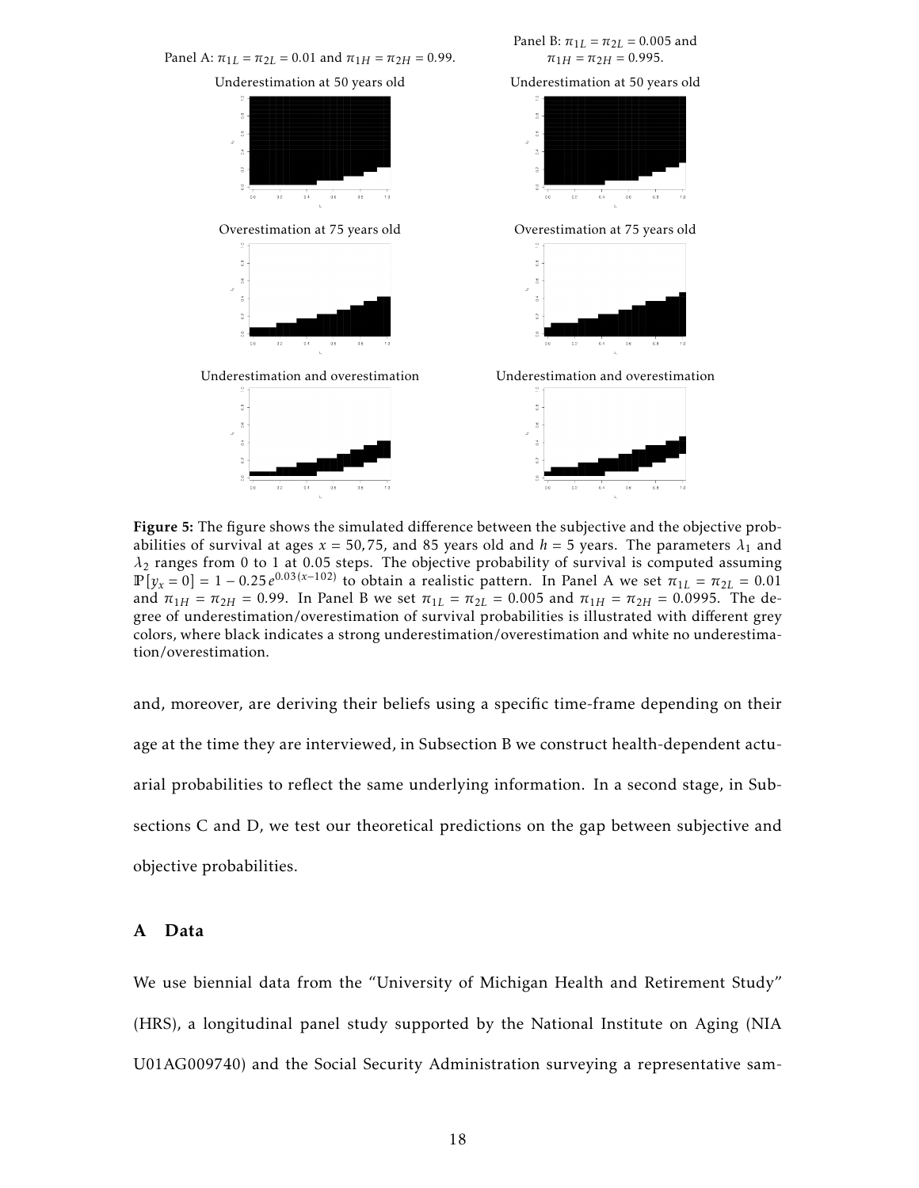Panel A: $\pi_{1L} = \pi_{2L} = 0.01$ and $\pi_{1H} = \pi_{2H} = 0.99$.

Panel B: $\pi_{1L} = \pi_{2L} = 0.005$ and $\pi_{1H} = \pi_{2H} = 0.995$.

Underestimation at 50 years old

Overestimation at 75 years old

Underestimation and overestimation

**Figure 5:** The figure shows the simulated difference between the subjective and the objective probabilities of survival at ages $x = 50, 75$, and 85 years old and $h = 5$ years. The parameters $\lambda_1$ and $\lambda_2$ ranges from 0 to 1 at 0.05 steps. The objective probability of survival is computed assuming $\mathbb{P}[y_x = 0] = 1 - 0.25\, e^{0.03(x-102)}$ to obtain a realistic pattern. In Panel A we set $\pi_{1L} = \pi_{2L} = 0.01$ and $\pi_{1H} = \pi_{2H} = 0.99$. In Panel B we set $\pi_{1L} = \pi_{2L} = 0.005$ and $\pi_{1H} = \pi_{2H} = 0.0995$. The degree of underestimation/overestimation of survival probabilities is illustrated with different grey colors, where black indicates a strong underestimation/overestimation and white no underestimation/overestimation.

and, moreover, are deriving their beliefs using a specific time-frame depending on their age at the time they are interviewed, in Subsection B we construct health-dependent actuarial probabilities to reflect the same underlying information. In a second stage, in Subsections C and D, we test our theoretical predictions on the gap between subjective and objective probabilities.

## A Data

We use biennial data from the "University of Michigan Health and Retirement Study" (HRS), a longitudinal panel study supported by the National Institute on Aging (NIA U01AG009740) and the Social Security Administration surveying a representative sam-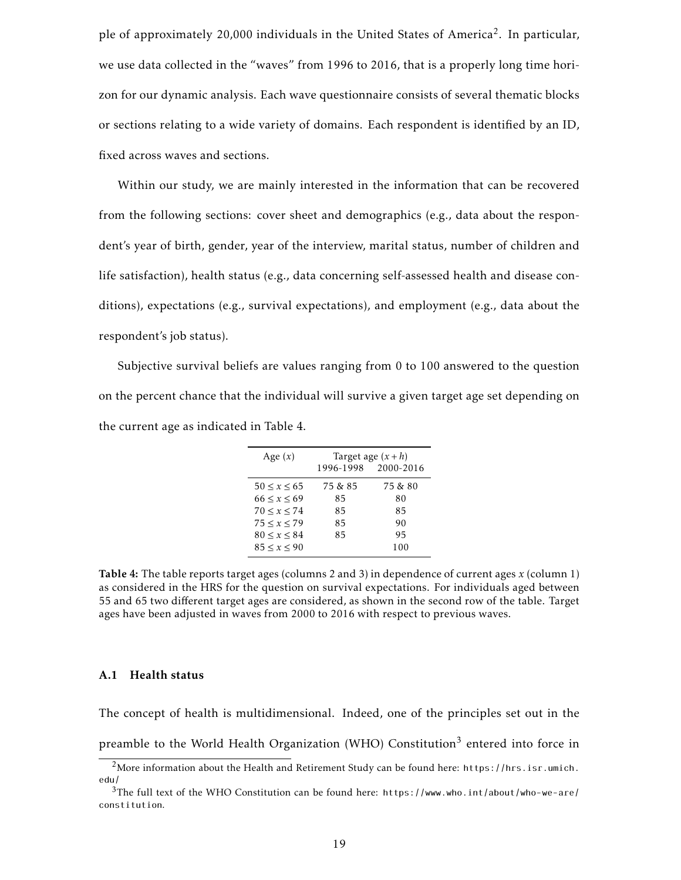ple of approximately 20,000 individuals in the United States of America[2]. In particular, we use data collected in the "waves" from 1996 to 2016, that is a properly long time horizon for our dynamic analysis. Each wave questionnaire consists of several thematic blocks or sections relating to a wide variety of domains. Each respondent is identified by an ID, fixed across waves and sections.

Within our study, we are mainly interested in the information that can be recovered from the following sections: cover sheet and demographics (e.g., data about the respondent's year of birth, gender, year of the interview, marital status, number of children and life satisfaction), health status (e.g., data concerning self-assessed health and disease conditions), expectations (e.g., survival expectations), and employment (e.g., data about the respondent's job status).

Subjective survival beliefs are values ranging from 0 to 100 answered to the question on the percent chance that the individual will survive a given target age set depending on the current age as indicated in Table 4.

| Age ($x$) | Target age ($x+h$) | |
|---|---|---|
| | 1996-1998 | 2000-2016 |
| $50 \leq x \leq 65$ | 75 & 85 | 75 & 80 |
| $66 \leq x \leq 69$ | 85 | 80 |
| $70 \leq x \leq 74$ | 85 | 85 |
| $75 \leq x \leq 79$ | 85 | 90 |
| $80 \leq x \leq 84$ | 85 | 95 |
| $85 \leq x \leq 90$ | | 100 |

**Table 4:** The table reports target ages (columns 2 and 3) in dependence of current ages $x$ (column 1) as considered in the HRS for the question on survival expectations. For individuals aged between 55 and 65 two different target ages are considered, as shown in the second row of the table. Target ages have been adjusted in waves from 2000 to 2016 with respect to previous waves.

### A.1 Health status

The concept of health is multidimensional. Indeed, one of the principles set out in the preamble to the World Health Organization (WHO) Constitution[3] entered into force in

[2] More information about the Health and Retirement Study can be found here: https://hrs.isr.umich.edu/

[3] The full text of the WHO Constitution can be found here: https://www.who.int/about/who-we-are/constitution.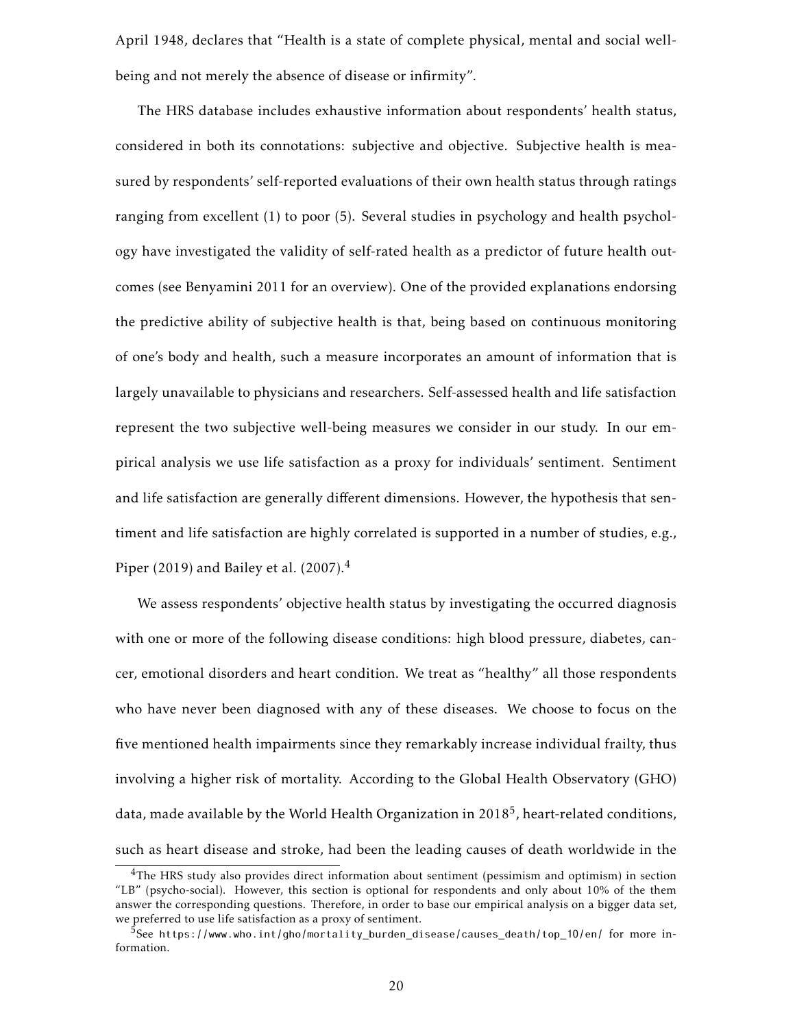April 1948, declares that "Health is a state of complete physical, mental and social well-being and not merely the absence of disease or infirmity".

The HRS database includes exhaustive information about respondents' health status, considered in both its connotations: subjective and objective. Subjective health is measured by respondents' self-reported evaluations of their own health status through ratings ranging from excellent (1) to poor (5). Several studies in psychology and health psychology have investigated the validity of self-rated health as a predictor of future health outcomes (see Benyamini 2011 for an overview). One of the provided explanations endorsing the predictive ability of subjective health is that, being based on continuous monitoring of one's body and health, such a measure incorporates an amount of information that is largely unavailable to physicians and researchers. Self-assessed health and life satisfaction represent the two subjective well-being measures we consider in our study. In our empirical analysis we use life satisfaction as a proxy for individuals' sentiment. Sentiment and life satisfaction are generally different dimensions. However, the hypothesis that sentiment and life satisfaction are highly correlated is supported in a number of studies, e.g., Piper (2019) and Bailey et al. (2007).[4]

We assess respondents' objective health status by investigating the occurred diagnosis with one or more of the following disease conditions: high blood pressure, diabetes, cancer, emotional disorders and heart condition. We treat as "healthy" all those respondents who have never been diagnosed with any of these diseases. We choose to focus on the five mentioned health impairments since they remarkably increase individual frailty, thus involving a higher risk of mortality. According to the Global Health Observatory (GHO) data, made available by the World Health Organization in 2018[5], heart-related conditions, such as heart disease and stroke, had been the leading causes of death worldwide in the

---

[4]The HRS study also provides direct information about sentiment (pessimism and optimism) in section "LB" (psycho-social). However, this section is optional for respondents and only about 10% of the them answer the corresponding questions. Therefore, in order to base our empirical analysis on a bigger data set, we preferred to use life satisfaction as a proxy of sentiment.

[5]See https://www.who.int/gho/mortality_burden_disease/causes_death/top_10/en/ for more information.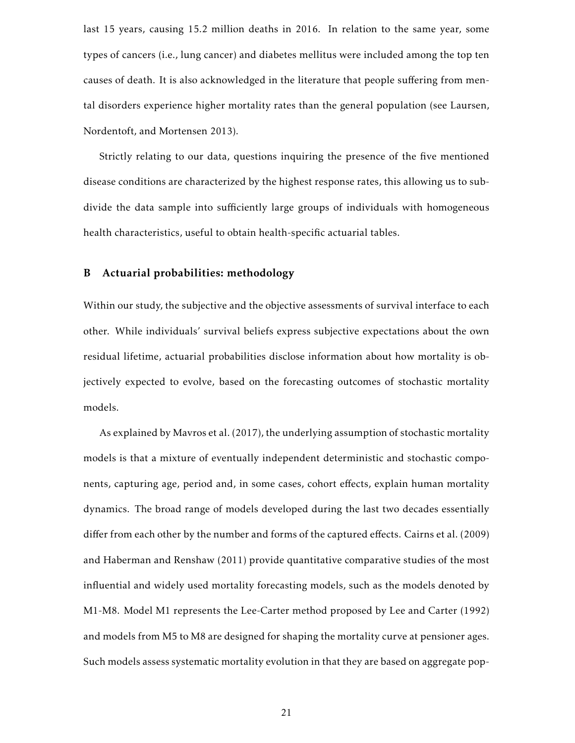last 15 years, causing 15.2 million deaths in 2016. In relation to the same year, some types of cancers (i.e., lung cancer) and diabetes mellitus were included among the top ten causes of death. It is also acknowledged in the literature that people suffering from mental disorders experience higher mortality rates than the general population (see Laursen, Nordentoft, and Mortensen 2013).

Strictly relating to our data, questions inquiring the presence of the five mentioned disease conditions are characterized by the highest response rates, this allowing us to subdivide the data sample into sufficiently large groups of individuals with homogeneous health characteristics, useful to obtain health-specific actuarial tables.

## B Actuarial probabilities: methodology

Within our study, the subjective and the objective assessments of survival interface to each other. While individuals' survival beliefs express subjective expectations about the own residual lifetime, actuarial probabilities disclose information about how mortality is objectively expected to evolve, based on the forecasting outcomes of stochastic mortality models.

As explained by Mavros et al. (2017), the underlying assumption of stochastic mortality models is that a mixture of eventually independent deterministic and stochastic components, capturing age, period and, in some cases, cohort effects, explain human mortality dynamics. The broad range of models developed during the last two decades essentially differ from each other by the number and forms of the captured effects. Cairns et al. (2009) and Haberman and Renshaw (2011) provide quantitative comparative studies of the most influential and widely used mortality forecasting models, such as the models denoted by M1-M8. Model M1 represents the Lee-Carter method proposed by Lee and Carter (1992) and models from M5 to M8 are designed for shaping the mortality curve at pensioner ages. Such models assess systematic mortality evolution in that they are based on aggregate pop-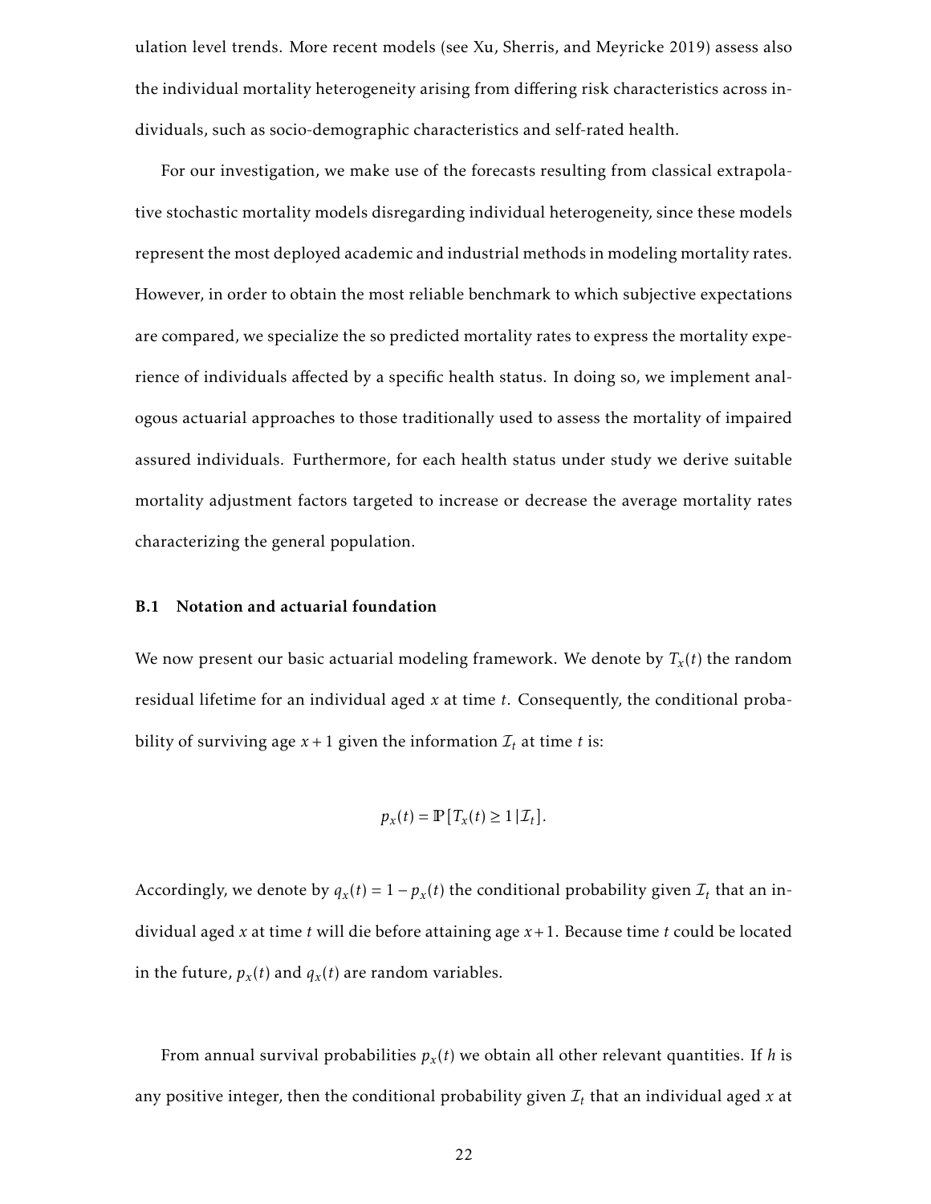ulation level trends. More recent models (see Xu, Sherris, and Meyricke 2019) assess also the individual mortality heterogeneity arising from differing risk characteristics across individuals, such as socio-demographic characteristics and self-rated health.

For our investigation, we make use of the forecasts resulting from classical extrapolative stochastic mortality models disregarding individual heterogeneity, since these models represent the most deployed academic and industrial methods in modeling mortality rates. However, in order to obtain the most reliable benchmark to which subjective expectations are compared, we specialize the so predicted mortality rates to express the mortality experience of individuals affected by a specific health status. In doing so, we implement analogous actuarial approaches to those traditionally used to assess the mortality of impaired assured individuals. Furthermore, for each health status under study we derive suitable mortality adjustment factors targeted to increase or decrease the average mortality rates characterizing the general population.

### B.1 Notation and actuarial foundation

We now present our basic actuarial modeling framework. We denote by $T_x(t)$ the random residual lifetime for an individual aged $x$ at time $t$. Consequently, the conditional probability of surviving age $x+1$ given the information $\mathcal{I}_t$ at time $t$ is:

$$p_x(t) = \mathbb{P}\left[T_x(t) \geq 1 \,|\, \mathcal{I}_t\right].$$

Accordingly, we denote by $q_x(t) = 1 - p_x(t)$ the conditional probability given $\mathcal{I}_t$ that an individual aged $x$ at time $t$ will die before attaining age $x+1$. Because time $t$ could be located in the future, $p_x(t)$ and $q_x(t)$ are random variables.

From annual survival probabilities $p_x(t)$ we obtain all other relevant quantities. If $h$ is any positive integer, then the conditional probability given $\mathcal{I}_t$ that an individual aged $x$ at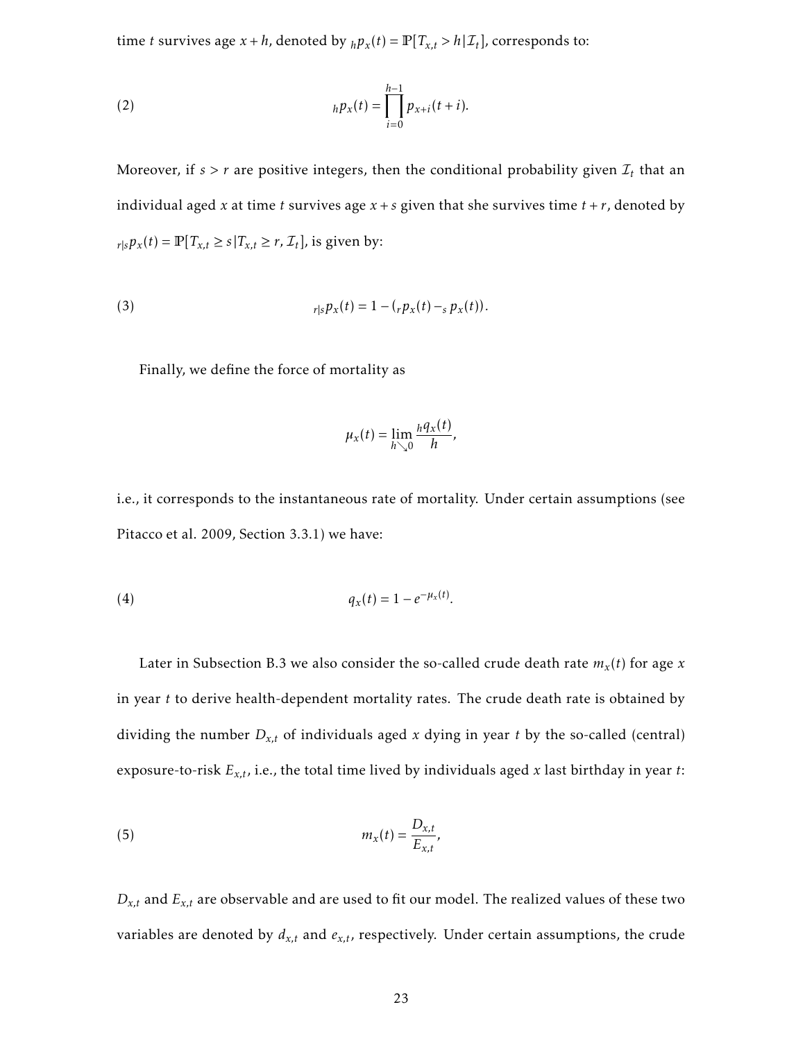time $t$ survives age $x+h$, denoted by ${}_hp_x(t) = \mathbb{P}[T_{x,t} > h | \mathcal{I}_t]$, corresponds to:

$$
{}_hp_x(t) = \prod_{i=0}^{h-1} p_{x+i}(t+i). \tag{2}
$$

Moreover, if $s > r$ are positive integers, then the conditional probability given $\mathcal{I}_t$ that an individual aged $x$ at time $t$ survives age $x+s$ given that she survives time $t+r$, denoted by ${}_{r|s}p_x(t) = \mathbb{P}[T_{x,t} \geq s | T_{x,t} \geq r, \mathcal{I}_t]$, is given by:

$$
{}_{r|s}p_x(t) = 1 - \left({}_rp_x(t) - {}_sp_x(t)\right). \tag{3}
$$

Finally, we define the force of mortality as

$$
\mu_x(t) = \lim_{h \searrow 0} \frac{{}_hq_x(t)}{h},
$$

i.e., it corresponds to the instantaneous rate of mortality. Under certain assumptions (see Pitacco et al. 2009, Section 3.3.1) we have:

$$
q_x(t) = 1 - e^{-\mu_x(t)}. \tag{4}
$$

Later in Subsection B.3 we also consider the so-called crude death rate $m_x(t)$ for age $x$ in year $t$ to derive health-dependent mortality rates. The crude death rate is obtained by dividing the number $D_{x,t}$ of individuals aged $x$ dying in year $t$ by the so-called (central) exposure-to-risk $E_{x,t}$, i.e., the total time lived by individuals aged $x$ last birthday in year $t$:

$$
m_x(t) = \frac{D_{x,t}}{E_{x,t}}, \tag{5}
$$

$D_{x,t}$ and $E_{x,t}$ are observable and are used to fit our model. The realized values of these two variables are denoted by $d_{x,t}$ and $e_{x,t}$, respectively. Under certain assumptions, the crude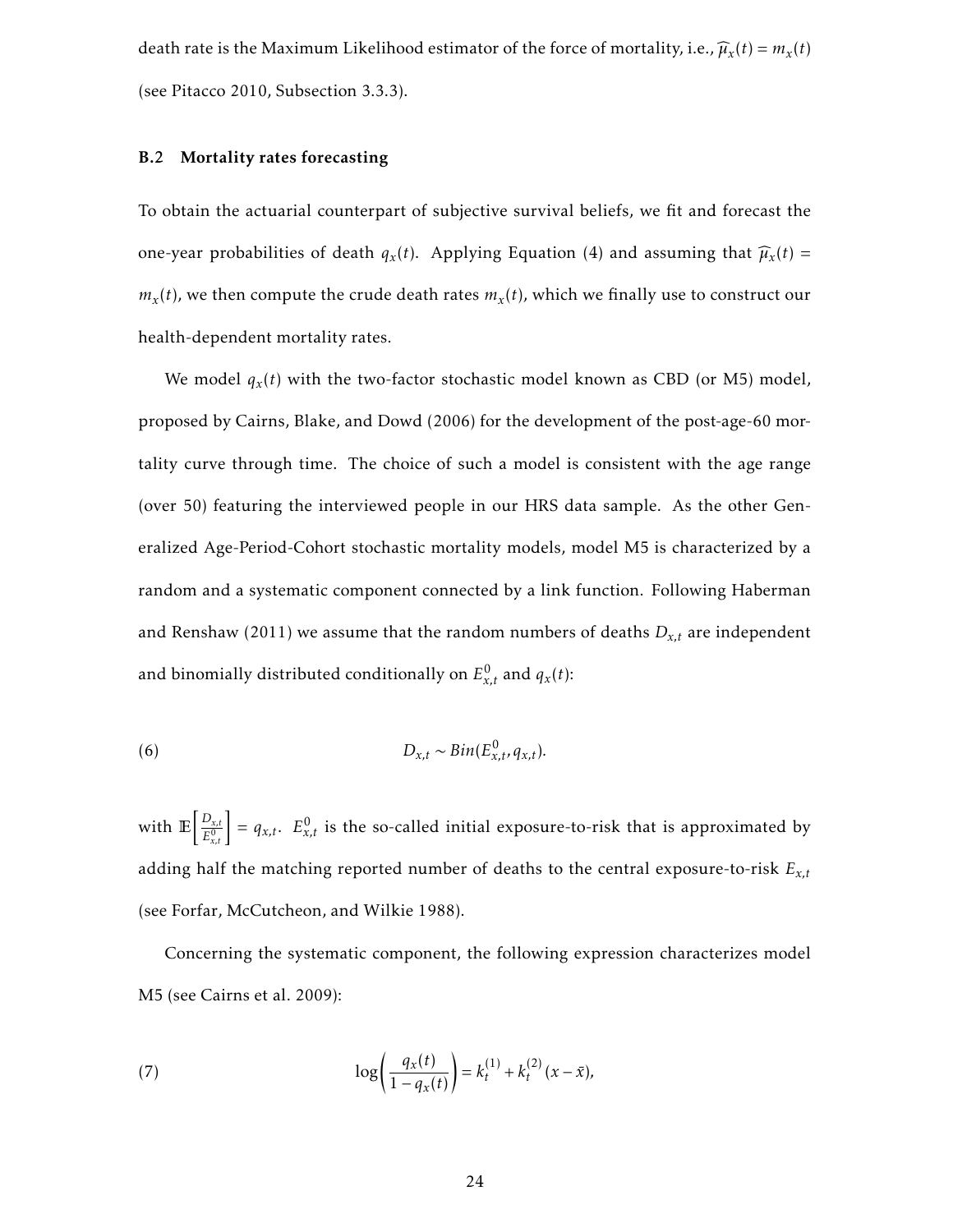death rate is the Maximum Likelihood estimator of the force of mortality, i.e., $\widehat{\mu}_x(t) = m_x(t)$ (see Pitacco 2010, Subsection 3.3.3).

### B.2 Mortality rates forecasting

To obtain the actuarial counterpart of subjective survival beliefs, we fit and forecast the one-year probabilities of death $q_x(t)$. Applying Equation (4) and assuming that $\widehat{\mu}_x(t) = m_x(t)$, we then compute the crude death rates $m_x(t)$, which we finally use to construct our health-dependent mortality rates.

We model $q_x(t)$ with the two-factor stochastic model known as CBD (or M5) model, proposed by Cairns, Blake, and Dowd (2006) for the development of the post-age-60 mortality curve through time. The choice of such a model is consistent with the age range (over 50) featuring the interviewed people in our HRS data sample. As the other Generalized Age-Period-Cohort stochastic mortality models, model M5 is characterized by a random and a systematic component connected by a link function. Following Haberman and Renshaw (2011) we assume that the random numbers of deaths $D_{x,t}$ are independent and binomially distributed conditionally on $E^0_{x,t}$ and $q_x(t)$:

$$D_{x,t} \sim Bin(E^0_{x,t}, q_{x,t}). \tag{6}$$

with $\mathbb{E}\left[\frac{D_{x,t}}{E^0_{x,t}}\right] = q_{x,t}$. $E^0_{x,t}$ is the so-called initial exposure-to-risk that is approximated by adding half the matching reported number of deaths to the central exposure-to-risk $E_{x,t}$ (see Forfar, McCutcheon, and Wilkie 1988).

Concerning the systematic component, the following expression characterizes model M5 (see Cairns et al. 2009):

$$\log\left(\frac{q_x(t)}{1 - q_x(t)}\right) = k_t^{(1)} + k_t^{(2)}(x - \bar{x}), \tag{7}$$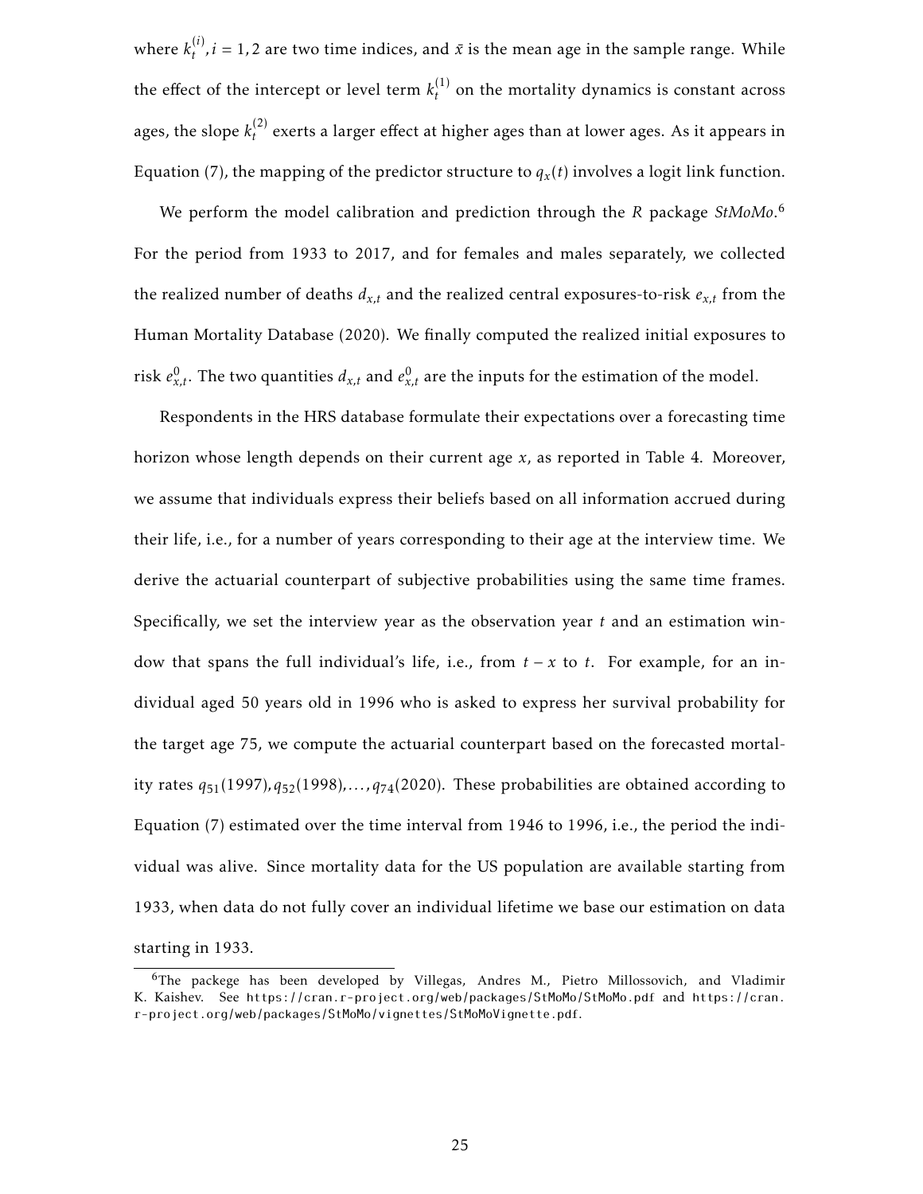where $k_t^{(i)}, i = 1,2$ are two time indices, and $\bar{x}$ is the mean age in the sample range. While the effect of the intercept or level term $k_t^{(1)}$ on the mortality dynamics is constant across ages, the slope $k_t^{(2)}$ exerts a larger effect at higher ages than at lower ages. As it appears in Equation (7), the mapping of the predictor structure to $q_x(t)$ involves a logit link function.

We perform the model calibration and prediction through the *R* package *StMoMo*.[6] For the period from 1933 to 2017, and for females and males separately, we collected the realized number of deaths $d_{x,t}$ and the realized central exposures-to-risk $e_{x,t}$ from the Human Mortality Database (2020). We finally computed the realized initial exposures to risk $e_{x,t}^0$. The two quantities $d_{x,t}$ and $e_{x,t}^0$ are the inputs for the estimation of the model.

Respondents in the HRS database formulate their expectations over a forecasting time horizon whose length depends on their current age $x$, as reported in Table 4. Moreover, we assume that individuals express their beliefs based on all information accrued during their life, i.e., for a number of years corresponding to their age at the interview time. We derive the actuarial counterpart of subjective probabilities using the same time frames. Specifically, we set the interview year as the observation year $t$ and an estimation window that spans the full individual's life, i.e., from $t - x$ to $t$. For example, for an individual aged 50 years old in 1996 who is asked to express her survival probability for the target age 75, we compute the actuarial counterpart based on the forecasted mortality rates $q_{51}(1997), q_{52}(1998), \ldots, q_{74}(2020)$. These probabilities are obtained according to Equation (7) estimated over the time interval from 1946 to 1996, i.e., the period the individual was alive. Since mortality data for the US population are available starting from 1933, when data do not fully cover an individual lifetime we base our estimation on data starting in 1933.

[6]The packege has been developed by Villegas, Andres M., Pietro Millossovich, and Vladimir K. Kaishev. See https://cran.r-project.org/web/packages/StMoMo/StMoMo.pdf and https://cran.r-project.org/web/packages/StMoMo/vignettes/StMoMoVignette.pdf.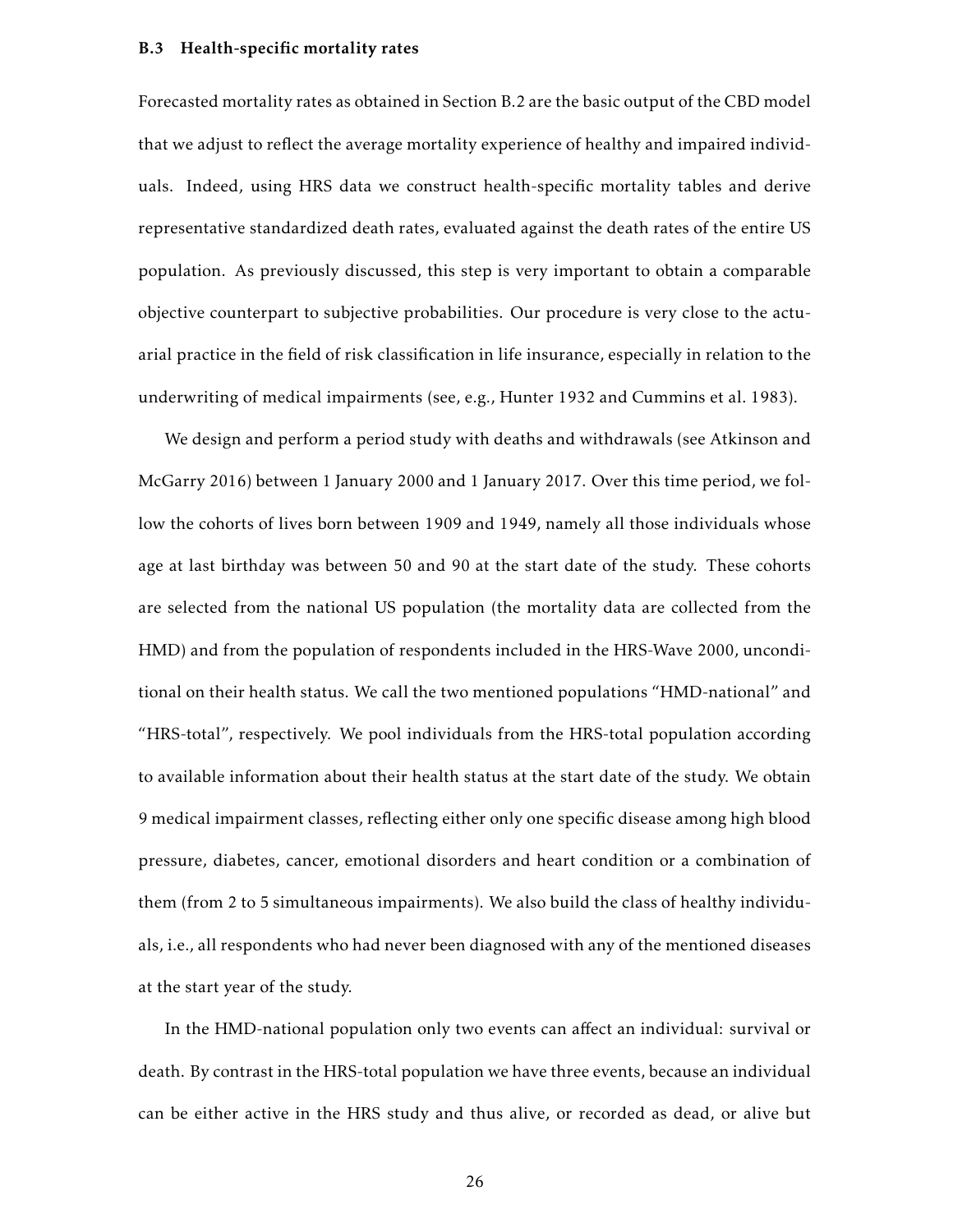### B.3 Health-specific mortality rates

Forecasted mortality rates as obtained in Section B.2 are the basic output of the CBD model that we adjust to reflect the average mortality experience of healthy and impaired individuals. Indeed, using HRS data we construct health-specific mortality tables and derive representative standardized death rates, evaluated against the death rates of the entire US population. As previously discussed, this step is very important to obtain a comparable objective counterpart to subjective probabilities. Our procedure is very close to the actuarial practice in the field of risk classification in life insurance, especially in relation to the underwriting of medical impairments (see, e.g., Hunter 1932 and Cummins et al. 1983).

We design and perform a period study with deaths and withdrawals (see Atkinson and McGarry 2016) between 1 January 2000 and 1 January 2017. Over this time period, we follow the cohorts of lives born between 1909 and 1949, namely all those individuals whose age at last birthday was between 50 and 90 at the start date of the study. These cohorts are selected from the national US population (the mortality data are collected from the HMD) and from the population of respondents included in the HRS-Wave 2000, unconditional on their health status. We call the two mentioned populations "HMD-national" and "HRS-total", respectively. We pool individuals from the HRS-total population according to available information about their health status at the start date of the study. We obtain 9 medical impairment classes, reflecting either only one specific disease among high blood pressure, diabetes, cancer, emotional disorders and heart condition or a combination of them (from 2 to 5 simultaneous impairments). We also build the class of healthy individuals, i.e., all respondents who had never been diagnosed with any of the mentioned diseases at the start year of the study.

In the HMD-national population only two events can affect an individual: survival or death. By contrast in the HRS-total population we have three events, because an individual can be either active in the HRS study and thus alive, or recorded as dead, or alive but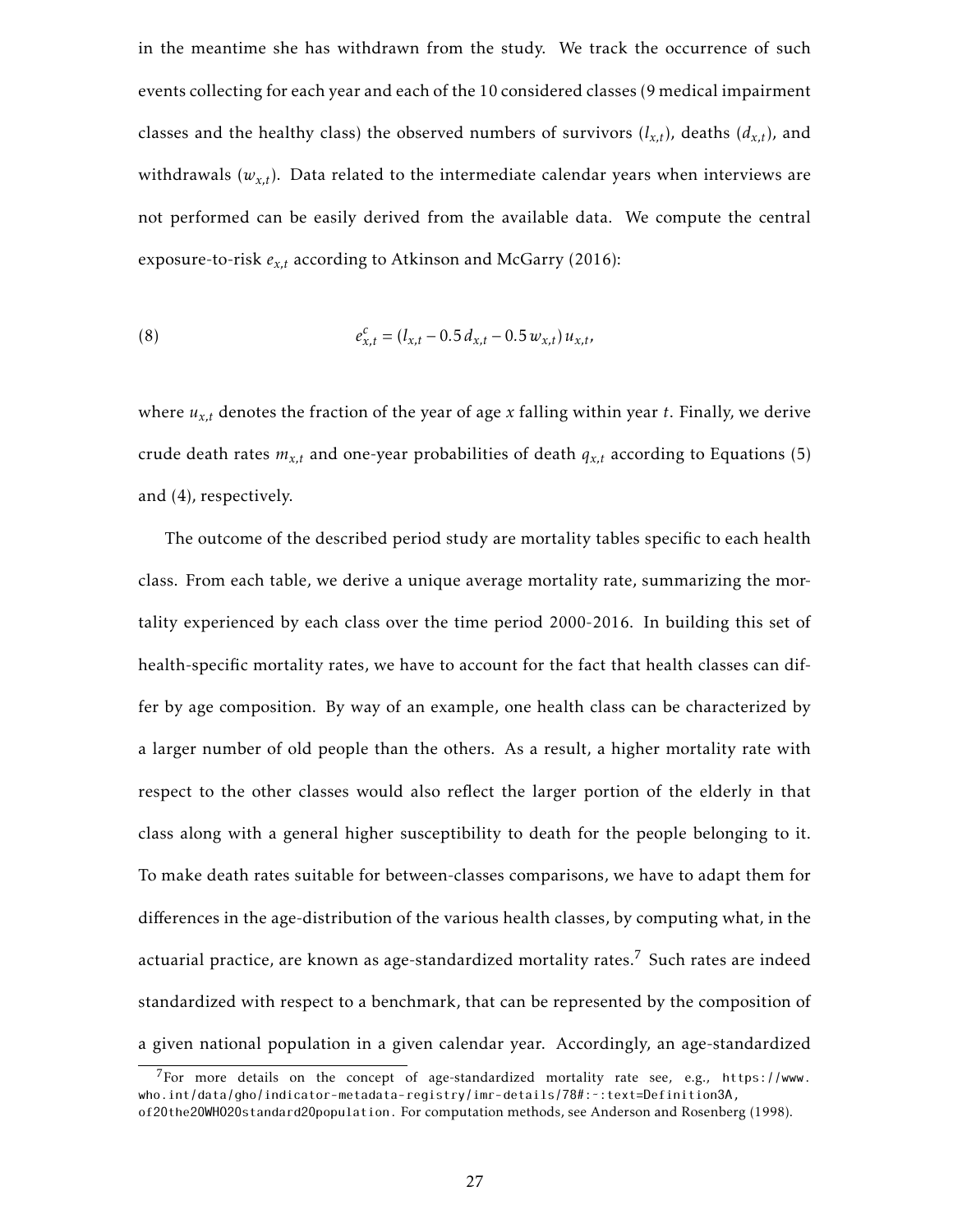in the meantime she has withdrawn from the study. We track the occurrence of such events collecting for each year and each of the 10 considered classes (9 medical impairment classes and the healthy class) the observed numbers of survivors ($l_{x,t}$), deaths ($d_{x,t}$), and withdrawals ($w_{x,t}$). Data related to the intermediate calendar years when interviews are not performed can be easily derived from the available data. We compute the central exposure-to-risk $e_{x,t}$ according to Atkinson and McGarry (2016):

$$e^{c}_{x,t} = (l_{x,t} - 0.5\, d_{x,t} - 0.5\, w_{x,t})\, u_{x,t}, \tag{8}$$

where $u_{x,t}$ denotes the fraction of the year of age $x$ falling within year $t$. Finally, we derive crude death rates $m_{x,t}$ and one-year probabilities of death $q_{x,t}$ according to Equations (5) and (4), respectively.

The outcome of the described period study are mortality tables specific to each health class. From each table, we derive a unique average mortality rate, summarizing the mortality experienced by each class over the time period 2000-2016. In building this set of health-specific mortality rates, we have to account for the fact that health classes can differ by age composition. By way of an example, one health class can be characterized by a larger number of old people than the others. As a result, a higher mortality rate with respect to the other classes would also reflect the larger portion of the elderly in that class along with a general higher susceptibility to death for the people belonging to it. To make death rates suitable for between-classes comparisons, we have to adapt them for differences in the age-distribution of the various health classes, by computing what, in the actuarial practice, are known as age-standardized mortality rates.[7] Such rates are indeed standardized with respect to a benchmark, that can be represented by the composition of a given national population in a given calendar year. Accordingly, an age-standardized

[7] For more details on the concept of age-standardized mortality rate see, e.g., https://www.who.int/data/gho/indicator-metadata-registry/imr-details/78#:~:text=Definition3A, of20the20WHO20standard20population. For computation methods, see Anderson and Rosenberg (1998).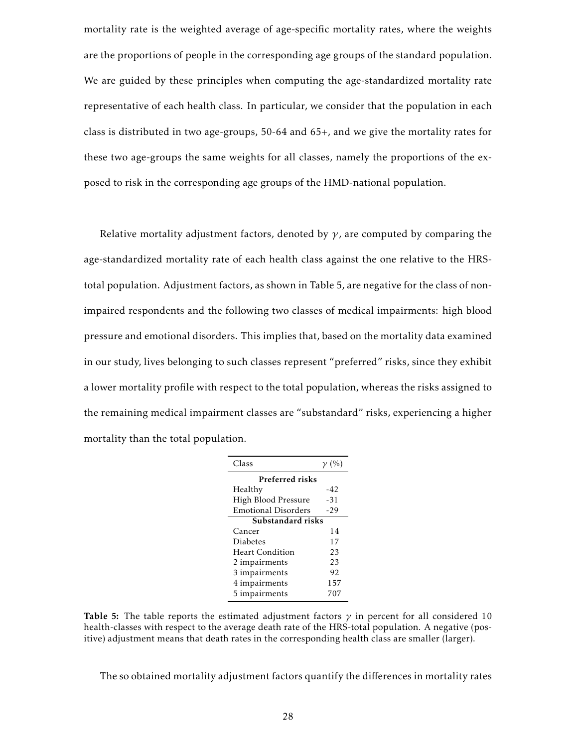mortality rate is the weighted average of age-specific mortality rates, where the weights are the proportions of people in the corresponding age groups of the standard population. We are guided by these principles when computing the age-standardized mortality rate representative of each health class. In particular, we consider that the population in each class is distributed in two age-groups, 50-64 and 65+, and we give the mortality rates for these two age-groups the same weights for all classes, namely the proportions of the exposed to risk in the corresponding age groups of the HMD-national population.

Relative mortality adjustment factors, denoted by $\gamma$, are computed by comparing the age-standardized mortality rate of each health class against the one relative to the HRS-total population. Adjustment factors, as shown in Table 5, are negative for the class of non-impaired respondents and the following two classes of medical impairments: high blood pressure and emotional disorders. This implies that, based on the mortality data examined in our study, lives belonging to such classes represent "preferred" risks, since they exhibit a lower mortality profile with respect to the total population, whereas the risks assigned to the remaining medical impairment classes are "substandard" risks, experiencing a higher mortality than the total population.

| Class | $\gamma$ (%) |
|---|---|
| **Preferred risks** | |
| Healthy | -42 |
| High Blood Pressure | -31 |
| Emotional Disorders | -29 |
| **Substandard risks** | |
| Cancer | 14 |
| Diabetes | 17 |
| Heart Condition | 23 |
| 2 impairments | 23 |
| 3 impairments | 92 |
| 4 impairments | 157 |
| 5 impairments | 707 |

**Table 5:** The table reports the estimated adjustment factors $\gamma$ in percent for all considered 10 health-classes with respect to the average death rate of the HRS-total population. A negative (positive) adjustment means that death rates in the corresponding health class are smaller (larger).

The so obtained mortality adjustment factors quantify the differences in mortality rates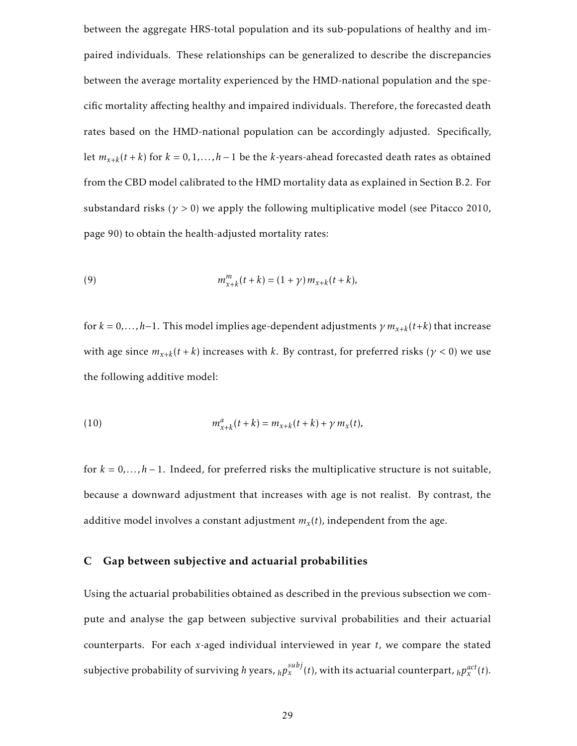between the aggregate HRS-total population and its sub-populations of healthy and impaired individuals. These relationships can be generalized to describe the discrepancies between the average mortality experienced by the HMD-national population and the specific mortality affecting healthy and impaired individuals. Therefore, the forecasted death rates based on the HMD-national population can be accordingly adjusted. Specifically, let $m_{x+k}(t+k)$ for $k = 0, 1, \ldots, h-1$ be the $k$-years-ahead forecasted death rates as obtained from the CBD model calibrated to the HMD mortality data as explained in Section B.2. For substandard risks ($\gamma > 0$) we apply the following multiplicative model (see Pitacco 2010, page 90) to obtain the health-adjusted mortality rates:

$$m^{m}_{x+k}(t+k) = (1+\gamma)\, m_{x+k}(t+k), \tag{9}$$

for $k = 0, \ldots, h-1$. This model implies age-dependent adjustments $\gamma\, m_{x+k}(t+k)$ that increase with age since $m_{x+k}(t+k)$ increases with $k$. By contrast, for preferred risks ($\gamma < 0$) we use the following additive model:

$$m^{a}_{x+k}(t+k) = m_{x+k}(t+k) + \gamma\, m_{x}(t), \tag{10}$$

for $k = 0, \ldots, h-1$. Indeed, for preferred risks the multiplicative structure is not suitable, because a downward adjustment that increases with age is not realist. By contrast, the additive model involves a constant adjustment $m_x(t)$, independent from the age.

## C Gap between subjective and actuarial probabilities

Using the actuarial probabilities obtained as described in the previous subsection we compute and analyse the gap between subjective survival probabilities and their actuarial counterparts. For each $x$-aged individual interviewed in year $t$, we compare the stated subjective probability of surviving $h$ years, ${}_hp_x^{subj}(t)$, with its actuarial counterpart, ${}_hp_x^{act}(t)$.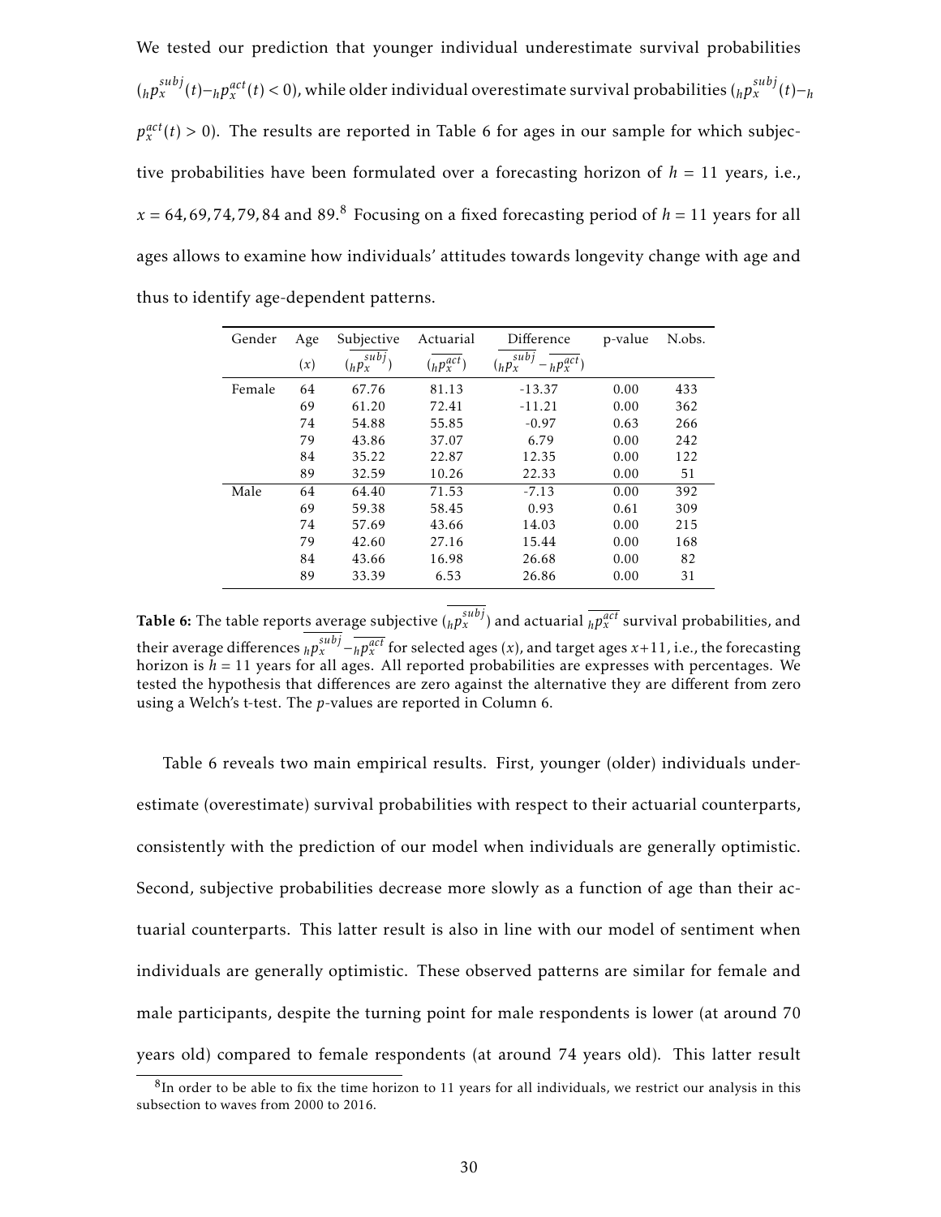We tested our prediction that younger individual underestimate survival probabilities (${}_hp_x^{subj}(t) - {}_hp_x^{act}(t) < 0$), while older individual overestimate survival probabilities (${}_hp_x^{subj}(t) - {}_hp_x^{act}(t) > 0$). The results are reported in Table 6 for ages in our sample for which subjective probabilities have been formulated over a forecasting horizon of $h = 11$ years, i.e., $x = 64, 69, 74, 79, 84$ and $89$.[8] Focusing on a fixed forecasting period of $h = 11$ years for all ages allows to examine how individuals' attitudes towards longevity change with age and thus to identify age-dependent patterns.

| Gender | Age ($x$) | Subjective ($\overline{{}_hp_x^{subj}}$) | Actuarial ($\overline{{}_hp_x^{act}}$) | Difference ($\overline{{}_hp_x^{subj}} - \overline{{}_hp_x^{act}}$) | p-value | N.obs. |
|---|---|---|---|---|---|---|
| Female | 64 | 67.76 | 81.13 | -13.37 | 0.00 | 433 |
| | 69 | 61.20 | 72.41 | -11.21 | 0.00 | 362 |
| | 74 | 54.88 | 55.85 | -0.97 | 0.63 | 266 |
| | 79 | 43.86 | 37.07 | 6.79 | 0.00 | 242 |
| | 84 | 35.22 | 22.87 | 12.35 | 0.00 | 122 |
| | 89 | 32.59 | 10.26 | 22.33 | 0.00 | 51 |
| Male | 64 | 64.40 | 71.53 | -7.13 | 0.00 | 392 |
| | 69 | 59.38 | 58.45 | 0.93 | 0.61 | 309 |
| | 74 | 57.69 | 43.66 | 14.03 | 0.00 | 215 |
| | 79 | 42.60 | 27.16 | 15.44 | 0.00 | 168 |
| | 84 | 43.66 | 16.98 | 26.68 | 0.00 | 82 |
| | 89 | 33.39 | 6.53 | 26.86 | 0.00 | 31 |

**Table 6:** The table reports average subjective ($\overline{{}_hp_x^{subj}}$) and actuarial $\overline{{}_hp_x^{act}}$ survival probabilities, and their average differences $\overline{{}_hp_x^{subj}} - \overline{{}_hp_x^{act}}$ for selected ages ($x$), and target ages $x+11$, i.e., the forecasting horizon is $h = 11$ years for all ages. All reported probabilities are expresses with percentages. We tested the hypothesis that differences are zero against the alternative they are different from zero using a Welch's t-test. The $p$-values are reported in Column 6.

Table 6 reveals two main empirical results. First, younger (older) individuals underestimate (overestimate) survival probabilities with respect to their actuarial counterparts, consistently with the prediction of our model when individuals are generally optimistic. Second, subjective probabilities decrease more slowly as a function of age than their actuarial counterparts. This latter result is also in line with our model of sentiment when individuals are generally optimistic. These observed patterns are similar for female and male participants, despite the turning point for male respondents is lower (at around 70 years old) compared to female respondents (at around 74 years old). This latter result

[8] In order to be able to fix the time horizon to 11 years for all individuals, we restrict our analysis in this subsection to waves from 2000 to 2016.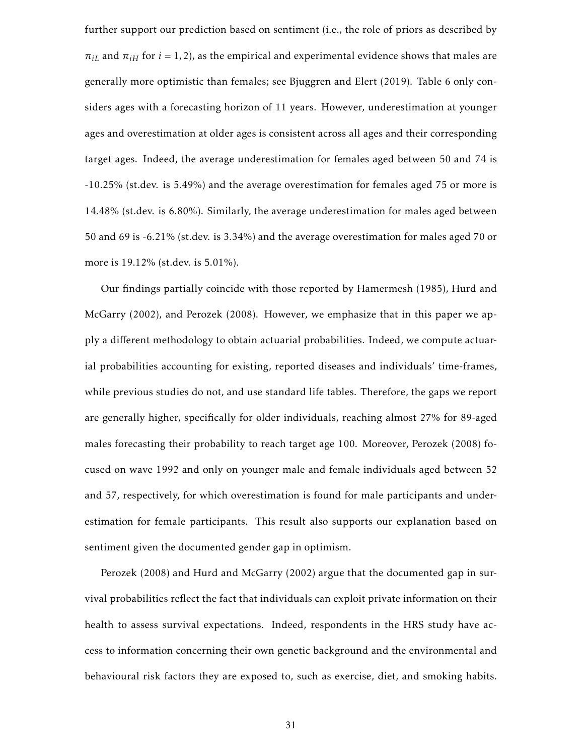further support our prediction based on sentiment (i.e., the role of priors as described by $\pi_{iL}$ and $\pi_{iH}$ for $i = 1, 2$), as the empirical and experimental evidence shows that males are generally more optimistic than females; see Bjuggren and Elert (2019). Table 6 only considers ages with a forecasting horizon of 11 years. However, underestimation at younger ages and overestimation at older ages is consistent across all ages and their corresponding target ages. Indeed, the average underestimation for females aged between 50 and 74 is -10.25% (st.dev. is 5.49%) and the average overestimation for females aged 75 or more is 14.48% (st.dev. is 6.80%). Similarly, the average underestimation for males aged between 50 and 69 is -6.21% (st.dev. is 3.34%) and the average overestimation for males aged 70 or more is 19.12% (st.dev. is 5.01%).

Our findings partially coincide with those reported by Hamermesh (1985), Hurd and McGarry (2002), and Perozek (2008). However, we emphasize that in this paper we apply a different methodology to obtain actuarial probabilities. Indeed, we compute actuarial probabilities accounting for existing, reported diseases and individuals' time-frames, while previous studies do not, and use standard life tables. Therefore, the gaps we report are generally higher, specifically for older individuals, reaching almost 27% for 89-aged males forecasting their probability to reach target age 100. Moreover, Perozek (2008) focused on wave 1992 and only on younger male and female individuals aged between 52 and 57, respectively, for which overestimation is found for male participants and underestimation for female participants. This result also supports our explanation based on sentiment given the documented gender gap in optimism.

Perozek (2008) and Hurd and McGarry (2002) argue that the documented gap in survival probabilities reflect the fact that individuals can exploit private information on their health to assess survival expectations. Indeed, respondents in the HRS study have access to information concerning their own genetic background and the environmental and behavioural risk factors they are exposed to, such as exercise, diet, and smoking habits.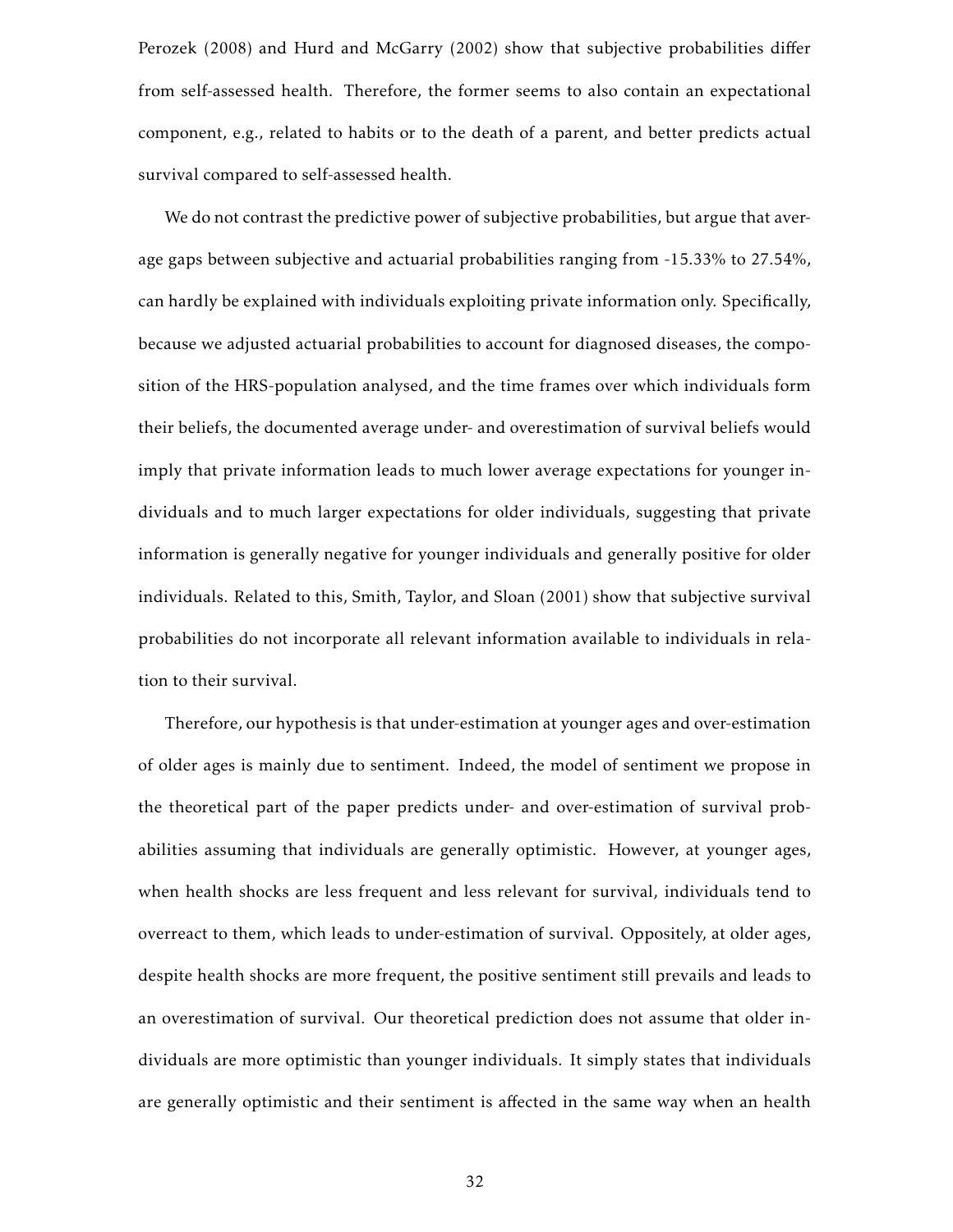Perozek (2008) and Hurd and McGarry (2002) show that subjective probabilities differ from self-assessed health. Therefore, the former seems to also contain an expectational component, e.g., related to habits or to the death of a parent, and better predicts actual survival compared to self-assessed health.

We do not contrast the predictive power of subjective probabilities, but argue that average gaps between subjective and actuarial probabilities ranging from -15.33% to 27.54%, can hardly be explained with individuals exploiting private information only. Specifically, because we adjusted actuarial probabilities to account for diagnosed diseases, the composition of the HRS-population analysed, and the time frames over which individuals form their beliefs, the documented average under- and overestimation of survival beliefs would imply that private information leads to much lower average expectations for younger individuals and to much larger expectations for older individuals, suggesting that private information is generally negative for younger individuals and generally positive for older individuals. Related to this, Smith, Taylor, and Sloan (2001) show that subjective survival probabilities do not incorporate all relevant information available to individuals in relation to their survival.

Therefore, our hypothesis is that under-estimation at younger ages and over-estimation of older ages is mainly due to sentiment. Indeed, the model of sentiment we propose in the theoretical part of the paper predicts under- and over-estimation of survival probabilities assuming that individuals are generally optimistic. However, at younger ages, when health shocks are less frequent and less relevant for survival, individuals tend to overreact to them, which leads to under-estimation of survival. Oppositely, at older ages, despite health shocks are more frequent, the positive sentiment still prevails and leads to an overestimation of survival. Our theoretical prediction does not assume that older individuals are more optimistic than younger individuals. It simply states that individuals are generally optimistic and their sentiment is affected in the same way when an health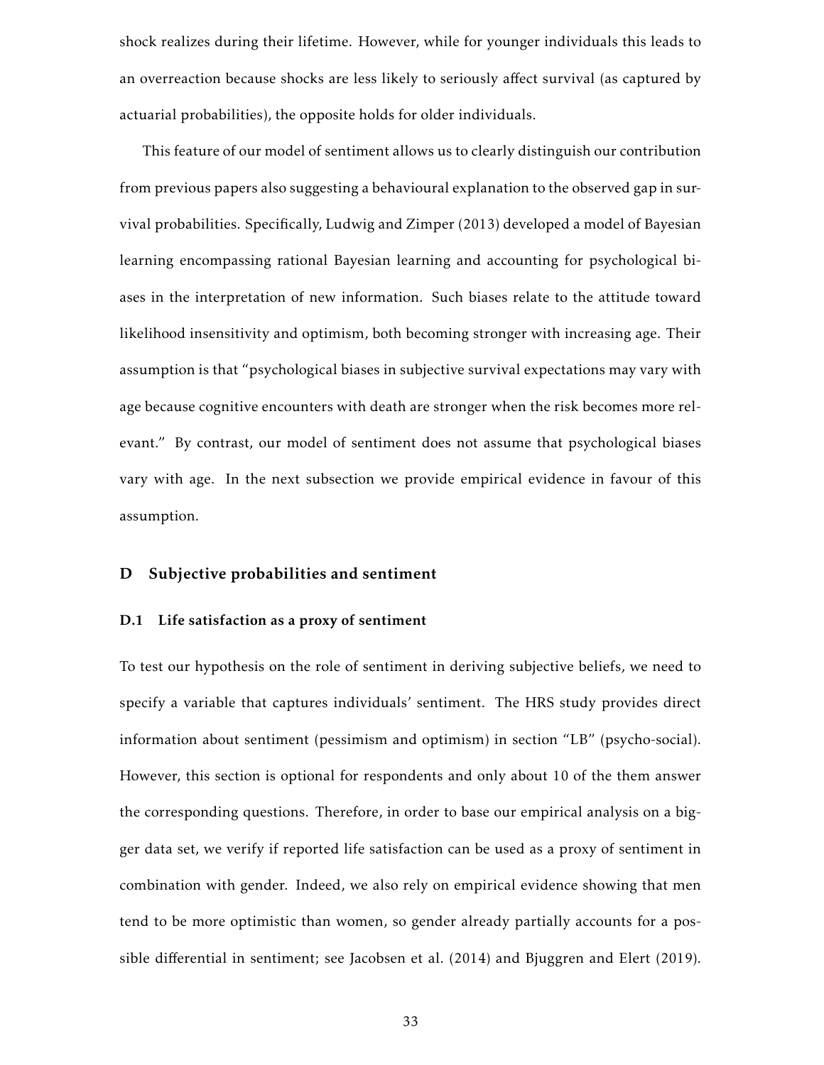shock realizes during their lifetime. However, while for younger individuals this leads to an overreaction because shocks are less likely to seriously affect survival (as captured by actuarial probabilities), the opposite holds for older individuals.

This feature of our model of sentiment allows us to clearly distinguish our contribution from previous papers also suggesting a behavioural explanation to the observed gap in survival probabilities. Specifically, Ludwig and Zimper (2013) developed a model of Bayesian learning encompassing rational Bayesian learning and accounting for psychological biases in the interpretation of new information. Such biases relate to the attitude toward likelihood insensitivity and optimism, both becoming stronger with increasing age. Their assumption is that "psychological biases in subjective survival expectations may vary with age because cognitive encounters with death are stronger when the risk becomes more relevant." By contrast, our model of sentiment does not assume that psychological biases vary with age. In the next subsection we provide empirical evidence in favour of this assumption.

## D Subjective probabilities and sentiment

### D.1 Life satisfaction as a proxy of sentiment

To test our hypothesis on the role of sentiment in deriving subjective beliefs, we need to specify a variable that captures individuals' sentiment. The HRS study provides direct information about sentiment (pessimism and optimism) in section "LB" (psycho-social). However, this section is optional for respondents and only about 10 of the them answer the corresponding questions. Therefore, in order to base our empirical analysis on a bigger data set, we verify if reported life satisfaction can be used as a proxy of sentiment in combination with gender. Indeed, we also rely on empirical evidence showing that men tend to be more optimistic than women, so gender already partially accounts for a possible differential in sentiment; see Jacobsen et al. (2014) and Bjuggren and Elert (2019).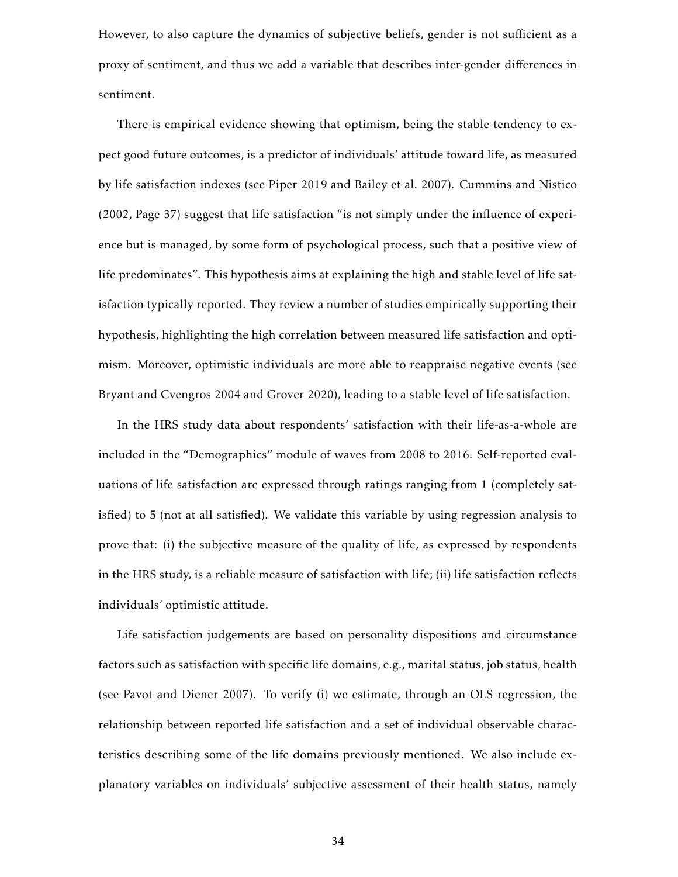However, to also capture the dynamics of subjective beliefs, gender is not sufficient as a proxy of sentiment, and thus we add a variable that describes inter-gender differences in sentiment.

There is empirical evidence showing that optimism, being the stable tendency to expect good future outcomes, is a predictor of individuals' attitude toward life, as measured by life satisfaction indexes (see Piper 2019 and Bailey et al. 2007). Cummins and Nistico (2002, Page 37) suggest that life satisfaction "is not simply under the influence of experience but is managed, by some form of psychological process, such that a positive view of life predominates". This hypothesis aims at explaining the high and stable level of life satisfaction typically reported. They review a number of studies empirically supporting their hypothesis, highlighting the high correlation between measured life satisfaction and optimism. Moreover, optimistic individuals are more able to reappraise negative events (see Bryant and Cvengros 2004 and Grover 2020), leading to a stable level of life satisfaction.

In the HRS study data about respondents' satisfaction with their life-as-a-whole are included in the "Demographics" module of waves from 2008 to 2016. Self-reported evaluations of life satisfaction are expressed through ratings ranging from 1 (completely satisfied) to 5 (not at all satisfied). We validate this variable by using regression analysis to prove that: (i) the subjective measure of the quality of life, as expressed by respondents in the HRS study, is a reliable measure of satisfaction with life; (ii) life satisfaction reflects individuals' optimistic attitude.

Life satisfaction judgements are based on personality dispositions and circumstance factors such as satisfaction with specific life domains, e.g., marital status, job status, health (see Pavot and Diener 2007). To verify (i) we estimate, through an OLS regression, the relationship between reported life satisfaction and a set of individual observable characteristics describing some of the life domains previously mentioned. We also include explanatory variables on individuals' subjective assessment of their health status, namely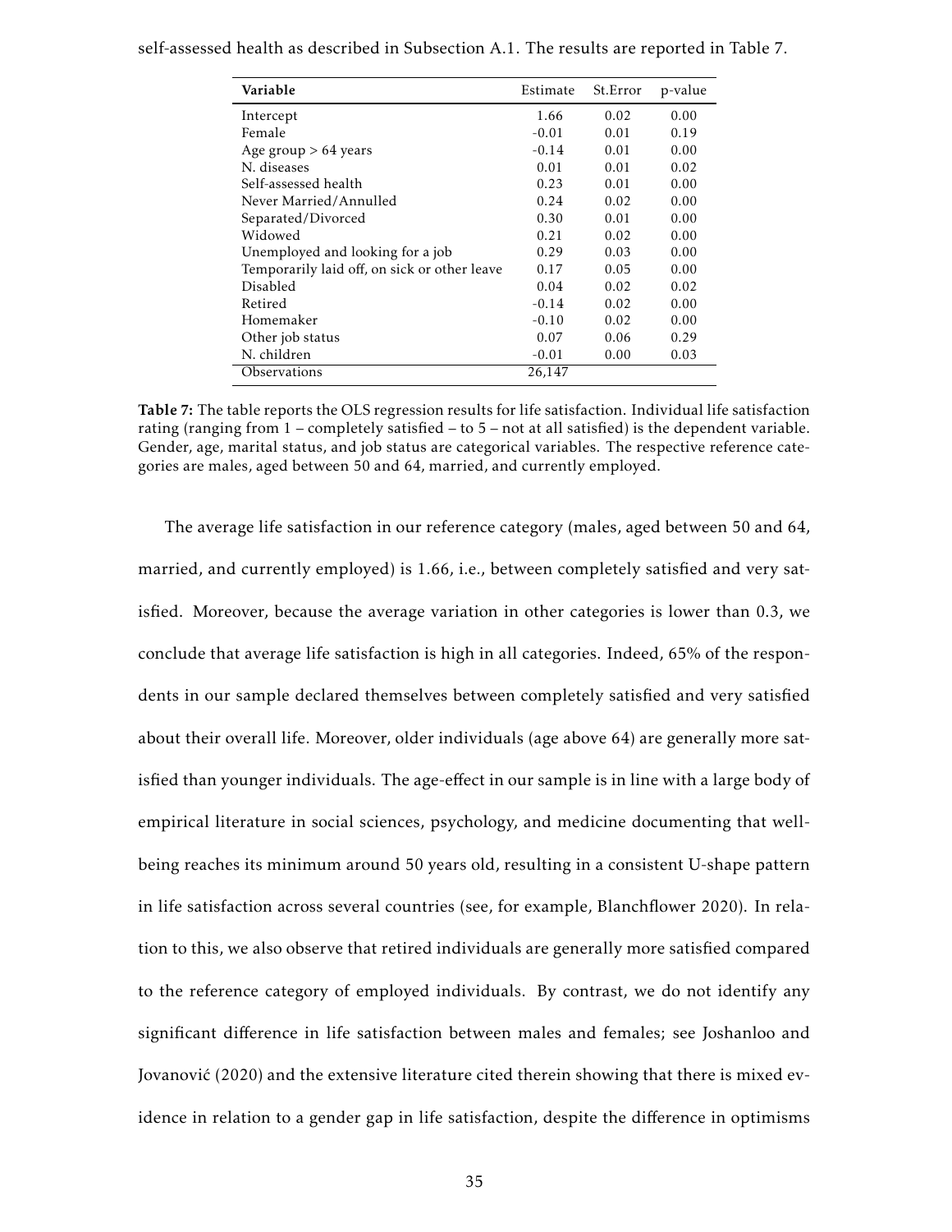self-assessed health as described in Subsection A.1. The results are reported in Table 7.

| **Variable** | Estimate | St.Error | p-value |
|---|---|---|---|
| Intercept | 1.66 | 0.02 | 0.00 |
| Female | -0.01 | 0.01 | 0.19 |
| Age group > 64 years | -0.14 | 0.01 | 0.00 |
| N. diseases | 0.01 | 0.01 | 0.02 |
| Self-assessed health | 0.23 | 0.01 | 0.00 |
| Never Married/Annulled | 0.24 | 0.02 | 0.00 |
| Separated/Divorced | 0.30 | 0.01 | 0.00 |
| Widowed | 0.21 | 0.02 | 0.00 |
| Unemployed and looking for a job | 0.29 | 0.03 | 0.00 |
| Temporarily laid off, on sick or other leave | 0.17 | 0.05 | 0.00 |
| Disabled | 0.04 | 0.02 | 0.02 |
| Retired | -0.14 | 0.02 | 0.00 |
| Homemaker | -0.10 | 0.02 | 0.00 |
| Other job status | 0.07 | 0.06 | 0.29 |
| N. children | -0.01 | 0.00 | 0.03 |
| Observations | 26,147 | | |

**Table 7:** The table reports the OLS regression results for life satisfaction. Individual life satisfaction rating (ranging from 1 – completely satisfied – to 5 – not at all satisfied) is the dependent variable. Gender, age, marital status, and job status are categorical variables. The respective reference categories are males, aged between 50 and 64, married, and currently employed.

The average life satisfaction in our reference category (males, aged between 50 and 64, married, and currently employed) is 1.66, i.e., between completely satisfied and very satisfied. Moreover, because the average variation in other categories is lower than 0.3, we conclude that average life satisfaction is high in all categories. Indeed, 65% of the respondents in our sample declared themselves between completely satisfied and very satisfied about their overall life. Moreover, older individuals (age above 64) are generally more satisfied than younger individuals. The age-effect in our sample is in line with a large body of empirical literature in social sciences, psychology, and medicine documenting that well-being reaches its minimum around 50 years old, resulting in a consistent U-shape pattern in life satisfaction across several countries (see, for example, Blanchflower 2020). In relation to this, we also observe that retired individuals are generally more satisfied compared to the reference category of employed individuals. By contrast, we do not identify any significant difference in life satisfaction between males and females; see Joshanloo and Jovanović (2020) and the extensive literature cited therein showing that there is mixed evidence in relation to a gender gap in life satisfaction, despite the difference in optimisms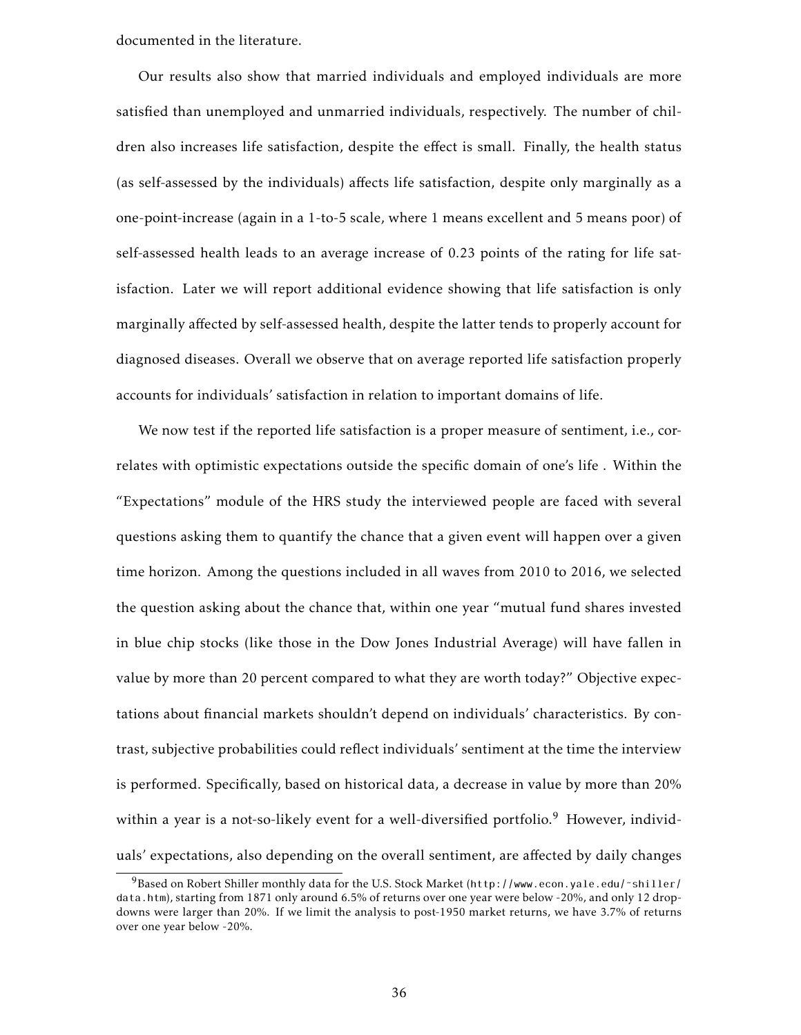documented in the literature.

Our results also show that married individuals and employed individuals are more satisfied than unemployed and unmarried individuals, respectively. The number of children also increases life satisfaction, despite the effect is small. Finally, the health status (as self-assessed by the individuals) affects life satisfaction, despite only marginally as a one-point-increase (again in a 1-to-5 scale, where 1 means excellent and 5 means poor) of self-assessed health leads to an average increase of 0.23 points of the rating for life satisfaction. Later we will report additional evidence showing that life satisfaction is only marginally affected by self-assessed health, despite the latter tends to properly account for diagnosed diseases. Overall we observe that on average reported life satisfaction properly accounts for individuals' satisfaction in relation to important domains of life.

We now test if the reported life satisfaction is a proper measure of sentiment, i.e., correlates with optimistic expectations outside the specific domain of one's life . Within the "Expectations" module of the HRS study the interviewed people are faced with several questions asking them to quantify the chance that a given event will happen over a given time horizon. Among the questions included in all waves from 2010 to 2016, we selected the question asking about the chance that, within one year "mutual fund shares invested in blue chip stocks (like those in the Dow Jones Industrial Average) will have fallen in value by more than 20 percent compared to what they are worth today?" Objective expectations about financial markets shouldn't depend on individuals' characteristics. By contrast, subjective probabilities could reflect individuals' sentiment at the time the interview is performed. Specifically, based on historical data, a decrease in value by more than 20% within a year is a not-so-likely event for a well-diversified portfolio.[9] However, individuals' expectations, also depending on the overall sentiment, are affected by daily changes

[9] Based on Robert Shiller monthly data for the U.S. Stock Market (http://www.econ.yale.edu/~shiller/data.htm), starting from 1871 only around 6.5% of returns over one year were below -20%, and only 12 drop-downs were larger than 20%. If we limit the analysis to post-1950 market returns, we have 3.7% of returns over one year below -20%.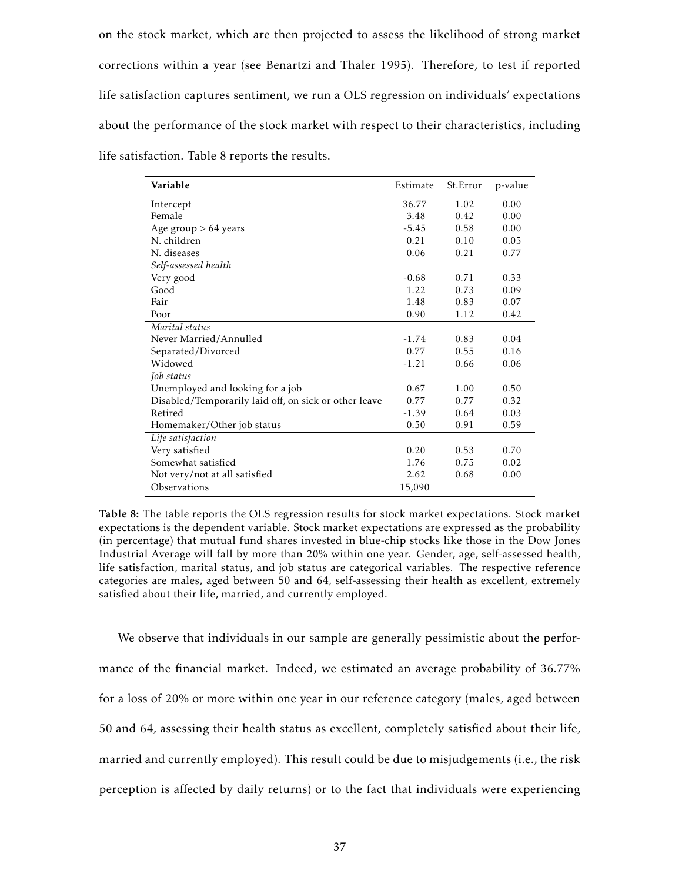on the stock market, which are then projected to assess the likelihood of strong market corrections within a year (see Benartzi and Thaler 1995). Therefore, to test if reported life satisfaction captures sentiment, we run a OLS regression on individuals' expectations about the performance of the stock market with respect to their characteristics, including life satisfaction. Table 8 reports the results.

| **Variable** | Estimate | St.Error | p-value |
|---|---|---|---|
| Intercept | 36.77 | 1.02 | 0.00 |
| Female | 3.48 | 0.42 | 0.00 |
| Age group > 64 years | -5.45 | 0.58 | 0.00 |
| N. children | 0.21 | 0.10 | 0.05 |
| N. diseases | 0.06 | 0.21 | 0.77 |
| *Self-assessed health* | | | |
| Very good | -0.68 | 0.71 | 0.33 |
| Good | 1.22 | 0.73 | 0.09 |
| Fair | 1.48 | 0.83 | 0.07 |
| Poor | 0.90 | 1.12 | 0.42 |
| *Marital status* | | | |
| Never Married/Annulled | -1.74 | 0.83 | 0.04 |
| Separated/Divorced | 0.77 | 0.55 | 0.16 |
| Widowed | -1.21 | 0.66 | 0.06 |
| *Job status* | | | |
| Unemployed and looking for a job | 0.67 | 1.00 | 0.50 |
| Disabled/Temporarily laid off, on sick or other leave | 0.77 | 0.77 | 0.32 |
| Retired | -1.39 | 0.64 | 0.03 |
| Homemaker/Other job status | 0.50 | 0.91 | 0.59 |
| *Life satisfaction* | | | |
| Very satisfied | 0.20 | 0.53 | 0.70 |
| Somewhat satisfied | 1.76 | 0.75 | 0.02 |
| Not very/not at all satisfied | 2.62 | 0.68 | 0.00 |
| Observations | 15,090 | | |

**Table 8:** The table reports the OLS regression results for stock market expectations. Stock market expectations is the dependent variable. Stock market expectations are expressed as the probability (in percentage) that mutual fund shares invested in blue-chip stocks like those in the Dow Jones Industrial Average will fall by more than 20% within one year. Gender, age, self-assessed health, life satisfaction, marital status, and job status are categorical variables. The respective reference categories are males, aged between 50 and 64, self-assessing their health as excellent, extremely satisfied about their life, married, and currently employed.

We observe that individuals in our sample are generally pessimistic about the performance of the financial market. Indeed, we estimated an average probability of 36.77% for a loss of 20% or more within one year in our reference category (males, aged between 50 and 64, assessing their health status as excellent, completely satisfied about their life, married and currently employed). This result could be due to misjudgements (i.e., the risk perception is affected by daily returns) or to the fact that individuals were experiencing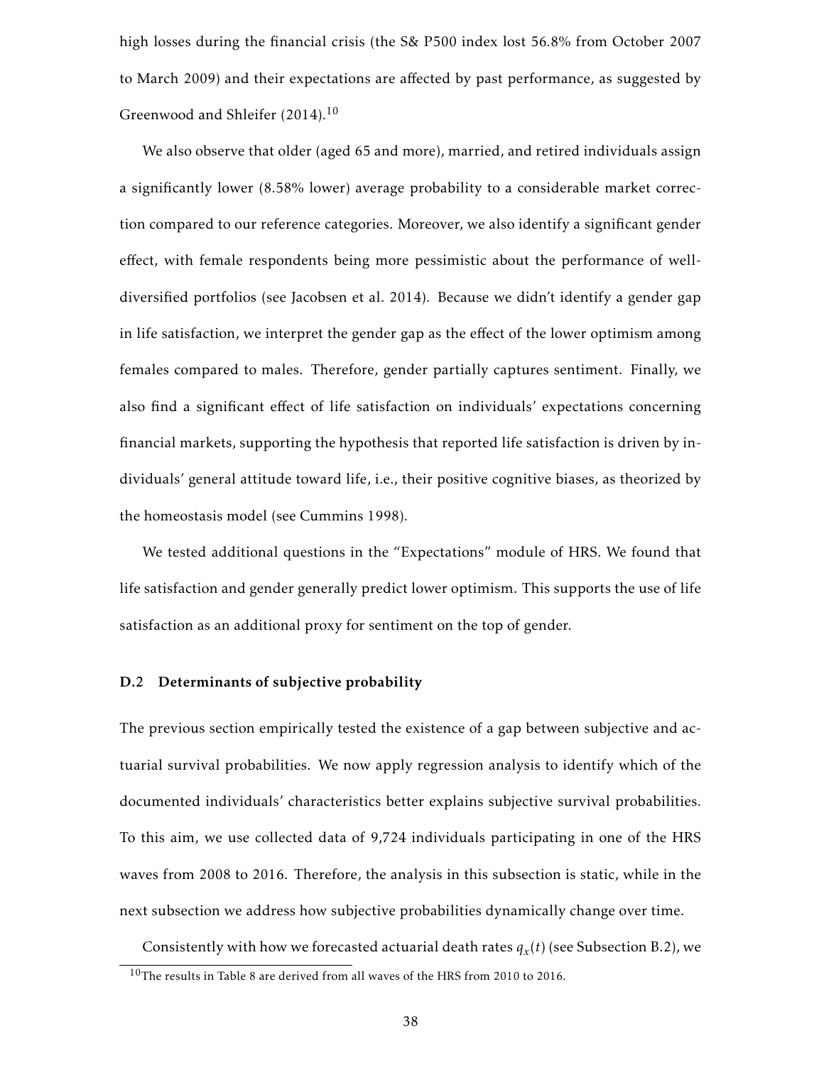high losses during the financial crisis (the S& P500 index lost 56.8% from October 2007 to March 2009) and their expectations are affected by past performance, as suggested by Greenwood and Shleifer (2014).[10]

We also observe that older (aged 65 and more), married, and retired individuals assign a significantly lower (8.58% lower) average probability to a considerable market correction compared to our reference categories. Moreover, we also identify a significant gender effect, with female respondents being more pessimistic about the performance of well-diversified portfolios (see Jacobsen et al. 2014). Because we didn't identify a gender gap in life satisfaction, we interpret the gender gap as the effect of the lower optimism among females compared to males. Therefore, gender partially captures sentiment. Finally, we also find a significant effect of life satisfaction on individuals' expectations concerning financial markets, supporting the hypothesis that reported life satisfaction is driven by individuals' general attitude toward life, i.e., their positive cognitive biases, as theorized by the homeostasis model (see Cummins 1998).

We tested additional questions in the "Expectations" module of HRS. We found that life satisfaction and gender generally predict lower optimism. This supports the use of life satisfaction as an additional proxy for sentiment on the top of gender.

### D.2 Determinants of subjective probability

The previous section empirically tested the existence of a gap between subjective and actuarial survival probabilities. We now apply regression analysis to identify which of the documented individuals' characteristics better explains subjective survival probabilities. To this aim, we use collected data of 9,724 individuals participating in one of the HRS waves from 2008 to 2016. Therefore, the analysis in this subsection is static, while in the next subsection we address how subjective probabilities dynamically change over time.

Consistently with how we forecasted actuarial death rates $q_x(t)$ (see Subsection B.2), we

[10] The results in Table 8 are derived from all waves of the HRS from 2010 to 2016.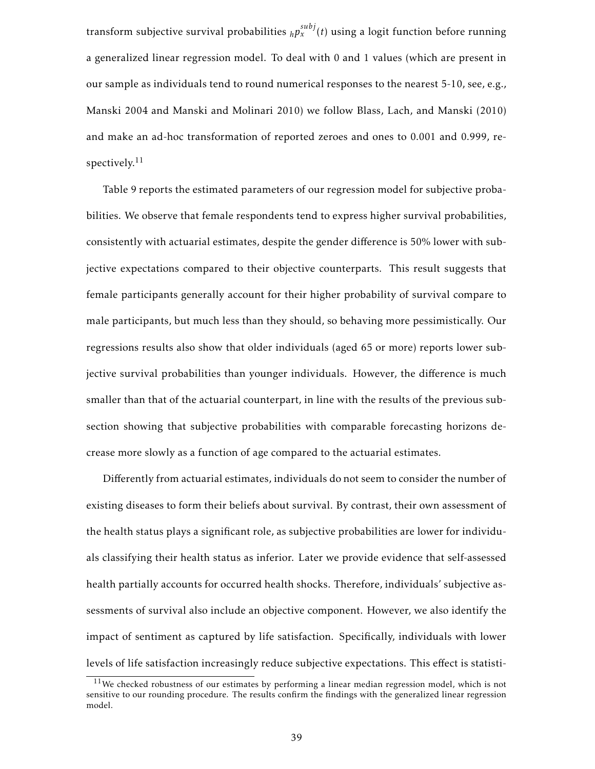transform subjective survival probabilities ${}_hp_x^{subj}(t)$ using a logit function before running a generalized linear regression model. To deal with 0 and 1 values (which are present in our sample as individuals tend to round numerical responses to the nearest 5-10, see, e.g., Manski 2004 and Manski and Molinari 2010) we follow Blass, Lach, and Manski (2010) and make an ad-hoc transformation of reported zeroes and ones to 0.001 and 0.999, respectively.[11]

Table 9 reports the estimated parameters of our regression model for subjective probabilities. We observe that female respondents tend to express higher survival probabilities, consistently with actuarial estimates, despite the gender difference is 50% lower with subjective expectations compared to their objective counterparts. This result suggests that female participants generally account for their higher probability of survival compare to male participants, but much less than they should, so behaving more pessimistically. Our regressions results also show that older individuals (aged 65 or more) reports lower subjective survival probabilities than younger individuals. However, the difference is much smaller than that of the actuarial counterpart, in line with the results of the previous subsection showing that subjective probabilities with comparable forecasting horizons decrease more slowly as a function of age compared to the actuarial estimates.

Differently from actuarial estimates, individuals do not seem to consider the number of existing diseases to form their beliefs about survival. By contrast, their own assessment of the health status plays a significant role, as subjective probabilities are lower for individuals classifying their health status as inferior. Later we provide evidence that self-assessed health partially accounts for occurred health shocks. Therefore, individuals' subjective assessments of survival also include an objective component. However, we also identify the impact of sentiment as captured by life satisfaction. Specifically, individuals with lower levels of life satisfaction increasingly reduce subjective expectations. This effect is statisti-

[11] We checked robustness of our estimates by performing a linear median regression model, which is not sensitive to our rounding procedure. The results confirm the findings with the generalized linear regression model.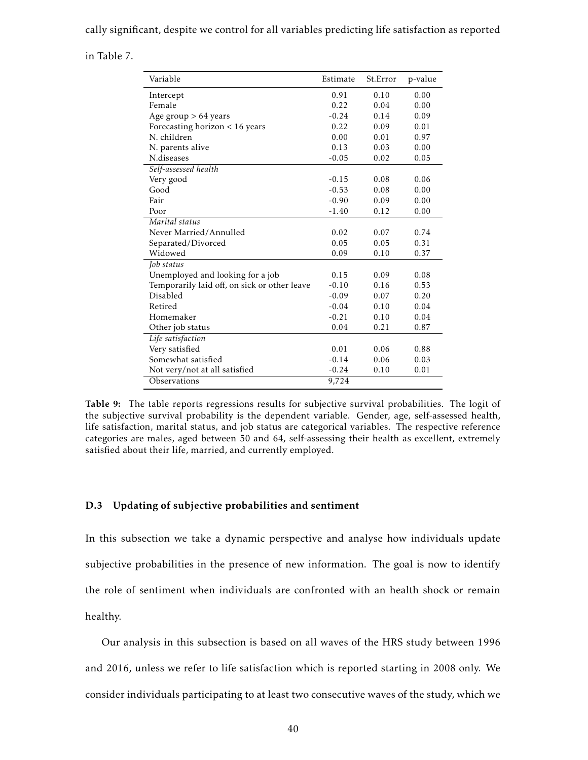cally significant, despite we control for all variables predicting life satisfaction as reported in Table 7.

| Variable | Estimate | St.Error | p-value |
|---|---|---|---|
| Intercept | 0.91 | 0.10 | 0.00 |
| Female | 0.22 | 0.04 | 0.00 |
| Age group > 64 years | -0.24 | 0.14 | 0.09 |
| Forecasting horizon < 16 years | 0.22 | 0.09 | 0.01 |
| N. children | 0.00 | 0.01 | 0.97 |
| N. parents alive | 0.13 | 0.03 | 0.00 |
| N.diseases | -0.05 | 0.02 | 0.05 |
| *Self-assessed health* | | | |
| Very good | -0.15 | 0.08 | 0.06 |
| Good | -0.53 | 0.08 | 0.00 |
| Fair | -0.90 | 0.09 | 0.00 |
| Poor | -1.40 | 0.12 | 0.00 |
| *Marital status* | | | |
| Never Married/Annulled | 0.02 | 0.07 | 0.74 |
| Separated/Divorced | 0.05 | 0.05 | 0.31 |
| Widowed | 0.09 | 0.10 | 0.37 |
| *Job status* | | | |
| Unemployed and looking for a job | 0.15 | 0.09 | 0.08 |
| Temporarily laid off, on sick or other leave | -0.10 | 0.16 | 0.53 |
| Disabled | -0.09 | 0.07 | 0.20 |
| Retired | -0.04 | 0.10 | 0.04 |
| Homemaker | -0.21 | 0.10 | 0.04 |
| Other job status | 0.04 | 0.21 | 0.87 |
| *Life satisfaction* | | | |
| Very satisfied | 0.01 | 0.06 | 0.88 |
| Somewhat satisfied | -0.14 | 0.06 | 0.03 |
| Not very/not at all satisfied | -0.24 | 0.10 | 0.01 |
| Observations | 9,724 | | |

**Table 9:** The table reports regressions results for subjective survival probabilities. The logit of the subjective survival probability is the dependent variable. Gender, age, self-assessed health, life satisfaction, marital status, and job status are categorical variables. The respective reference categories are males, aged between 50 and 64, self-assessing their health as excellent, extremely satisfied about their life, married, and currently employed.

### D.3 Updating of subjective probabilities and sentiment

In this subsection we take a dynamic perspective and analyse how individuals update subjective probabilities in the presence of new information. The goal is now to identify the role of sentiment when individuals are confronted with an health shock or remain healthy.

Our analysis in this subsection is based on all waves of the HRS study between 1996 and 2016, unless we refer to life satisfaction which is reported starting in 2008 only. We consider individuals participating to at least two consecutive waves of the study, which we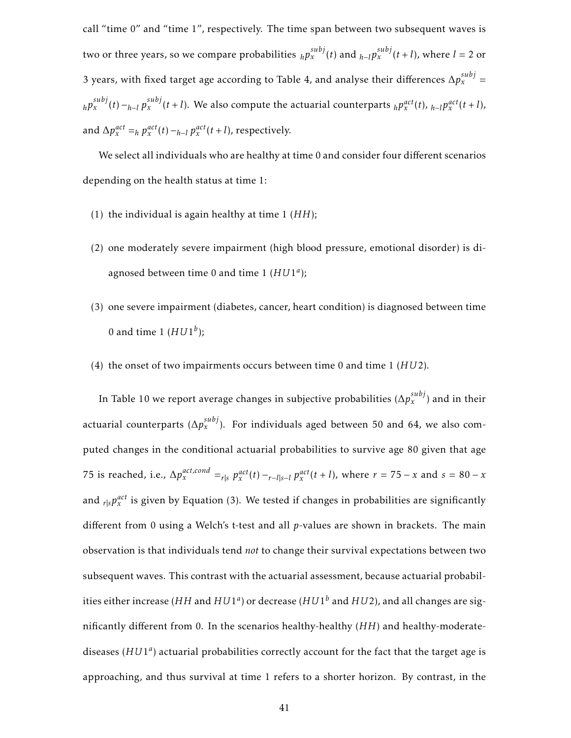call "time 0" and "time 1", respectively. The time span between two subsequent waves is two or three years, so we compare probabilities ${}_{h}p_x^{subj}(t)$ and ${}_{h-l}p_x^{subj}(t+l)$, where $l = 2$ or 3 years, with fixed target age according to Table 4, and analyse their differences $\Delta p_x^{subj} = {}_{h}p_x^{subj}(t) - {}_{h-l}\, p_x^{subj}(t+l)$. We also compute the actuarial counterparts ${}_{h}p_x^{act}(t)$, ${}_{h-l}p_x^{act}(t+l)$, and $\Delta p_x^{act} = {}_{h}\, p_x^{act}(t) - {}_{h-l}\, p_x^{act}(t+l)$, respectively.

We select all individuals who are healthy at time 0 and consider four different scenarios depending on the health status at time 1:

(1) the individual is again healthy at time 1 ($HH$);

(2) one moderately severe impairment (high blood pressure, emotional disorder) is diagnosed between time 0 and time 1 ($HU1^a$);

(3) one severe impairment (diabetes, cancer, heart condition) is diagnosed between time 0 and time 1 ($HU1^b$);

(4) the onset of two impairments occurs between time 0 and time 1 ($HU2$).

In Table 10 we report average changes in subjective probabilities ($\Delta p_x^{subj}$) and in their actuarial counterparts ($\Delta p_x^{subj}$). For individuals aged between 50 and 64, we also computed changes in the conditional actuarial probabilities to survive age 80 given that age 75 is reached, i.e., $\Delta p_x^{act,cond} = {}_{r|s}\, p_x^{act}(t) - {}_{r-l|s-l}\, p_x^{act}(t+l)$, where $r = 75 - x$ and $s = 80 - x$ and ${}_{r|s}p_x^{act}$ is given by Equation (3). We tested if changes in probabilities are significantly different from 0 using a Welch's t-test and all $p$-values are shown in brackets. The main observation is that individuals tend *not* to change their survival expectations between two subsequent waves. This contrast with the actuarial assessment, because actuarial probabilities either increase ($HH$ and $HU1^a$) or decrease ($HU1^b$ and $HU2$), and all changes are significantly different from 0. In the scenarios healthy-healthy ($HH$) and healthy-moderate-diseases ($HU1^a$) actuarial probabilities correctly account for the fact that the target age is approaching, and thus survival at time 1 refers to a shorter horizon. By contrast, in the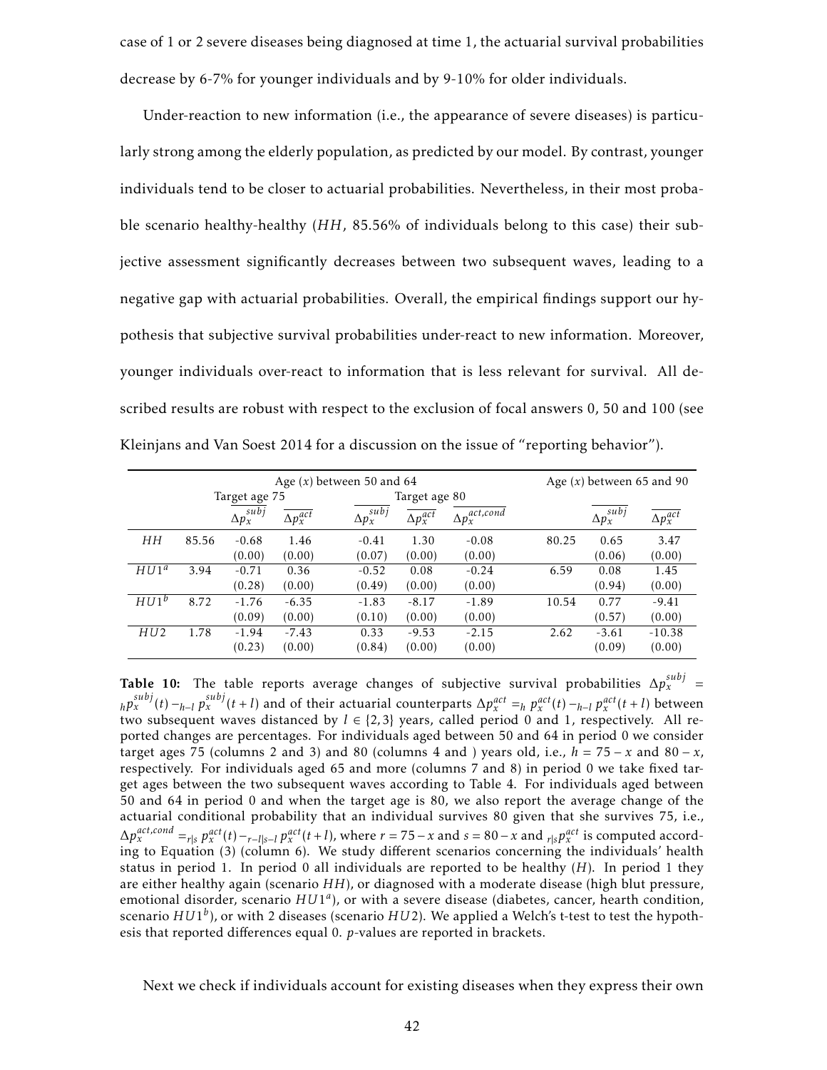case of 1 or 2 severe diseases being diagnosed at time 1, the actuarial survival probabilities decrease by 6-7% for younger individuals and by 9-10% for older individuals.

Under-reaction to new information (i.e., the appearance of severe diseases) is particularly strong among the elderly population, as predicted by our model. By contrast, younger individuals tend to be closer to actuarial probabilities. Nevertheless, in their most probable scenario healthy-healthy ($HH$, 85.56% of individuals belong to this case) their subjective assessment significantly decreases between two subsequent waves, leading to a negative gap with actuarial probabilities. Overall, the empirical findings support our hypothesis that subjective survival probabilities under-react to new information. Moreover, younger individuals over-react to information that is less relevant for survival. All described results are robust with respect to the exclusion of focal answers 0, 50 and 100 (see Kleinjans and Van Soest 2014 for a discussion on the issue of "reporting behavior").

| | Age ($x$) between 50 and 64 | | | | | | Age ($x$) between 65 and 90 | | |
|---|---|---|---|---|---|---|---|---|---|
| | | Target age 75 | | Target age 80 | | | | | |
| | | $\overline{\Delta p_x^{subj}}$ | $\overline{\Delta p_x^{act}}$ | $\overline{\Delta p_x^{subj}}$ | $\overline{\Delta p_x^{act}}$ | $\overline{\Delta p_x^{act,cond}}$ | | $\overline{\Delta p_x^{subj}}$ | $\overline{\Delta p_x^{act}}$ |
| $HH$ | 85.56 | -0.68 | 1.46 | -0.41 | 1.30 | -0.08 | 80.25 | 0.65 | 3.47 |
| | | (0.00) | (0.00) | (0.07) | (0.00) | (0.00) | | (0.06) | (0.00) |
| $HU1^a$ | 3.94 | -0.71 | 0.36 | -0.52 | 0.08 | -0.24 | 6.59 | 0.08 | 1.45 |
| | | (0.28) | (0.00) | (0.49) | (0.00) | (0.00) | | (0.94) | (0.00) |
| $HU1^b$ | 8.72 | -1.76 | -6.35 | -1.83 | -8.17 | -1.89 | 10.54 | 0.77 | -9.41 |
| | | (0.09) | (0.00) | (0.10) | (0.00) | (0.00) | | (0.57) | (0.00) |
| $HU2$ | 1.78 | -1.94 | -7.43 | 0.33 | -9.53 | -2.15 | 2.62 | -3.61 | -10.38 |
| | | (0.23) | (0.00) | (0.84) | (0.00) | (0.00) | | (0.09) | (0.00) |

**Table 10:** The table reports average changes of subjective survival probabilities $\Delta p_x^{subj} = {}_h p_x^{subj}(t) - {}_{h-l}\, p_x^{subj}(t+l)$ and of their actuarial counterparts $\Delta p_x^{act} = {}_h\, p_x^{act}(t) - {}_{h-l}\, p_x^{act}(t+l)$ between two subsequent waves distanced by $l \in \{2,3\}$ years, called period 0 and 1, respectively. All reported changes are percentages. For individuals aged between 50 and 64 in period 0 we consider target ages 75 (columns 2 and 3) and 80 (columns 4 and ) years old, i.e., $h = 75 - x$ and $80 - x$, respectively. For individuals aged 65 and more (columns 7 and 8) in period 0 we take fixed target ages between the two subsequent waves according to Table 4. For individuals aged between 50 and 64 in period 0 and when the target age is 80, we also report the average change of the actuarial conditional probability that an individual survives 80 given that she survives 75, i.e., $\Delta p_x^{act,cond} = {}_{r|s}\, p_x^{act}(t) - {}_{r-l|s-l}\, p_x^{act}(t+l)$, where $r = 75 - x$ and $s = 80 - x$ and ${}_{r|s}p_x^{act}$ is computed according to Equation (3) (column 6). We study different scenarios concerning the individuals' health status in period 1. In period 0 all individuals are reported to be healthy ($H$). In period 1 they are either healthy again (scenario $HH$), or diagnosed with a moderate disease (high blut pressure, emotional disorder, scenario $HU1^a$), or with a severe disease (diabetes, cancer, hearth condition, scenario $HU1^b$), or with 2 diseases (scenario $HU2$). We applied a Welch's t-test to test the hypothesis that reported differences equal 0. $p$-values are reported in brackets.

Next we check if individuals account for existing diseases when they express their own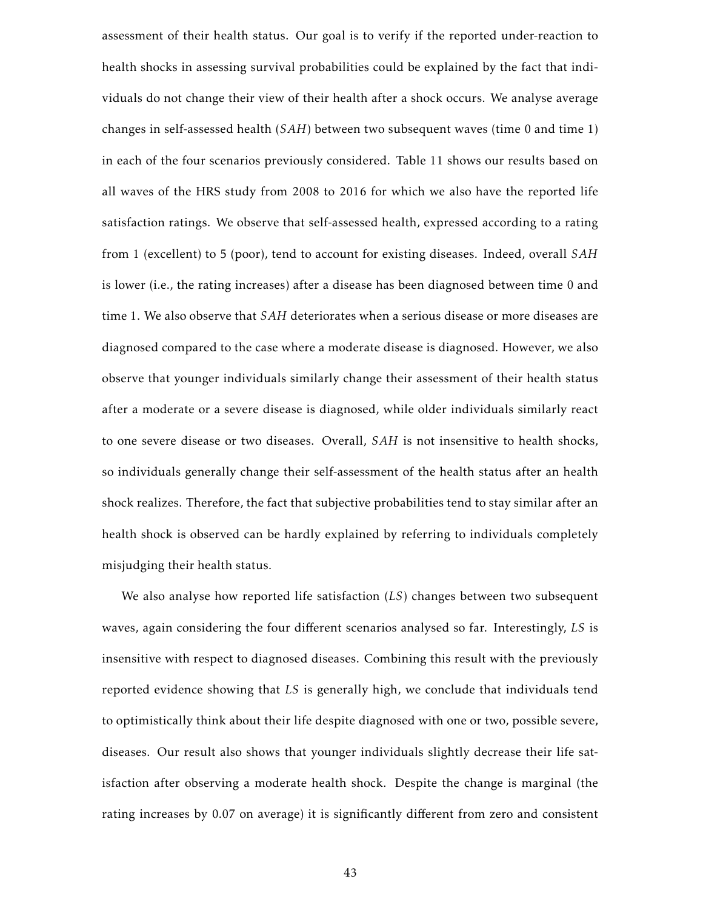assessment of their health status. Our goal is to verify if the reported under-reaction to health shocks in assessing survival probabilities could be explained by the fact that individuals do not change their view of their health after a shock occurs. We analyse average changes in self-assessed health (*SAH*) between two subsequent waves (time 0 and time 1) in each of the four scenarios previously considered. Table 11 shows our results based on all waves of the HRS study from 2008 to 2016 for which we also have the reported life satisfaction ratings. We observe that self-assessed health, expressed according to a rating from 1 (excellent) to 5 (poor), tend to account for existing diseases. Indeed, overall *SAH* is lower (i.e., the rating increases) after a disease has been diagnosed between time 0 and time 1. We also observe that *SAH* deteriorates when a serious disease or more diseases are diagnosed compared to the case where a moderate disease is diagnosed. However, we also observe that younger individuals similarly change their assessment of their health status after a moderate or a severe disease is diagnosed, while older individuals similarly react to one severe disease or two diseases. Overall, *SAH* is not insensitive to health shocks, so individuals generally change their self-assessment of the health status after an health shock realizes. Therefore, the fact that subjective probabilities tend to stay similar after an health shock is observed can be hardly explained by referring to individuals completely misjudging their health status.

We also analyse how reported life satisfaction (*LS*) changes between two subsequent waves, again considering the four different scenarios analysed so far. Interestingly, *LS* is insensitive with respect to diagnosed diseases. Combining this result with the previously reported evidence showing that *LS* is generally high, we conclude that individuals tend to optimistically think about their life despite diagnosed with one or two, possible severe, diseases. Our result also shows that younger individuals slightly decrease their life satisfaction after observing a moderate health shock. Despite the change is marginal (the rating increases by 0.07 on average) it is significantly different from zero and consistent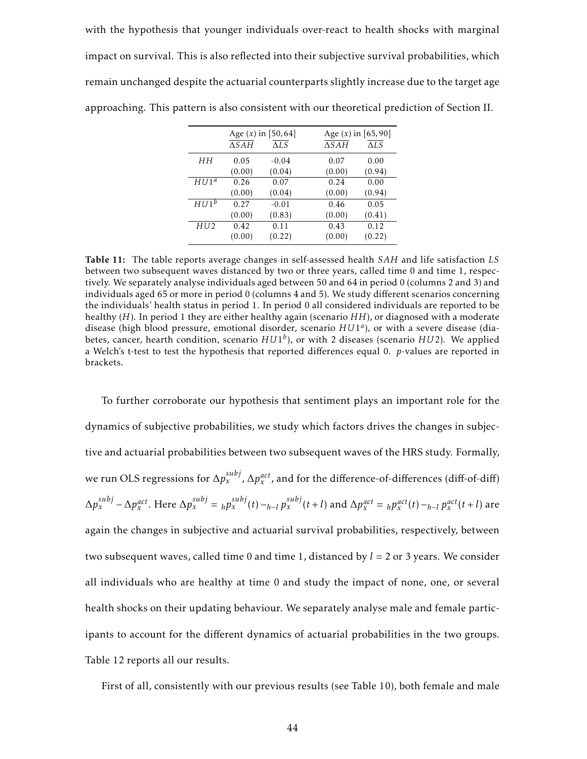with the hypothesis that younger individuals over-react to health shocks with marginal impact on survival. This is also reflected into their subjective survival probabilities, which remain unchanged despite the actuarial counterparts slightly increase due to the target age approaching. This pattern is also consistent with our theoretical prediction of Section II.

| | Age ($x$) in $[50, 64]$ | | Age ($x$) in $[65, 90]$ | |
|---|---|---|---|---|
| | $\overline{\Delta SAH}$ | $\overline{\Delta LS}$ | $\overline{\Delta SAH}$ | $\overline{\Delta LS}$ |
| $HH$ | 0.05 | -0.04 | 0.07 | 0.00 |
| | (0.00) | (0.04) | (0.00) | (0.94) |
| $HU1^a$ | 0.26 | 0.07 | 0.24 | 0.00 |
| | (0.00) | (0.04) | (0.00) | (0.94) |
| $HU1^b$ | 0.27 | -0.01 | 0.46 | 0.05 |
| | (0.00) | (0.83) | (0.00) | (0.41) |
| $HU2$ | 0.42 | 0.11 | 0.43 | 0.12 |
| | (0.00) | (0.22) | (0.00) | (0.22) |

**Table 11:** The table reports average changes in self-assessed health $SAH$ and life satisfaction $LS$ between two subsequent waves distanced by two or three years, called time 0 and time 1, respectively. We separately analyse individuals aged between 50 and 64 in period 0 (columns 2 and 3) and individuals aged 65 or more in period 0 (columns 4 and 5). We study different scenarios concerning the individuals' health status in period 1. In period 0 all considered individuals are reported to be healthy ($H$). In period 1 they are either healthy again (scenario $HH$), or diagnosed with a moderate disease (high blood pressure, emotional disorder, scenario $HU1^a$), or with a severe disease (diabetes, cancer, hearth condition, scenario $HU1^b$), or with 2 diseases (scenario $HU2$). We applied a Welch's t-test to test the hypothesis that reported differences equal 0. $p$-values are reported in brackets.

To further corroborate our hypothesis that sentiment plays an important role for the dynamics of subjective probabilities, we study which factors drives the changes in subjective and actuarial probabilities between two subsequent waves of the HRS study. Formally, we run OLS regressions for $\Delta p_x^{subj}$, $\Delta p_x^{act}$, and for the difference-of-differences (diff-of-diff) $\Delta p_x^{subj} - \Delta p_x^{act}$. Here $\Delta p_x^{subj} = {}_h p_x^{subj}(t) - {}_{h-l}\, p_x^{subj}(t+l)$ and $\Delta p_x^{act} = {}_h p_x^{act}(t) - {}_{h-l}\, p_x^{act}(t+l)$ are again the changes in subjective and actuarial survival probabilities, respectively, between two subsequent waves, called time 0 and time 1, distanced by $l = 2$ or 3 years. We consider all individuals who are healthy at time 0 and study the impact of none, one, or several health shocks on their updating behaviour. We separately analyse male and female participants to account for the different dynamics of actuarial probabilities in the two groups. Table 12 reports all our results.

First of all, consistently with our previous results (see Table 10), both female and male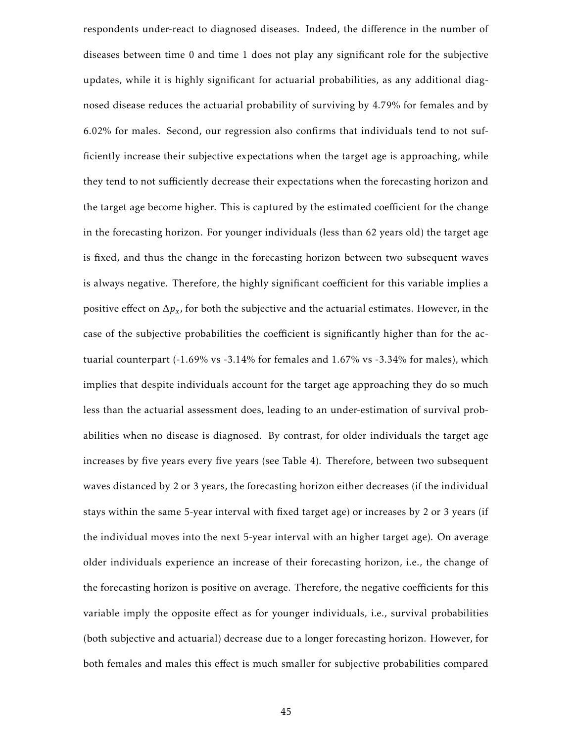respondents under-react to diagnosed diseases. Indeed, the difference in the number of diseases between time 0 and time 1 does not play any significant role for the subjective updates, while it is highly significant for actuarial probabilities, as any additional diagnosed disease reduces the actuarial probability of surviving by 4.79% for females and by 6.02% for males. Second, our regression also confirms that individuals tend to not sufficiently increase their subjective expectations when the target age is approaching, while they tend to not sufficiently decrease their expectations when the forecasting horizon and the target age become higher. This is captured by the estimated coefficient for the change in the forecasting horizon. For younger individuals (less than 62 years old) the target age is fixed, and thus the change in the forecasting horizon between two subsequent waves is always negative. Therefore, the highly significant coefficient for this variable implies a positive effect on $\Delta p_x$, for both the subjective and the actuarial estimates. However, in the case of the subjective probabilities the coefficient is significantly higher than for the actuarial counterpart (-1.69% vs -3.14% for females and 1.67% vs -3.34% for males), which implies that despite individuals account for the target age approaching they do so much less than the actuarial assessment does, leading to an under-estimation of survival probabilities when no disease is diagnosed. By contrast, for older individuals the target age increases by five years every five years (see Table 4). Therefore, between two subsequent waves distanced by 2 or 3 years, the forecasting horizon either decreases (if the individual stays within the same 5-year interval with fixed target age) or increases by 2 or 3 years (if the individual moves into the next 5-year interval with an higher target age). On average older individuals experience an increase of their forecasting horizon, i.e., the change of the forecasting horizon is positive on average. Therefore, the negative coefficients for this variable imply the opposite effect as for younger individuals, i.e., survival probabilities (both subjective and actuarial) decrease due to a longer forecasting horizon. However, for both females and males this effect is much smaller for subjective probabilities compared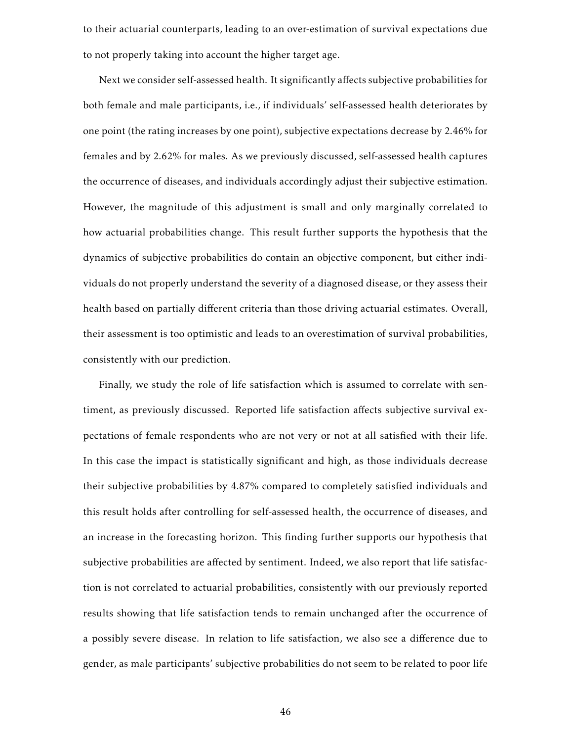to their actuarial counterparts, leading to an over-estimation of survival expectations due to not properly taking into account the higher target age.

Next we consider self-assessed health. It significantly affects subjective probabilities for both female and male participants, i.e., if individuals' self-assessed health deteriorates by one point (the rating increases by one point), subjective expectations decrease by 2.46% for females and by 2.62% for males. As we previously discussed, self-assessed health captures the occurrence of diseases, and individuals accordingly adjust their subjective estimation. However, the magnitude of this adjustment is small and only marginally correlated to how actuarial probabilities change. This result further supports the hypothesis that the dynamics of subjective probabilities do contain an objective component, but either individuals do not properly understand the severity of a diagnosed disease, or they assess their health based on partially different criteria than those driving actuarial estimates. Overall, their assessment is too optimistic and leads to an overestimation of survival probabilities, consistently with our prediction.

Finally, we study the role of life satisfaction which is assumed to correlate with sentiment, as previously discussed. Reported life satisfaction affects subjective survival expectations of female respondents who are not very or not at all satisfied with their life. In this case the impact is statistically significant and high, as those individuals decrease their subjective probabilities by 4.87% compared to completely satisfied individuals and this result holds after controlling for self-assessed health, the occurrence of diseases, and an increase in the forecasting horizon. This finding further supports our hypothesis that subjective probabilities are affected by sentiment. Indeed, we also report that life satisfaction is not correlated to actuarial probabilities, consistently with our previously reported results showing that life satisfaction tends to remain unchanged after the occurrence of a possibly severe disease. In relation to life satisfaction, we also see a difference due to gender, as male participants' subjective probabilities do not seem to be related to poor life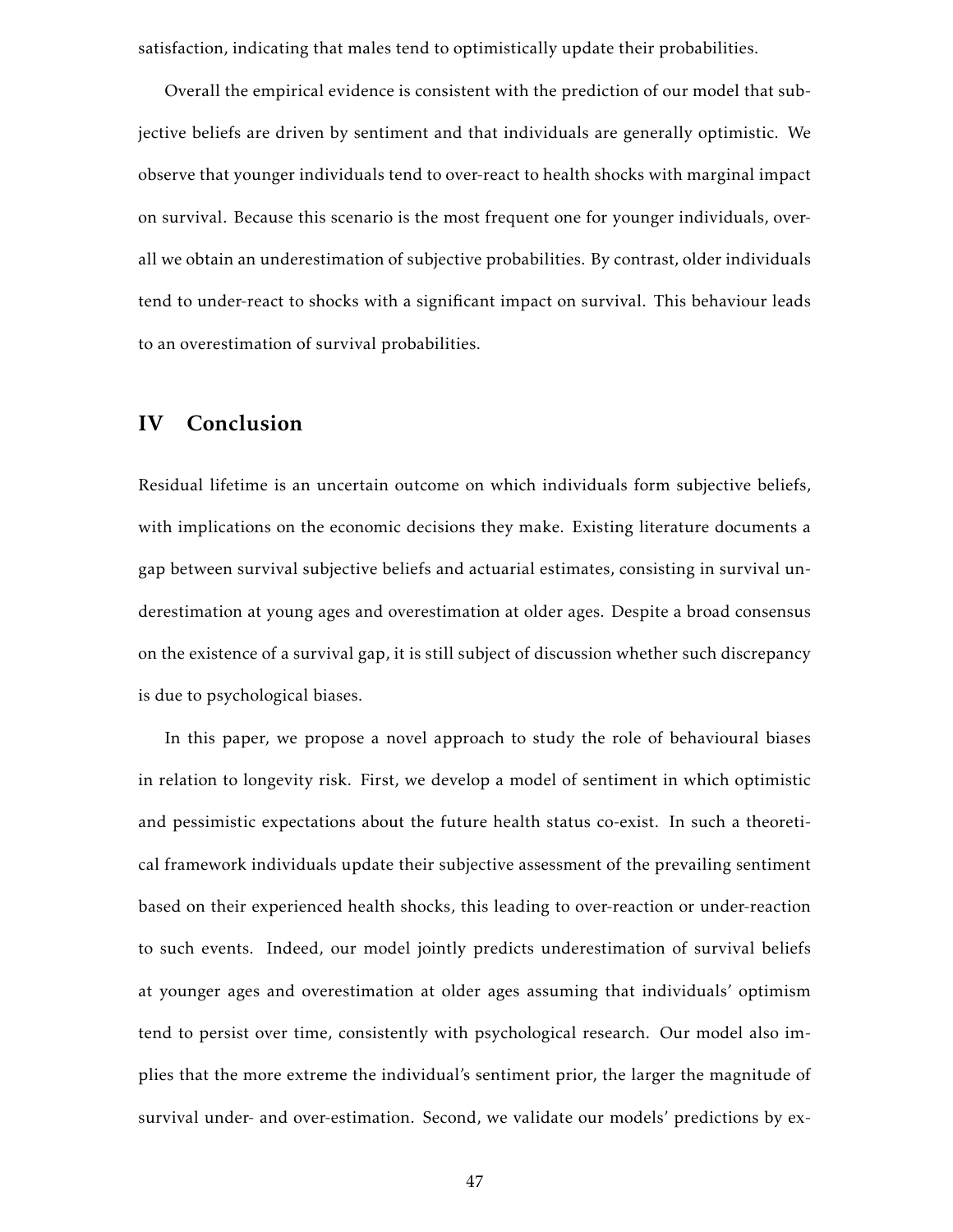satisfaction, indicating that males tend to optimistically update their probabilities.

Overall the empirical evidence is consistent with the prediction of our model that subjective beliefs are driven by sentiment and that individuals are generally optimistic. We observe that younger individuals tend to over-react to health shocks with marginal impact on survival. Because this scenario is the most frequent one for younger individuals, overall we obtain an underestimation of subjective probabilities. By contrast, older individuals tend to under-react to shocks with a significant impact on survival. This behaviour leads to an overestimation of survival probabilities.

## IV Conclusion

Residual lifetime is an uncertain outcome on which individuals form subjective beliefs, with implications on the economic decisions they make. Existing literature documents a gap between survival subjective beliefs and actuarial estimates, consisting in survival underestimation at young ages and overestimation at older ages. Despite a broad consensus on the existence of a survival gap, it is still subject of discussion whether such discrepancy is due to psychological biases.

In this paper, we propose a novel approach to study the role of behavioural biases in relation to longevity risk. First, we develop a model of sentiment in which optimistic and pessimistic expectations about the future health status co-exist. In such a theoretical framework individuals update their subjective assessment of the prevailing sentiment based on their experienced health shocks, this leading to over-reaction or under-reaction to such events. Indeed, our model jointly predicts underestimation of survival beliefs at younger ages and overestimation at older ages assuming that individuals' optimism tend to persist over time, consistently with psychological research. Our model also implies that the more extreme the individual's sentiment prior, the larger the magnitude of survival under- and over-estimation. Second, we validate our models' predictions by ex-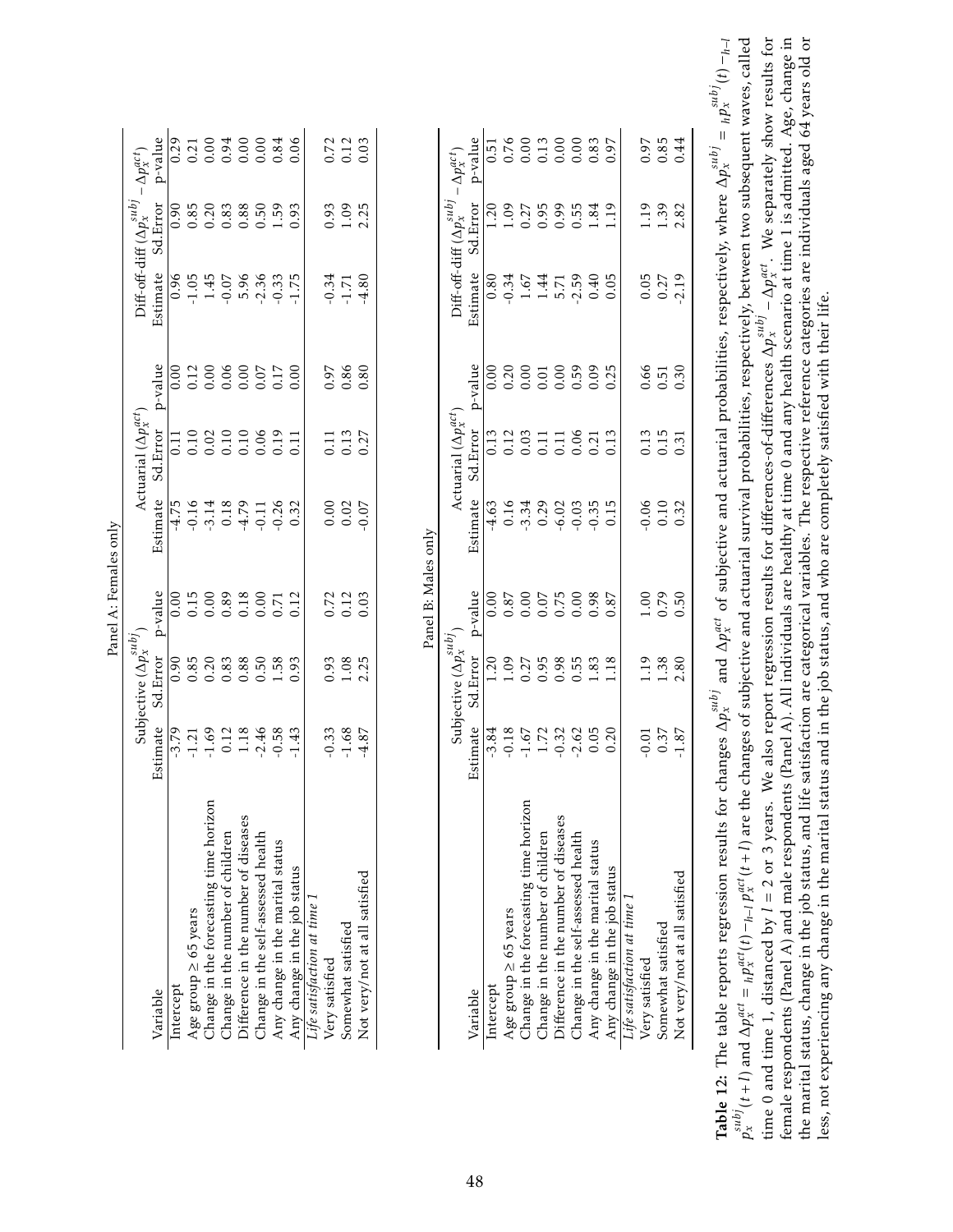Panel A: Females only

| Variable | Subjective ($\Delta p_x^{subj}$) | | | Actuarial ($\Delta p_x^{act}$) | | | Diff-off-diff ($\Delta p_x^{subj} - \Delta p_x^{act}$) | | |
|---|---|---|---|---|---|---|---|---|---|
| | Estimate | Sd.Error | p-value | Estimate | Sd.Error | p-value | Estimate | Sd.Error | p-value |
| Intercept | -3.79 | 0.90 | 0.00 | -4.75 | 0.11 | 0.00 | 0.96 | 0.90 | 0.29 |
| Age group ≥ 65 years | -1.21 | 0.85 | 0.15 | -0.16 | 0.10 | 0.12 | -1.05 | 0.85 | 0.21 |
| Change in the forecasting time horizon | -1.69 | 0.20 | 0.00 | -3.14 | 0.02 | 0.00 | 1.45 | 0.20 | 0.00 |
| Change in the number of children | 0.12 | 0.83 | 0.89 | 0.18 | 0.10 | 0.06 | -0.07 | 0.83 | 0.94 |
| Difference in the number of diseases | 1.18 | 0.88 | 0.18 | -4.79 | 0.10 | 0.00 | 5.96 | 0.88 | 0.00 |
| Change in the self-assessed health | -2.46 | 0.50 | 0.00 | -0.11 | 0.06 | 0.07 | -2.36 | 0.50 | 0.00 |
| Any change in the marital status | -0.58 | 1.58 | 0.71 | -0.26 | 0.19 | 0.17 | -0.33 | 1.59 | 0.84 |
| Any change in the job status | -1.43 | 0.93 | 0.12 | 0.32 | 0.11 | 0.00 | -1.75 | 0.93 | 0.06 |
| *Life satisfaction at time 1* | | | | | | | | | |
| Very satisfied | -0.33 | 0.93 | 0.72 | 0.00 | 0.11 | 0.97 | -0.34 | 0.93 | 0.72 |
| Somewhat satisfied | -1.68 | 1.08 | 0.12 | 0.02 | 0.13 | 0.86 | -1.71 | 1.09 | 0.12 |
| Not very/not at all satisfied | -4.87 | 2.25 | 0.03 | -0.07 | 0.27 | 0.80 | -4.80 | 2.25 | 0.03 |

Panel B: Males only

| Variable | Subjective ($\Delta p_x^{subj}$) | | | Actuarial ($\Delta p_x^{act}$) | | | Diff-off-diff ($\Delta p_x^{subj} - \Delta p_x^{act}$) | | |
|---|---|---|---|---|---|---|---|---|---|
| | Estimate | Sd.Error | p-value | Estimate | Sd.Error | p-value | Estimate | Sd.Error | p-value |
| Intercept | -3.84 | 1.20 | 0.00 | -4.63 | 0.13 | 0.00 | 0.80 | 1.20 | 0.51 |
| Age group ≥ 65 years | -0.18 | 1.09 | 0.87 | 0.16 | 0.12 | 0.20 | -0.34 | 1.09 | 0.76 |
| Change in the forecasting time horizon | -1.67 | 0.27 | 0.00 | -3.34 | 0.03 | 0.00 | 1.67 | 0.27 | 0.00 |
| Change in the number of children | 1.72 | 0.95 | 0.07 | 0.29 | 0.11 | 0.01 | 1.44 | 0.95 | 0.13 |
| Difference in the number of diseases | -0.32 | 0.98 | 0.75 | -6.02 | 0.11 | 0.00 | 5.71 | 0.99 | 0.00 |
| Change in the self-assessed health | -2.62 | 0.55 | 0.00 | -0.03 | 0.06 | 0.59 | -2.59 | 0.55 | 0.00 |
| Any change in the marital status | 0.05 | 1.83 | 0.98 | -0.35 | 0.21 | 0.09 | 0.40 | 1.84 | 0.83 |
| Any change in the job status | 0.20 | 1.18 | 0.87 | 0.15 | 0.13 | 0.25 | 0.05 | 1.19 | 0.97 |
| *Life satisfaction at time 1* | | | | | | | | | |
| Very satisfied | -0.01 | 1.19 | 1.00 | -0.06 | 0.13 | 0.66 | 0.05 | 1.19 | 0.97 |
| Somewhat satisfied | 0.37 | 1.38 | 0.79 | 0.10 | 0.15 | 0.51 | 0.27 | 1.39 | 0.85 |
| Not very/not at all satisfied | -1.87 | 2.80 | 0.50 | 0.32 | 0.31 | 0.30 | -2.19 | 2.82 | 0.44 |

**Table 12:** The table reports regression results for changes $\Delta p_x^{subj}$ and $\Delta p_x^{act}$ of subjective and actuarial probabilities, respectively, where $\Delta p_x^{subj} = {}_h p_x^{subj}(t) - {}_{h-l} p_x^{subj}(t+l)$ and $\Delta p_x^{act} = {}_h p_x^{act}(t) - {}_{h-l} p_x^{act}(t+l)$ are the changes of subjective and actuarial survival probabilities, respectively, between two subsequent waves, called time 0 and time 1, distanced by $l = 2$ or 3 years. We also report regression results for differences-of-differences $\Delta p_x^{subj} - \Delta p_x^{act}$. We separately show results for female respondents (Panel A) and male respondents (Panel B). All individuals are healthy at time 0 and any health scenario at time 1 is admitted. Age, change in the marital status, change in the job status, and life satisfaction are categorical variables. The respective reference categories are individuals aged 64 years old or less, not experiencing any change in the marital status and in the job status, and who are completely satisfied with their life.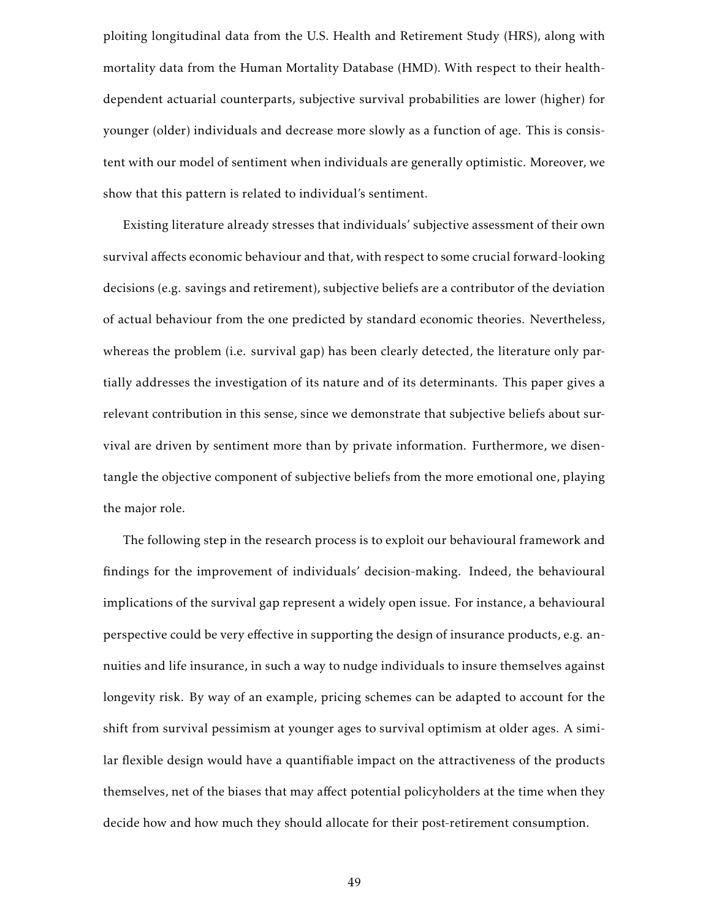ploiting longitudinal data from the U.S. Health and Retirement Study (HRS), along with mortality data from the Human Mortality Database (HMD). With respect to their health-dependent actuarial counterparts, subjective survival probabilities are lower (higher) for younger (older) individuals and decrease more slowly as a function of age. This is consistent with our model of sentiment when individuals are generally optimistic. Moreover, we show that this pattern is related to individual's sentiment.

Existing literature already stresses that individuals' subjective assessment of their own survival affects economic behaviour and that, with respect to some crucial forward-looking decisions (e.g. savings and retirement), subjective beliefs are a contributor of the deviation of actual behaviour from the one predicted by standard economic theories. Nevertheless, whereas the problem (i.e. survival gap) has been clearly detected, the literature only partially addresses the investigation of its nature and of its determinants. This paper gives a relevant contribution in this sense, since we demonstrate that subjective beliefs about survival are driven by sentiment more than by private information. Furthermore, we disentangle the objective component of subjective beliefs from the more emotional one, playing the major role.

The following step in the research process is to exploit our behavioural framework and findings for the improvement of individuals' decision-making. Indeed, the behavioural implications of the survival gap represent a widely open issue. For instance, a behavioural perspective could be very effective in supporting the design of insurance products, e.g. annuities and life insurance, in such a way to nudge individuals to insure themselves against longevity risk. By way of an example, pricing schemes can be adapted to account for the shift from survival pessimism at younger ages to survival optimism at older ages. A similar flexible design would have a quantifiable impact on the attractiveness of the products themselves, net of the biases that may affect potential policyholders at the time when they decide how and how much they should allocate for their post-retirement consumption.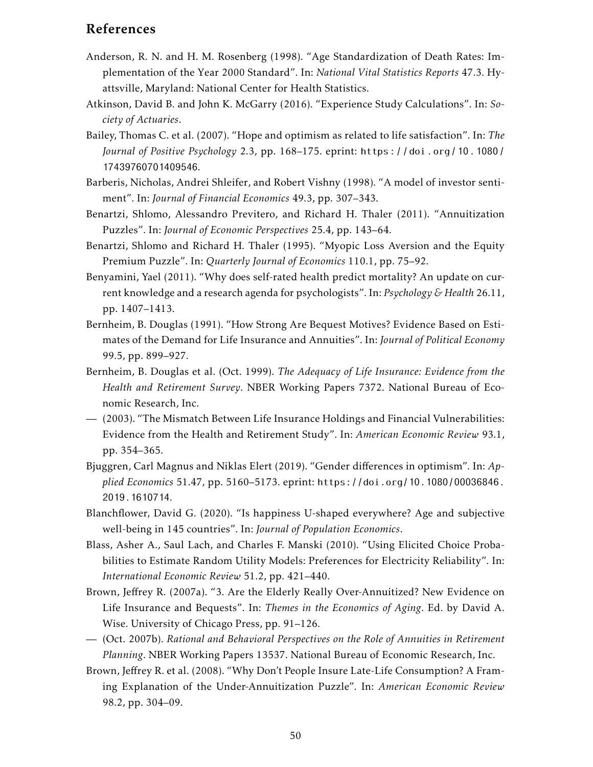## References

Anderson, R. N. and H. M. Rosenberg (1998). "Age Standardization of Death Rates: Implementation of the Year 2000 Standard". In: *National Vital Statistics Reports* 47.3. Hyattsville, Maryland: National Center for Health Statistics.

Atkinson, David B. and John K. McGarry (2016). "Experience Study Calculations". In: *Society of Actuaries*.

Bailey, Thomas C. et al. (2007). "Hope and optimism as related to life satisfaction". In: *The Journal of Positive Psychology* 2.3, pp. 168–175. eprint: https://doi.org/10.1080/17439760701409546.

Barberis, Nicholas, Andrei Shleifer, and Robert Vishny (1998). "A model of investor sentiment". In: *Journal of Financial Economics* 49.3, pp. 307–343.

Benartzi, Shlomo, Alessandro Previtero, and Richard H. Thaler (2011). "Annuitization Puzzles". In: *Journal of Economic Perspectives* 25.4, pp. 143–64.

Benartzi, Shlomo and Richard H. Thaler (1995). "Myopic Loss Aversion and the Equity Premium Puzzle". In: *Quarterly Journal of Economics* 110.1, pp. 75–92.

Benyamini, Yael (2011). "Why does self-rated health predict mortality? An update on current knowledge and a research agenda for psychologists". In: *Psychology & Health* 26.11, pp. 1407–1413.

Bernheim, B. Douglas (1991). "How Strong Are Bequest Motives? Evidence Based on Estimates of the Demand for Life Insurance and Annuities". In: *Journal of Political Economy* 99.5, pp. 899–927.

Bernheim, B. Douglas et al. (Oct. 1999). *The Adequacy of Life Insurance: Evidence from the Health and Retirement Survey*. NBER Working Papers 7372. National Bureau of Economic Research, Inc.

— (2003). "The Mismatch Between Life Insurance Holdings and Financial Vulnerabilities: Evidence from the Health and Retirement Study". In: *American Economic Review* 93.1, pp. 354–365.

Bjuggren, Carl Magnus and Niklas Elert (2019). "Gender differences in optimism". In: *Applied Economics* 51.47, pp. 5160–5173. eprint: https://doi.org/10.1080/00036846.2019.1610714.

Blanchflower, David G. (2020). "Is happiness U-shaped everywhere? Age and subjective well-being in 145 countries". In: *Journal of Population Economics*.

Blass, Asher A., Saul Lach, and Charles F. Manski (2010). "Using Elicited Choice Probabilities to Estimate Random Utility Models: Preferences for Electricity Reliability". In: *International Economic Review* 51.2, pp. 421–440.

Brown, Jeffrey R. (2007a). "3. Are the Elderly Really Over-Annuitized? New Evidence on Life Insurance and Bequests". In: *Themes in the Economics of Aging*. Ed. by David A. Wise. University of Chicago Press, pp. 91–126.

— (Oct. 2007b). *Rational and Behavioral Perspectives on the Role of Annuities in Retirement Planning*. NBER Working Papers 13537. National Bureau of Economic Research, Inc.

Brown, Jeffrey R. et al. (2008). "Why Don't People Insure Late-Life Consumption? A Framing Explanation of the Under-Annuitization Puzzle". In: *American Economic Review* 98.2, pp. 304–09.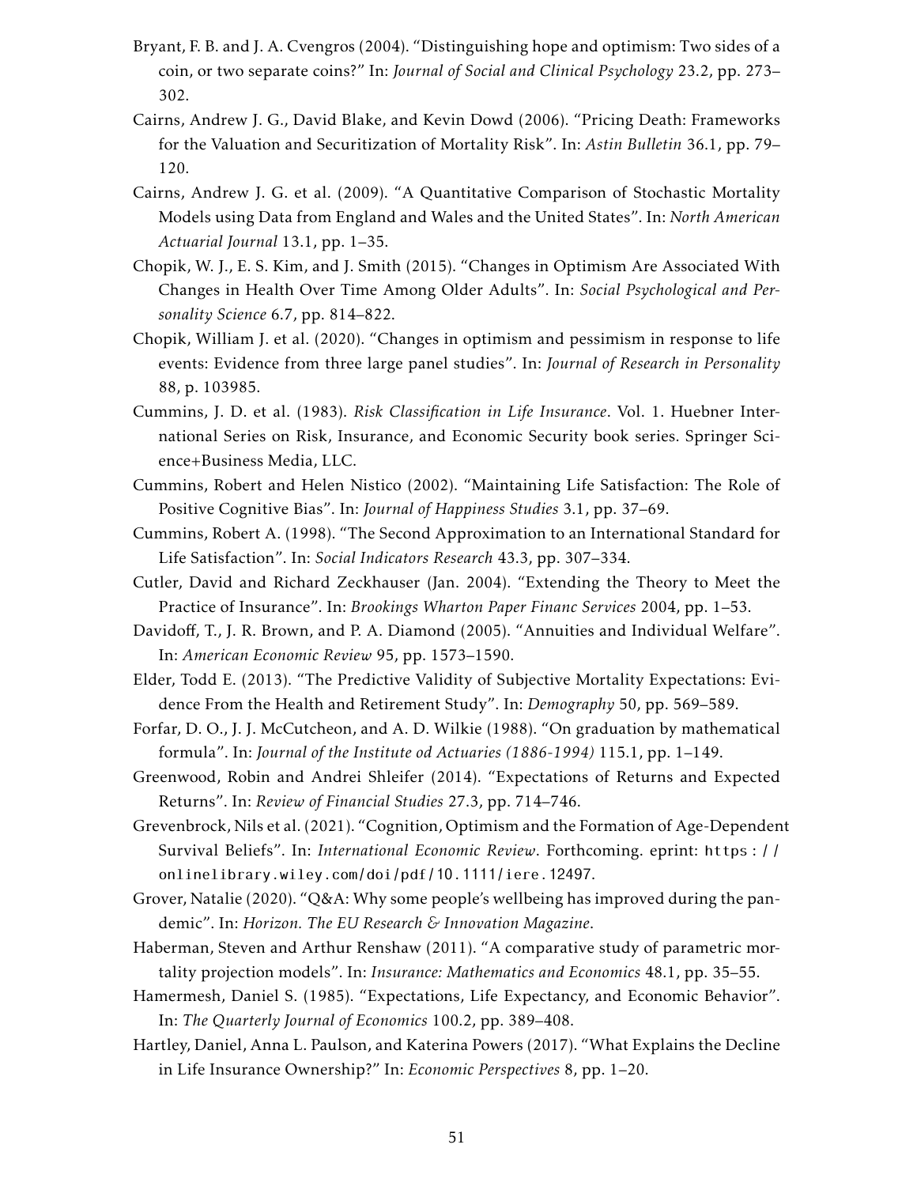Bryant, F. B. and J. A. Cvengros (2004). "Distinguishing hope and optimism: Two sides of a coin, or two separate coins?" In: *Journal of Social and Clinical Psychology* 23.2, pp. 273–302.

Cairns, Andrew J. G., David Blake, and Kevin Dowd (2006). "Pricing Death: Frameworks for the Valuation and Securitization of Mortality Risk". In: *Astin Bulletin* 36.1, pp. 79–120.

Cairns, Andrew J. G. et al. (2009). "A Quantitative Comparison of Stochastic Mortality Models using Data from England and Wales and the United States". In: *North American Actuarial Journal* 13.1, pp. 1–35.

Chopik, W. J., E. S. Kim, and J. Smith (2015). "Changes in Optimism Are Associated With Changes in Health Over Time Among Older Adults". In: *Social Psychological and Personality Science* 6.7, pp. 814–822.

Chopik, William J. et al. (2020). "Changes in optimism and pessimism in response to life events: Evidence from three large panel studies". In: *Journal of Research in Personality* 88, p. 103985.

Cummins, J. D. et al. (1983). *Risk Classification in Life Insurance*. Vol. 1. Huebner International Series on Risk, Insurance, and Economic Security book series. Springer Science+Business Media, LLC.

Cummins, Robert and Helen Nistico (2002). "Maintaining Life Satisfaction: The Role of Positive Cognitive Bias". In: *Journal of Happiness Studies* 3.1, pp. 37–69.

Cummins, Robert A. (1998). "The Second Approximation to an International Standard for Life Satisfaction". In: *Social Indicators Research* 43.3, pp. 307–334.

Cutler, David and Richard Zeckhauser (Jan. 2004). "Extending the Theory to Meet the Practice of Insurance". In: *Brookings Wharton Paper Financ Services* 2004, pp. 1–53.

Davidoff, T., J. R. Brown, and P. A. Diamond (2005). "Annuities and Individual Welfare". In: *American Economic Review* 95, pp. 1573–1590.

Elder, Todd E. (2013). "The Predictive Validity of Subjective Mortality Expectations: Evidence From the Health and Retirement Study". In: *Demography* 50, pp. 569–589.

Forfar, D. O., J. J. McCutcheon, and A. D. Wilkie (1988). "On graduation by mathematical formula". In: *Journal of the Institute od Actuaries (1886-1994)* 115.1, pp. 1–149.

Greenwood, Robin and Andrei Shleifer (2014). "Expectations of Returns and Expected Returns". In: *Review of Financial Studies* 27.3, pp. 714–746.

Grevenbrock, Nils et al. (2021). "Cognition, Optimism and the Formation of Age-Dependent Survival Beliefs". In: *International Economic Review*. Forthcoming. eprint: https://onlinelibrary.wiley.com/doi/pdf/10.1111/iere.12497.

Grover, Natalie (2020). "Q&A: Why some people's wellbeing has improved during the pandemic". In: *Horizon. The EU Research & Innovation Magazine*.

Haberman, Steven and Arthur Renshaw (2011). "A comparative study of parametric mortality projection models". In: *Insurance: Mathematics and Economics* 48.1, pp. 35–55.

Hamermesh, Daniel S. (1985). "Expectations, Life Expectancy, and Economic Behavior". In: *The Quarterly Journal of Economics* 100.2, pp. 389–408.

Hartley, Daniel, Anna L. Paulson, and Katerina Powers (2017). "What Explains the Decline in Life Insurance Ownership?" In: *Economic Perspectives* 8, pp. 1–20.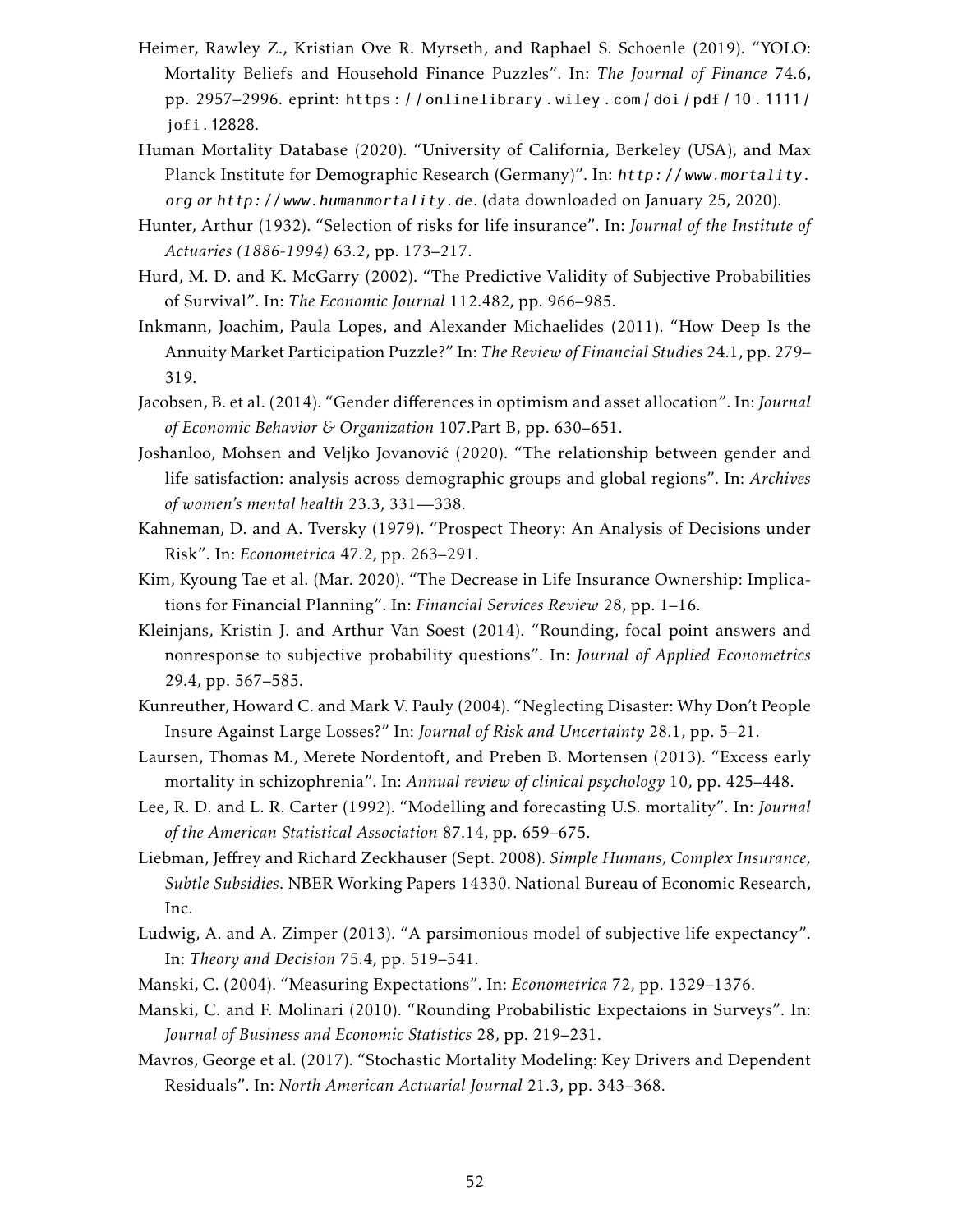Heimer, Rawley Z., Kristian Ove R. Myrseth, and Raphael S. Schoenle (2019). "YOLO: Mortality Beliefs and Household Finance Puzzles". In: *The Journal of Finance* 74.6, pp. 2957–2996. eprint: https://onlinelibrary.wiley.com/doi/pdf/10.1111/jofi.12828.

Human Mortality Database (2020). "University of California, Berkeley (USA), and Max Planck Institute for Demographic Research (Germany)". In: *http://www.mortality.org or http://www.humanmortality.de*. (data downloaded on January 25, 2020).

Hunter, Arthur (1932). "Selection of risks for life insurance". In: *Journal of the Institute of Actuaries (1886-1994)* 63.2, pp. 173–217.

Hurd, M. D. and K. McGarry (2002). "The Predictive Validity of Subjective Probabilities of Survival". In: *The Economic Journal* 112.482, pp. 966–985.

Inkmann, Joachim, Paula Lopes, and Alexander Michaelides (2011). "How Deep Is the Annuity Market Participation Puzzle?" In: *The Review of Financial Studies* 24.1, pp. 279–319.

Jacobsen, B. et al. (2014). "Gender differences in optimism and asset allocation". In: *Journal of Economic Behavior & Organization* 107.Part B, pp. 630–651.

Joshanloo, Mohsen and Veljko Jovanović (2020). "The relationship between gender and life satisfaction: analysis across demographic groups and global regions". In: *Archives of women's mental health* 23.3, 331—338.

Kahneman, D. and A. Tversky (1979). "Prospect Theory: An Analysis of Decisions under Risk". In: *Econometrica* 47.2, pp. 263–291.

Kim, Kyoung Tae et al. (Mar. 2020). "The Decrease in Life Insurance Ownership: Implications for Financial Planning". In: *Financial Services Review* 28, pp. 1–16.

Kleinjans, Kristin J. and Arthur Van Soest (2014). "Rounding, focal point answers and nonresponse to subjective probability questions". In: *Journal of Applied Econometrics* 29.4, pp. 567–585.

Kunreuther, Howard C. and Mark V. Pauly (2004). "Neglecting Disaster: Why Don't People Insure Against Large Losses?" In: *Journal of Risk and Uncertainty* 28.1, pp. 5–21.

Laursen, Thomas M., Merete Nordentoft, and Preben B. Mortensen (2013). "Excess early mortality in schizophrenia". In: *Annual review of clinical psychology* 10, pp. 425–448.

Lee, R. D. and L. R. Carter (1992). "Modelling and forecasting U.S. mortality". In: *Journal of the American Statistical Association* 87.14, pp. 659–675.

Liebman, Jeffrey and Richard Zeckhauser (Sept. 2008). *Simple Humans, Complex Insurance, Subtle Subsidies*. NBER Working Papers 14330. National Bureau of Economic Research, Inc.

Ludwig, A. and A. Zimper (2013). "A parsimonious model of subjective life expectancy". In: *Theory and Decision* 75.4, pp. 519–541.

Manski, C. (2004). "Measuring Expectations". In: *Econometrica* 72, pp. 1329–1376.

Manski, C. and F. Molinari (2010). "Rounding Probabilistic Expectaions in Surveys". In: *Journal of Business and Economic Statistics* 28, pp. 219–231.

Mavros, George et al. (2017). "Stochastic Mortality Modeling: Key Drivers and Dependent Residuals". In: *North American Actuarial Journal* 21.3, pp. 343–368.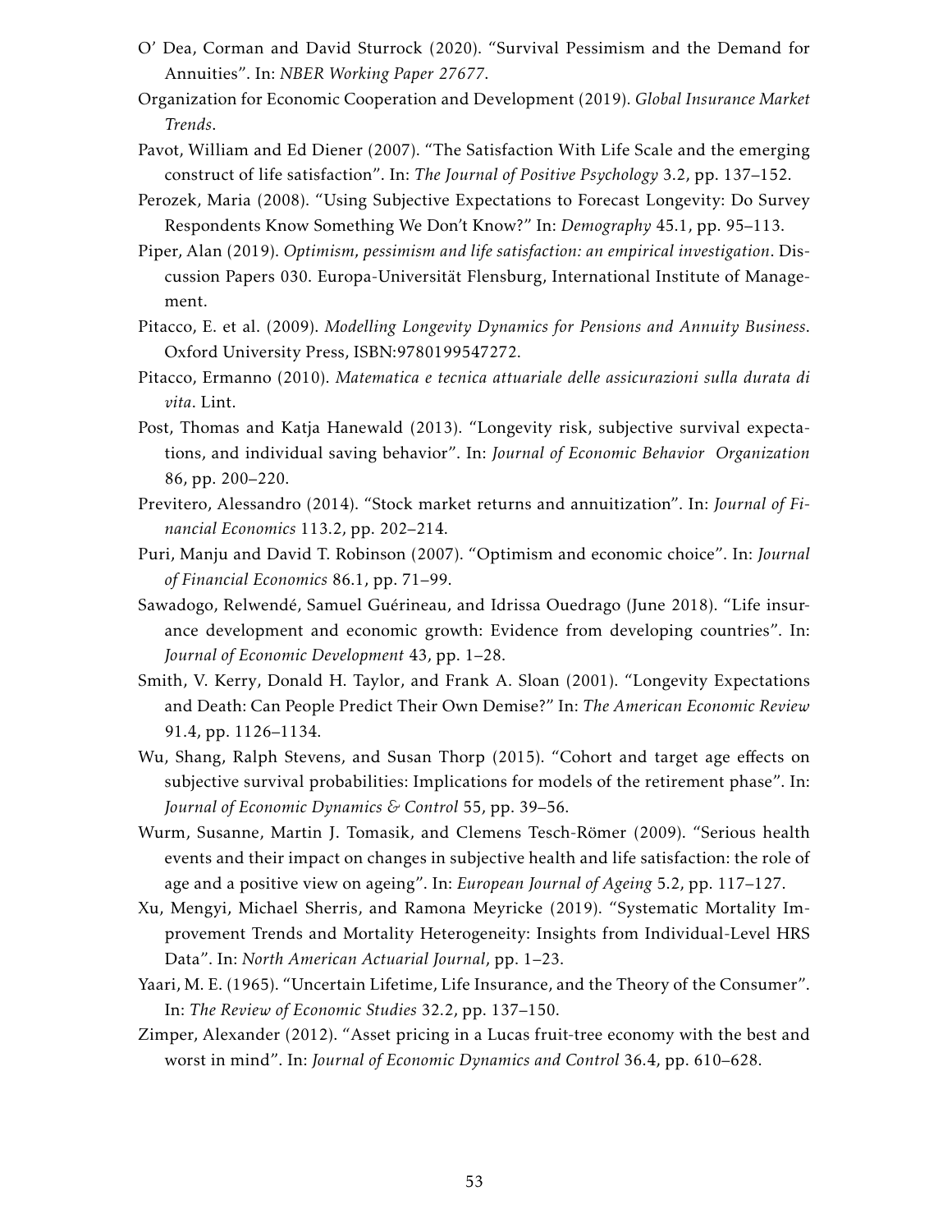O' Dea, Corman and David Sturrock (2020). "Survival Pessimism and the Demand for Annuities". In: *NBER Working Paper 27677*.

Organization for Economic Cooperation and Development (2019). *Global Insurance Market Trends*.

Pavot, William and Ed Diener (2007). "The Satisfaction With Life Scale and the emerging construct of life satisfaction". In: *The Journal of Positive Psychology* 3.2, pp. 137–152.

Perozek, Maria (2008). "Using Subjective Expectations to Forecast Longevity: Do Survey Respondents Know Something We Don't Know?" In: *Demography* 45.1, pp. 95–113.

Piper, Alan (2019). *Optimism, pessimism and life satisfaction: an empirical investigation*. Discussion Papers 030. Europa-Universität Flensburg, International Institute of Management.

Pitacco, E. et al. (2009). *Modelling Longevity Dynamics for Pensions and Annuity Business*. Oxford University Press, ISBN:9780199547272.

Pitacco, Ermanno (2010). *Matematica e tecnica attuariale delle assicurazioni sulla durata di vita*. Lint.

Post, Thomas and Katja Hanewald (2013). "Longevity risk, subjective survival expectations, and individual saving behavior". In: *Journal of Economic Behavior Organization* 86, pp. 200–220.

Previtero, Alessandro (2014). "Stock market returns and annuitization". In: *Journal of Financial Economics* 113.2, pp. 202–214.

Puri, Manju and David T. Robinson (2007). "Optimism and economic choice". In: *Journal of Financial Economics* 86.1, pp. 71–99.

Sawadogo, Relwendé, Samuel Guérineau, and Idrissa Ouedrago (June 2018). "Life insurance development and economic growth: Evidence from developing countries". In: *Journal of Economic Development* 43, pp. 1–28.

Smith, V. Kerry, Donald H. Taylor, and Frank A. Sloan (2001). "Longevity Expectations and Death: Can People Predict Their Own Demise?" In: *The American Economic Review* 91.4, pp. 1126–1134.

Wu, Shang, Ralph Stevens, and Susan Thorp (2015). "Cohort and target age effects on subjective survival probabilities: Implications for models of the retirement phase". In: *Journal of Economic Dynamics & Control* 55, pp. 39–56.

Wurm, Susanne, Martin J. Tomasik, and Clemens Tesch-Römer (2009). "Serious health events and their impact on changes in subjective health and life satisfaction: the role of age and a positive view on ageing". In: *European Journal of Ageing* 5.2, pp. 117–127.

Xu, Mengyi, Michael Sherris, and Ramona Meyricke (2019). "Systematic Mortality Improvement Trends and Mortality Heterogeneity: Insights from Individual-Level HRS Data". In: *North American Actuarial Journal*, pp. 1–23.

Yaari, M. E. (1965). "Uncertain Lifetime, Life Insurance, and the Theory of the Consumer". In: *The Review of Economic Studies* 32.2, pp. 137–150.

Zimper, Alexander (2012). "Asset pricing in a Lucas fruit-tree economy with the best and worst in mind". In: *Journal of Economic Dynamics and Control* 36.4, pp. 610–628.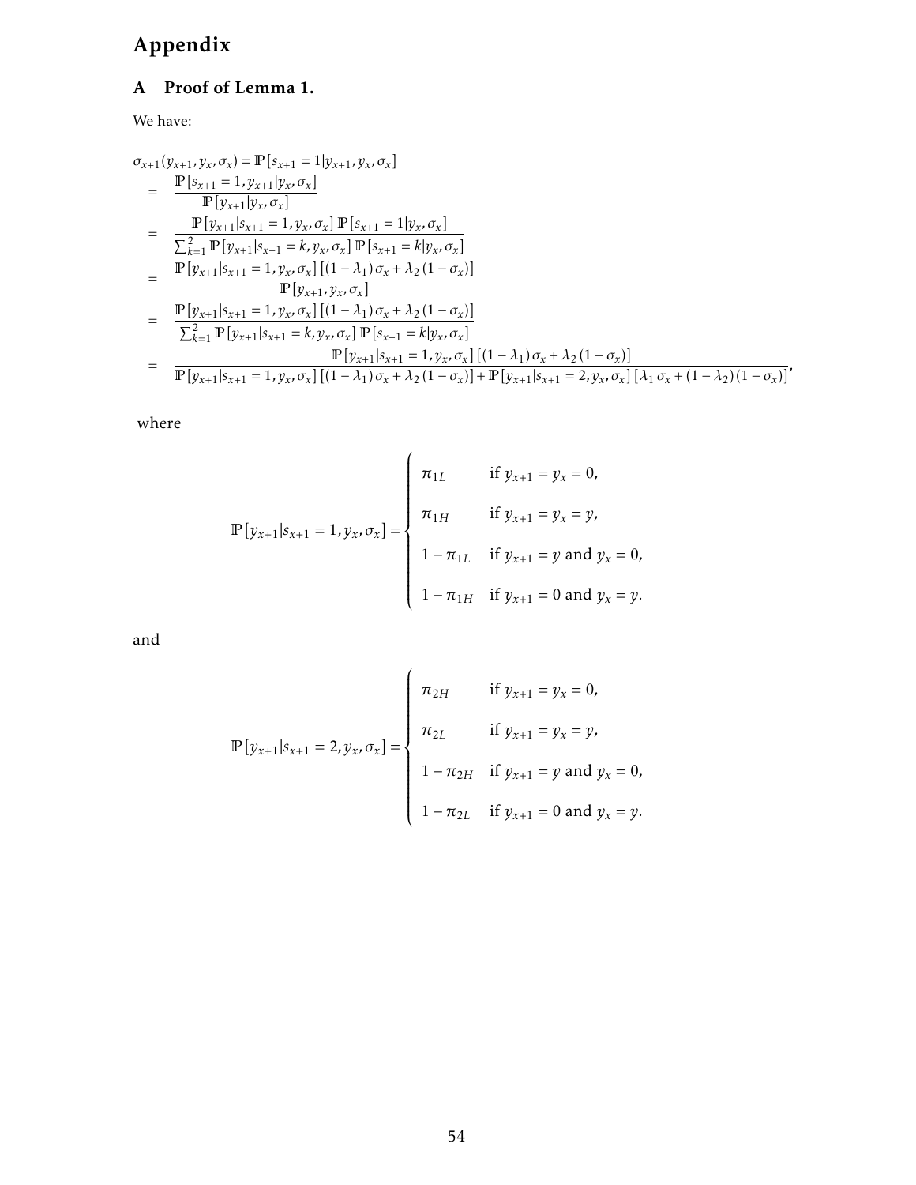# Appendix

## A Proof of Lemma 1.

We have:

$$
\begin{aligned}
\sigma_{x+1}(y_{x+1}, y_x, \sigma_x) &= \mathbb{P}[s_{x+1} = 1 | y_{x+1}, y_x, \sigma_x] \\
&= \frac{\mathbb{P}[s_{x+1} = 1, y_{x+1} | y_x, \sigma_x]}{\mathbb{P}[y_{x+1} | y_x, \sigma_x]} \\
&= \frac{\mathbb{P}[y_{x+1} | s_{x+1} = 1, y_x, \sigma_x]\, \mathbb{P}[s_{x+1} = 1 | y_x, \sigma_x]}{\sum_{k=1}^{2} \mathbb{P}[y_{x+1} | s_{x+1} = k, y_x, \sigma_x]\, \mathbb{P}[s_{x+1} = k | y_x, \sigma_x]} \\
&= \frac{\mathbb{P}[y_{x+1} | s_{x+1} = 1, y_x, \sigma_x]\, [(1-\lambda_1)\,\sigma_x + \lambda_2\,(1-\sigma_x)]}{\mathbb{P}[y_{x+1}, y_x, \sigma_x]} \\
&= \frac{\mathbb{P}[y_{x+1} | s_{x+1} = 1, y_x, \sigma_x]\, [(1-\lambda_1)\,\sigma_x + \lambda_2\,(1-\sigma_x)]}{\sum_{k=1}^{2} \mathbb{P}[y_{x+1} | s_{x+1} = k, y_x, \sigma_x]\, \mathbb{P}[s_{x+1} = k | y_x, \sigma_x]} \\
&= \frac{\mathbb{P}[y_{x+1} | s_{x+1} = 1, y_x, \sigma_x]\, [(1-\lambda_1)\,\sigma_x + \lambda_2\,(1-\sigma_x)]}{\mathbb{P}[y_{x+1} | s_{x+1} = 1, y_x, \sigma_x]\, [(1-\lambda_1)\,\sigma_x + \lambda_2\,(1-\sigma_x)] + \mathbb{P}[y_{x+1} | s_{x+1} = 2, y_x, \sigma_x]\, [\lambda_1\,\sigma_x + (1-\lambda_2)\,(1-\sigma_x)]},
\end{aligned}
$$

where

$$
\mathbb{P}[y_{x+1} | s_{x+1} = 1, y_x, \sigma_x] = \begin{cases}
\pi_{1L} & \text{if } y_{x+1} = y_x = 0, \\
\pi_{1H} & \text{if } y_{x+1} = y_x = y, \\
1 - \pi_{1L} & \text{if } y_{x+1} = y \text{ and } y_x = 0, \\
1 - \pi_{1H} & \text{if } y_{x+1} = 0 \text{ and } y_x = y.
\end{cases}
$$

and

$$
\mathbb{P}[y_{x+1} | s_{x+1} = 2, y_x, \sigma_x] = \begin{cases}
\pi_{2H} & \text{if } y_{x+1} = y_x = 0, \\
\pi_{2L} & \text{if } y_{x+1} = y_x = y, \\
1 - \pi_{2H} & \text{if } y_{x+1} = y \text{ and } y_x = 0, \\
1 - \pi_{2L} & \text{if } y_{x+1} = 0 \text{ and } y_x = y.
\end{cases}
$$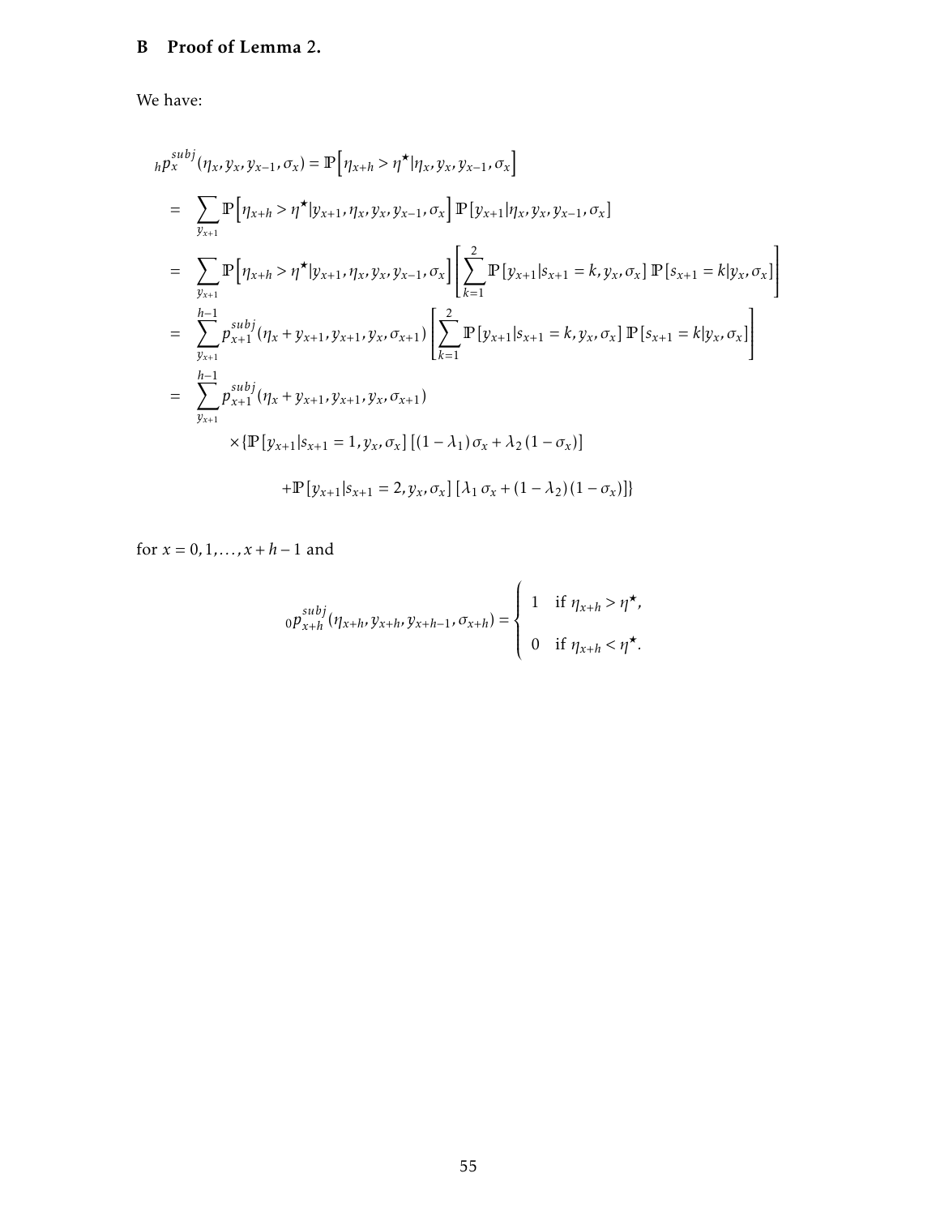## B Proof of Lemma 2.

We have:

$$
\begin{aligned}
{}_h p_x^{subj}(\eta_x, y_x, y_{x-1}, \sigma_x) &= \mathbb{P}\left[\eta_{x+h} > \eta^\star | \eta_x, y_x, y_{x-1}, \sigma_x\right] \\
&= \sum_{y_{x+1}} \mathbb{P}\left[\eta_{x+h} > \eta^\star | y_{x+1}, \eta_x, y_x, y_{x-1}, \sigma_x\right] \mathbb{P}\left[y_{x+1} | \eta_x, y_x, y_{x-1}, \sigma_x\right] \\
&= \sum_{y_{x+1}} \mathbb{P}\left[\eta_{x+h} > \eta^\star | y_{x+1}, \eta_x, y_x, y_{x-1}, \sigma_x\right] \left[\sum_{k=1}^{2} \mathbb{P}\left[y_{x+1} | s_{x+1} = k, y_x, \sigma_x\right] \mathbb{P}\left[s_{x+1} = k | y_x, \sigma_x\right]\right] \\
&= \sum_{y_{x+1}} {}_{h-1} p_{x+1}^{subj}(\eta_x + y_{x+1}, y_{x+1}, y_x, \sigma_{x+1}) \left[\sum_{k=1}^{2} \mathbb{P}\left[y_{x+1} | s_{x+1} = k, y_x, \sigma_x\right] \mathbb{P}\left[s_{x+1} = k | y_x, \sigma_x\right]\right] \\
&= \sum_{y_{x+1}} {}_{h-1} p_{x+1}^{subj}(\eta_x + y_{x+1}, y_{x+1}, y_x, \sigma_{x+1}) \\
&\qquad \times \{\mathbb{P}\left[y_{x+1} | s_{x+1} = 1, y_x, \sigma_x\right] \left[(1 - \lambda_1)\, \sigma_x + \lambda_2 (1 - \sigma_x)\right] \\
&\qquad\qquad + \mathbb{P}\left[y_{x+1} | s_{x+1} = 2, y_x, \sigma_x\right] \left[\lambda_1\, \sigma_x + (1 - \lambda_2)(1 - \sigma_x)\right]\}
\end{aligned}
$$

for $x = 0, 1, \ldots, x + h - 1$ and

$$
{}_0 p_{x+h}^{subj}(\eta_{x+h}, y_{x+h}, y_{x+h-1}, \sigma_{x+h}) = \begin{cases} 1 & \text{if } \eta_{x+h} > \eta^\star, \\ 0 & \text{if } \eta_{x+h} < \eta^\star. \end{cases}
$$